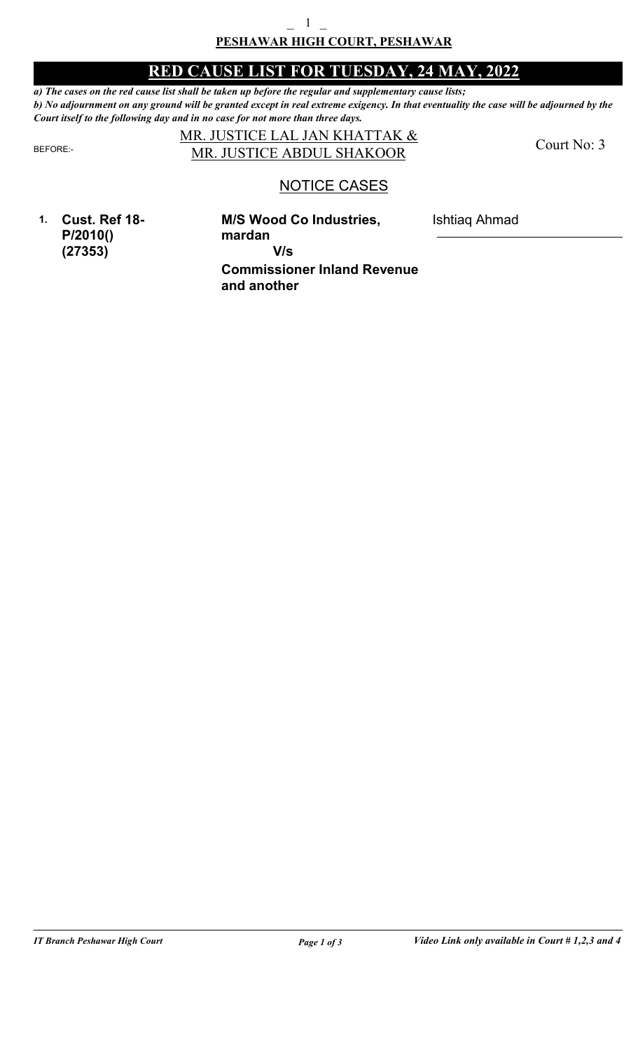**PESHAWAR HIGH COURT, PESHAWAR**

# RED CAUSE LIST FOR TUESDAY, 24 MAY, 2022

***a) The cases on the red cause list shall be taken up before the regular and supplementary cause lists;***
***b) No adjournment on any ground will be granted except in real extreme exigency. In that eventuality the case will be adjourned by the Court itself to the following day and in no case for not more than three days.***

BEFORE:- MR. JUSTICE LAL JAN KHATTAK & MR. JUSTICE ABDUL SHAKOOR — Court No: 3

## NOTICE CASES

| | | | |
|---|---|---|---|
| **1.** | **Cust. Ref 18-P/2010() (27353)** | **M/S Wood Co Industries, mardan**<br>**V/s**<br>**Commissioner Inland Revenue and another** | Ishtiaq Ahmad |

*IT Branch Peshawar High Court* — *Video Link only available in Court # 1,2,3 and 4*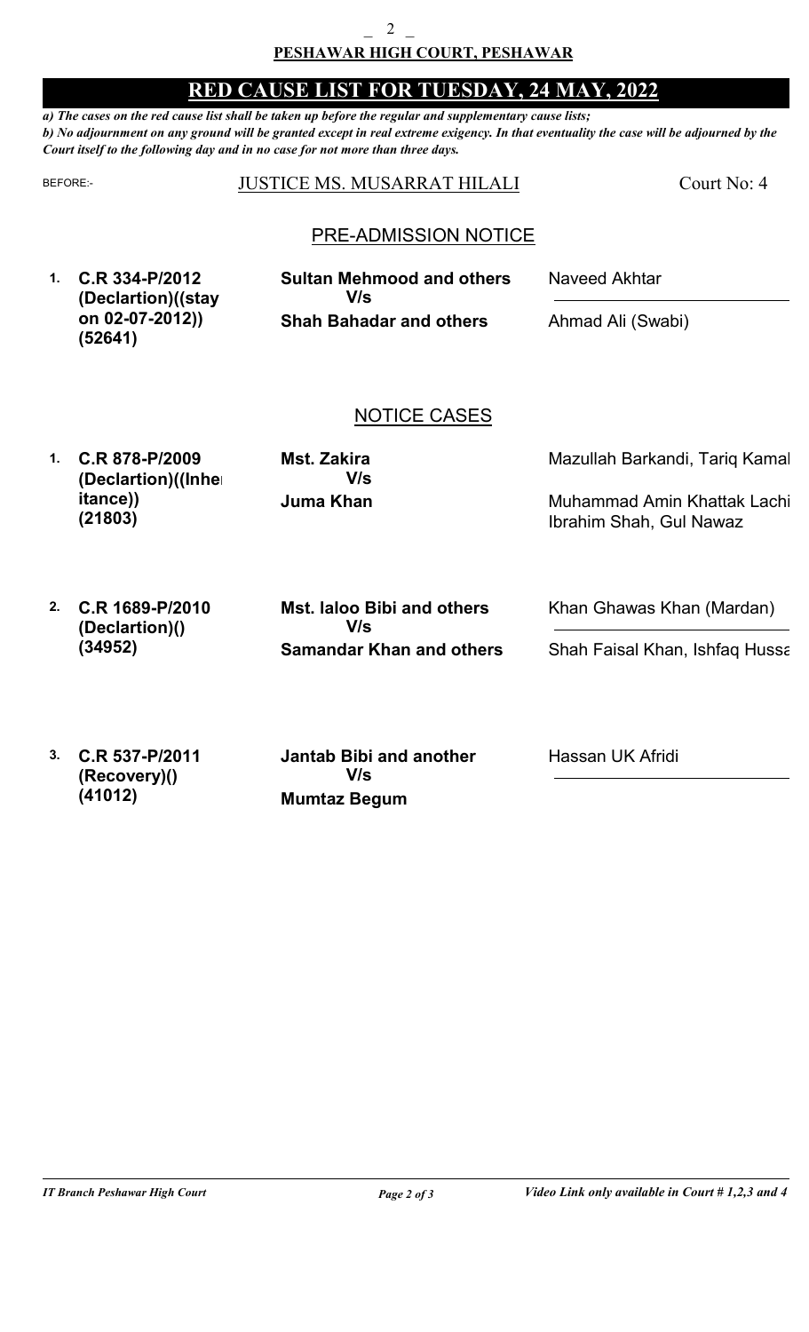**PESHAWAR HIGH COURT, PESHAWAR**

# RED CAUSE LIST FOR TUESDAY, 24 MAY, 2022

***a) The cases on the red cause list shall be taken up before the regular and supplementary cause lists;***
***b) No adjournment on any ground will be granted except in real extreme exigency. In that eventuality the case will be adjourned by the Court itself to the following day and in no case for not more than three days.***

BEFORE:- JUSTICE MS. MUSARRAT HILALI — Court No: 4

## PRE-ADMISSION NOTICE

| No. | Case | Parties | Advocates |
|---|---|---|---|
| 1. | **C.R 334-P/2012 (Declartion)((stay on 02-07-2012)) (52641)** | **Sultan Mehmood and others** V/s **Shah Bahadar and others** | Naveed Akhtar / Ahmad Ali (Swabi) |

## NOTICE CASES

| No. | Case | Parties | Advocates |
|---|---|---|---|
| 1. | **C.R 878-P/2009 (Declartion)((Inheritance)) (21803)** | **Mst. Zakira** V/s **Juma Khan** | Mazullah Barkandi, Tariq Kamal / Muhammad Amin Khattak Lachi Ibrahim Shah, Gul Nawaz |
| 2. | **C.R 1689-P/2010 (Declartion)() (34952)** | **Mst. laloo Bibi and others** V/s **Samandar Khan and others** | Khan Ghawas Khan (Mardan) / Shah Faisal Khan, Ishfaq Hussa |
| 3. | **C.R 537-P/2011 (Recovery)() (41012)** | **Jantab Bibi and another** V/s **Mumtaz Begum** | Hassan UK Afridi |

*IT Branch Peshawar High Court* — *Video Link only available in Court # 1,2,3 and 4*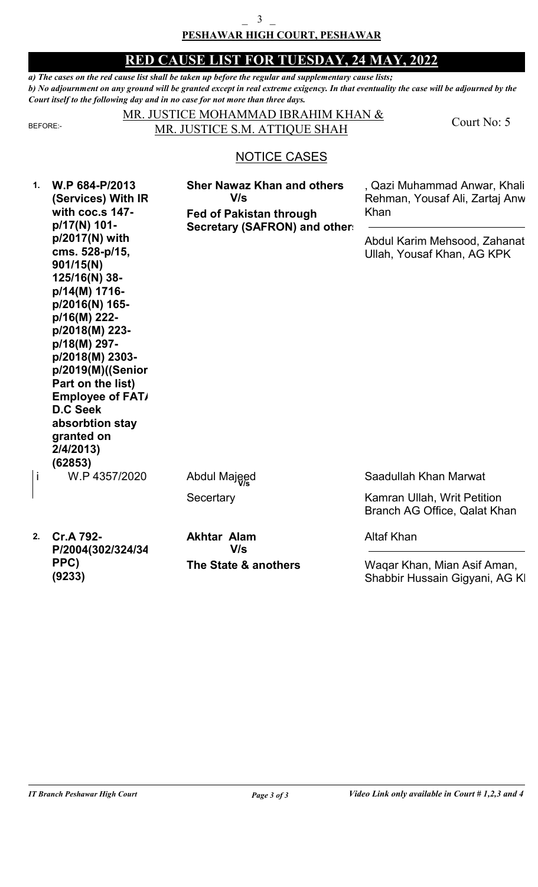## PESHAWAR HIGH COURT, PESHAWAR

## RED CAUSE LIST FOR TUESDAY, 24 MAY, 2022

*a) The cases on the red cause list shall be taken up before the regular and supplementary cause lists;*
*b) No adjournment on any ground will be granted except in real extreme exigency. In that eventuality the case will be adjourned by the Court itself to the following day and in no case for not more than three days.*

BEFORE:- MR. JUSTICE MOHAMMAD IBRAHIM KHAN & MR. JUSTICE S.M. ATTIQUE SHAH — Court No: 5

### NOTICE CASES

| No. | Case | Parties | Counsel |
|---|---|---|---|
| **1.** | **W.P 684-P/2013 (Services) With IR with coc.s 147-p/17(N) 101-p/2017(N) with cms. 528-p/15, 901/15(N) 125/16(N) 38-p/14(M) 1716-p/2016(N) 165-p/16(M) 222-p/2018(M) 223-p/18(M) 297-p/2018(M) 2303-p/2019(M)((Senior Part on the list) Employee of FATA D.C Seek absorbtion stay granted on 2/4/2013) (62853)** | **Sher Nawaz Khan and others V/s Fed of Pakistan through Secretary (SAFRON) and others** | , Qazi Muhammad Anwar, Khali Rehman, Yousaf Ali, Zartaj Anw Khan / Abdul Karim Mehsood, Zahanat Ullah, Yousaf Khan, AG KPK |
| i | W.P 4357/2020 | Abdul Majeed V/s Secertary | Saadullah Khan Marwat / Kamran Ullah, Writ Petition Branch AG Office, Qalat Khan |
| **2.** | **Cr.A 792-P/2004(302/324/34 PPC) (9233)** | **Akhtar Alam V/s The State & anothers** | Altaf Khan / Waqar Khan, Mian Asif Aman, Shabbir Hussain Gigyani, AG KI |

*Video Link only available in Court # 1,2,3 and 4*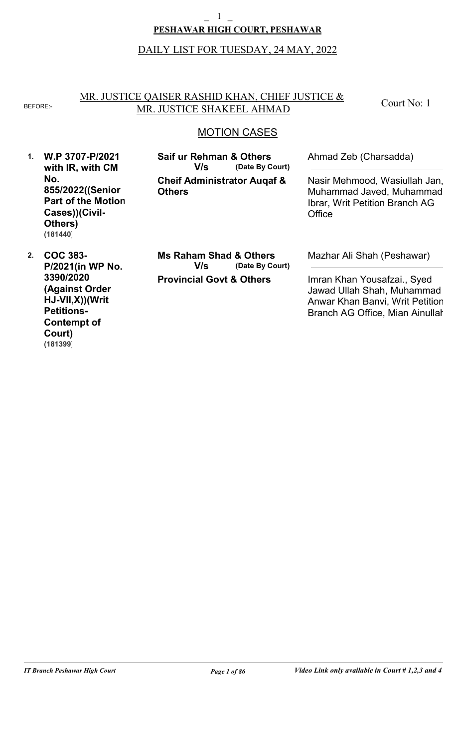# PESHAWAR HIGH COURT, PESHAWAR

## DAILY LIST FOR TUESDAY, 24 MAY, 2022

BEFORE:- MR. JUSTICE QAISER RASHID KHAN, CHIEF JUSTICE & MR. JUSTICE SHAKEEL AHMAD

Court No: 1

### MOTION CASES

| # | Case | Parties | Advocates |
|---|---|---|---|
| 1. | **W.P 3707-P/2021 with IR, with CM No. 855/2022((Senior Part of the Motion Cases))(Civil-Others)** (181440) | **Saif ur Rehman & Others** **V/s** **(Date By Court)** **Cheif Administrator Auqaf & Others** | Ahmad Zeb (Charsadda) / Nasir Mehmood, Wasiullah Jan, Muhammad Javed, Muhammad Ibrar, Writ Petition Branch AG Office |
| 2. | **COC 383-P/2021(in WP No. 3390/2020 (Against Order HJ-VII,X))(Writ Petitions-Contempt of Court)** (181399) | **Ms Raham Shad & Others** **V/s** **(Date By Court)** **Provincial Govt & Others** | Mazhar Ali Shah (Peshawar) / Imran Khan Yousafzai., Syed Jawad Ullah Shah, Muhammad Anwar Khan Banvi, Writ Petition Branch AG Office, Mian Ainullah |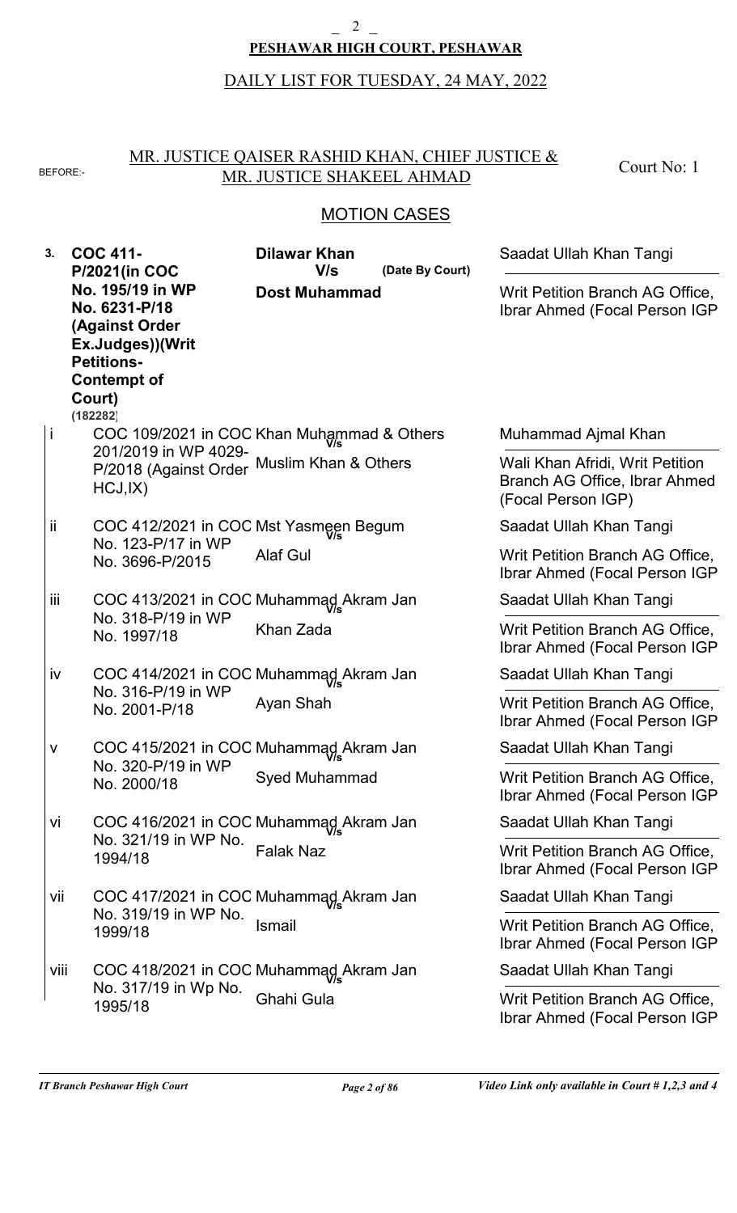**PESHAWAR HIGH COURT, PESHAWAR**

DAILY LIST FOR TUESDAY, 24 MAY, 2022

BEFORE:- MR. JUSTICE QAISER RASHID KHAN, CHIEF JUSTICE & MR. JUSTICE SHAKEEL AHMAD — Court No: 1

MOTION CASES

| No. | Case | Parties | Counsel |
|---|---|---|---|
| **3.** | **COC 411-P/2021(in COC No. 195/19 in WP No. 6231-P/18 (Against Order Ex.Judges))(Writ Petitions-Contempt of Court)** **(182282)** | **Dilawar Khan** **V/s** **Dost Muhammad** **(Date By Court)** | Saadat Ullah Khan Tangi / Writ Petition Branch AG Office, Ibrar Ahmed (Focal Person IGP |
| i | COC 109/2021 in COC 201/2019 in WP 4029-P/2018 (Against Order HCJ,IX) | Khan Muhammad & Others V/s Muslim Khan & Others | Muhammad Ajmal Khan / Wali Khan Afridi, Writ Petition Branch AG Office, Ibrar Ahmed (Focal Person IGP) |
| ii | COC 412/2021 in COC No. 123-P/17 in WP No. 3696-P/2015 | Mst Yasmeen Begum V/s Alaf Gul | Saadat Ullah Khan Tangi / Writ Petition Branch AG Office, Ibrar Ahmed (Focal Person IGP |
| iii | COC 413/2021 in COC No. 318-P/19 in WP No. 1997/18 | Muhammad Akram Jan V/s Khan Zada | Saadat Ullah Khan Tangi / Writ Petition Branch AG Office, Ibrar Ahmed (Focal Person IGP |
| iv | COC 414/2021 in COC No. 316-P/19 in WP No. 2001-P/18 | Muhammad Akram Jan V/s Ayan Shah | Saadat Ullah Khan Tangi / Writ Petition Branch AG Office, Ibrar Ahmed (Focal Person IGP |
| v | COC 415/2021 in COC No. 320-P/19 in WP No. 2000/18 | Muhammad Akram Jan V/s Syed Muhammad | Saadat Ullah Khan Tangi / Writ Petition Branch AG Office, Ibrar Ahmed (Focal Person IGP |
| vi | COC 416/2021 in COC No. 321/19 in WP No. 1994/18 | Muhammad Akram Jan V/s Falak Naz | Saadat Ullah Khan Tangi / Writ Petition Branch AG Office, Ibrar Ahmed (Focal Person IGP |
| vii | COC 417/2021 in COC No. 319/19 in WP No. 1999/18 | Muhammad Akram Jan V/s Ismail | Saadat Ullah Khan Tangi / Writ Petition Branch AG Office, Ibrar Ahmed (Focal Person IGP |
| viii | COC 418/2021 in COC No. 317/19 in Wp No. 1995/18 | Muhammad Akram Jan V/s Ghahi Gula | Saadat Ullah Khan Tangi / Writ Petition Branch AG Office, Ibrar Ahmed (Focal Person IGP |

*Video Link only available in Court # 1,2,3 and 4*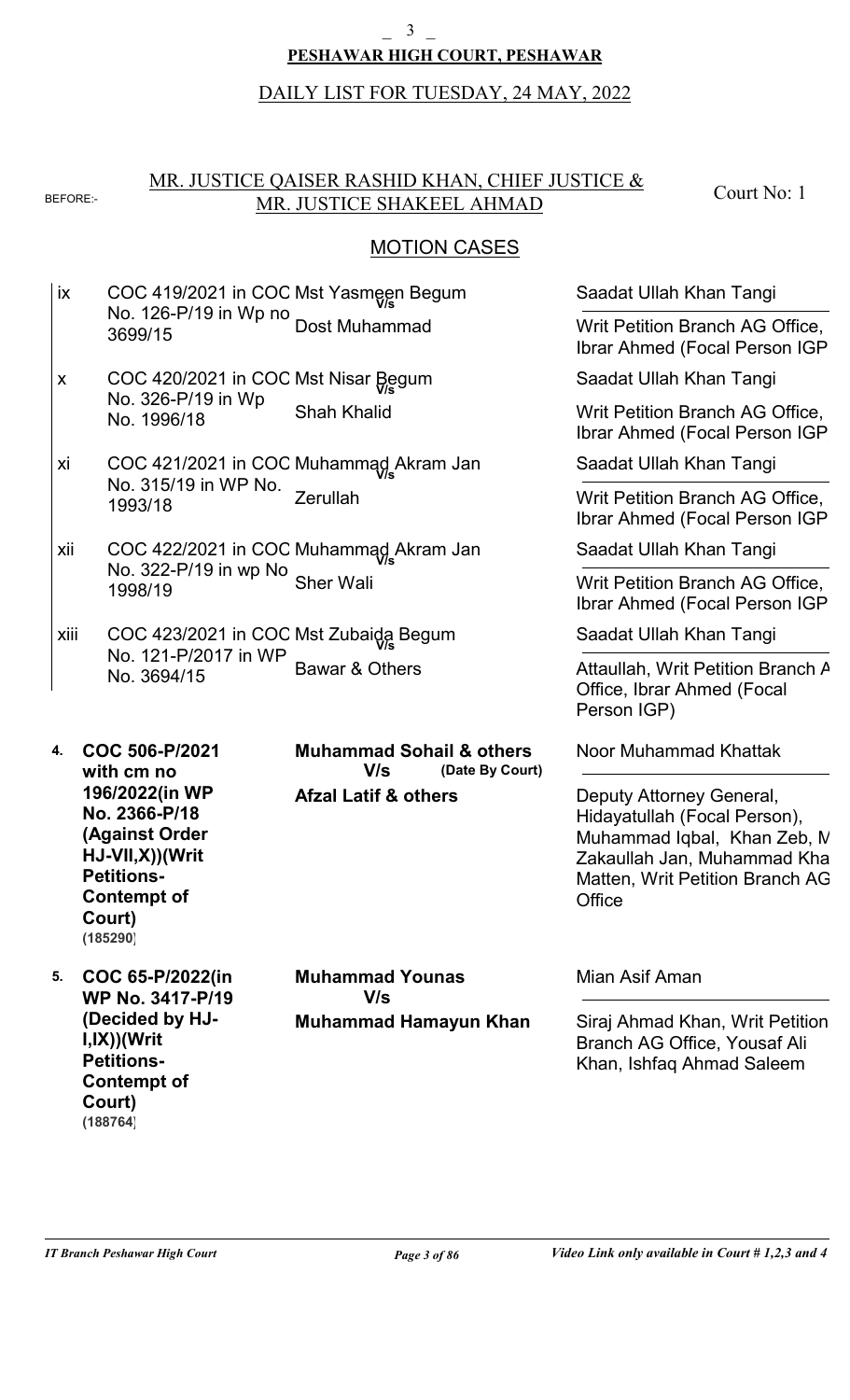**PESHAWAR HIGH COURT, PESHAWAR**

DAILY LIST FOR TUESDAY, 24 MAY, 2022

BEFORE:- MR. JUSTICE QAISER RASHID KHAN, CHIEF JUSTICE & MR. JUSTICE SHAKEEL AHMAD

Court No: 1

MOTION CASES

| | Case | Parties | Counsel |
|---|---|---|---|
| ix | COC 419/2021 in COC No. 126-P/19 in Wp no 3699/15 | Mst Yasmeen Begum V/s Dost Muhammad | Saadat Ullah Khan Tangi / Writ Petition Branch AG Office, Ibrar Ahmed (Focal Person IGP |
| x | COC 420/2021 in COC No. 326-P/19 in Wp No. 1996/18 | Mst Nisar Begum V/s Shah Khalid | Saadat Ullah Khan Tangi / Writ Petition Branch AG Office, Ibrar Ahmed (Focal Person IGP |
| xi | COC 421/2021 in COC No. 315/19 in WP No. 1993/18 | Muhammad Akram Jan V/s Zerullah | Saadat Ullah Khan Tangi / Writ Petition Branch AG Office, Ibrar Ahmed (Focal Person IGP |
| xii | COC 422/2021 in COC No. 322-P/19 in wp No 1998/19 | Muhammad Akram Jan V/s Sher Wali | Saadat Ullah Khan Tangi / Writ Petition Branch AG Office, Ibrar Ahmed (Focal Person IGP |
| xiii | COC 423/2021 in COC No. 121-P/2017 in WP No. 3694/15 | Mst Zubaida Begum V/s Bawar & Others | Saadat Ullah Khan Tangi / Attaullah, Writ Petition Branch A Office, Ibrar Ahmed (Focal Person IGP) |
| **4.** | **COC 506-P/2021 with cm no 196/2022(in WP No. 2366-P/18 (Against Order HJ-VII,X))(Writ Petitions-Contempt of Court)** **(185290)** | **Muhammad Sohail & others V/s Afzal Latif & others** **(Date By Court)** | Noor Muhammad Khattak / Deputy Attorney General, Hidayatullah (Focal Person), Muhammad Iqbal, Khan Zeb, M Zakaullah Jan, Muhammad Kha Matten, Writ Petition Branch AG Office |
| **5.** | **COC 65-P/2022(in WP No. 3417-P/19 (Decided by HJ-I,IX))(Writ Petitions-Contempt of Court)** **(188764)** | **Muhammad Younas V/s Muhammad Hamayun Khan** | Mian Asif Aman / Siraj Ahmad Khan, Writ Petition Branch AG Office, Yousaf Ali Khan, Ishfaq Ahmad Saleem |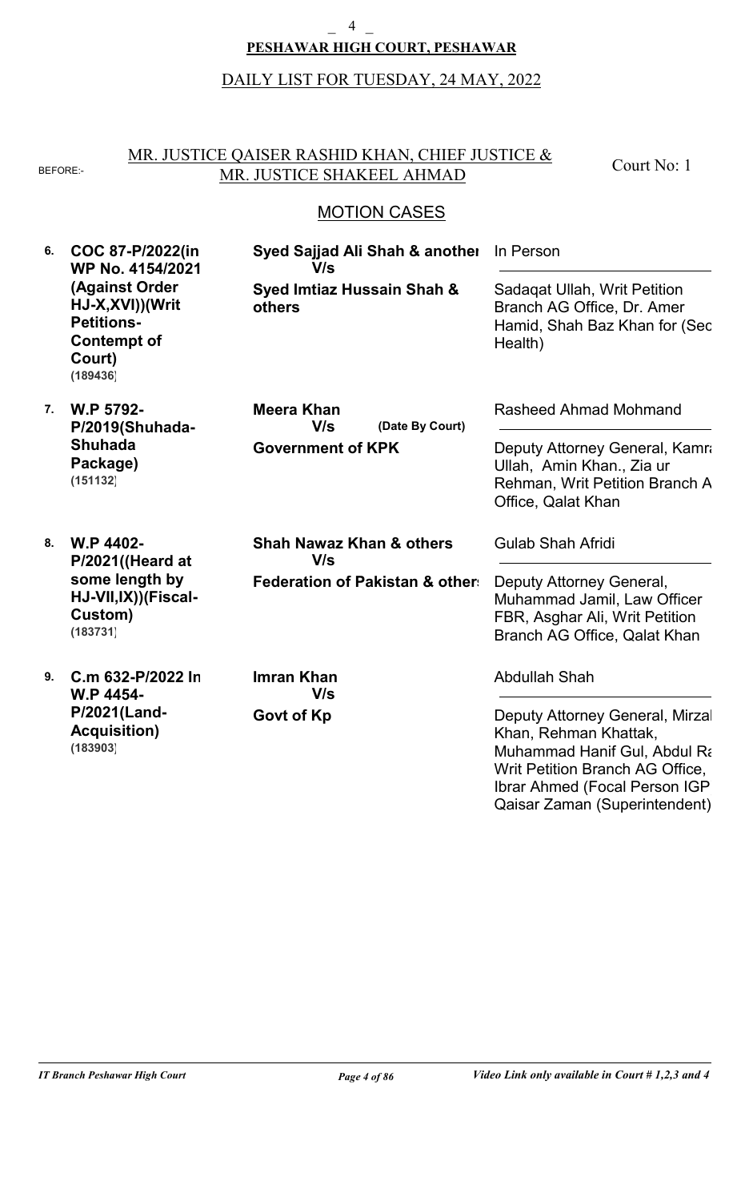**PESHAWAR HIGH COURT, PESHAWAR**

DAILY LIST FOR TUESDAY, 24 MAY, 2022

BEFORE:- MR. JUSTICE QAISER RASHID KHAN, CHIEF JUSTICE & MR. JUSTICE SHAKEEL AHMAD

Court No: 1

## MOTION CASES

| No. | Case | Parties | Counsel |
|---|---|---|---|
| 6. | **COC 87-P/2022(in WP No. 4154/2021 (Against Order HJ-X,XVI))(Writ Petitions-Contempt of Court)** **(189436)** | **Syed Sajjad Ali Shah & another** **V/s** **Syed Imtiaz Hussain Shah & others** | In Person / Sadaqat Ullah, Writ Petition Branch AG Office, Dr. Amer Hamid, Shah Baz Khan for (Sec Health) |
| 7. | **W.P 5792-P/2019(Shuhada-Shuhada Package)** **(151132)** | **Meera Khan** **V/s** **(Date By Court)** **Government of KPK** | Rasheed Ahmad Mohmand / Deputy Attorney General, Kamra Ullah, Amin Khan., Zia ur Rehman, Writ Petition Branch A Office, Qalat Khan |
| 8. | **W.P 4402-P/2021((Heard at some length by HJ-VII,IX))(Fiscal-Custom)** **(183731)** | **Shah Nawaz Khan & others** **V/s** **Federation of Pakistan & others** | Gulab Shah Afridi / Deputy Attorney General, Muhammad Jamil, Law Officer FBR, Asghar Ali, Writ Petition Branch AG Office, Qalat Khan |
| 9. | **C.m 632-P/2022 In W.P 4454-P/2021(Land-Acquisition)** **(183903)** | **Imran Khan** **V/s** **Govt of Kp** | Abdullah Shah / Deputy Attorney General, Mirzal Khan, Rehman Khattak, Muhammad Hanif Gul, Abdul Ra Writ Petition Branch AG Office, Ibrar Ahmed (Focal Person IGP Qaisar Zaman (Superintendent) |

*IT Branch Peshawar High Court* — *Video Link only available in Court # 1,2,3 and 4*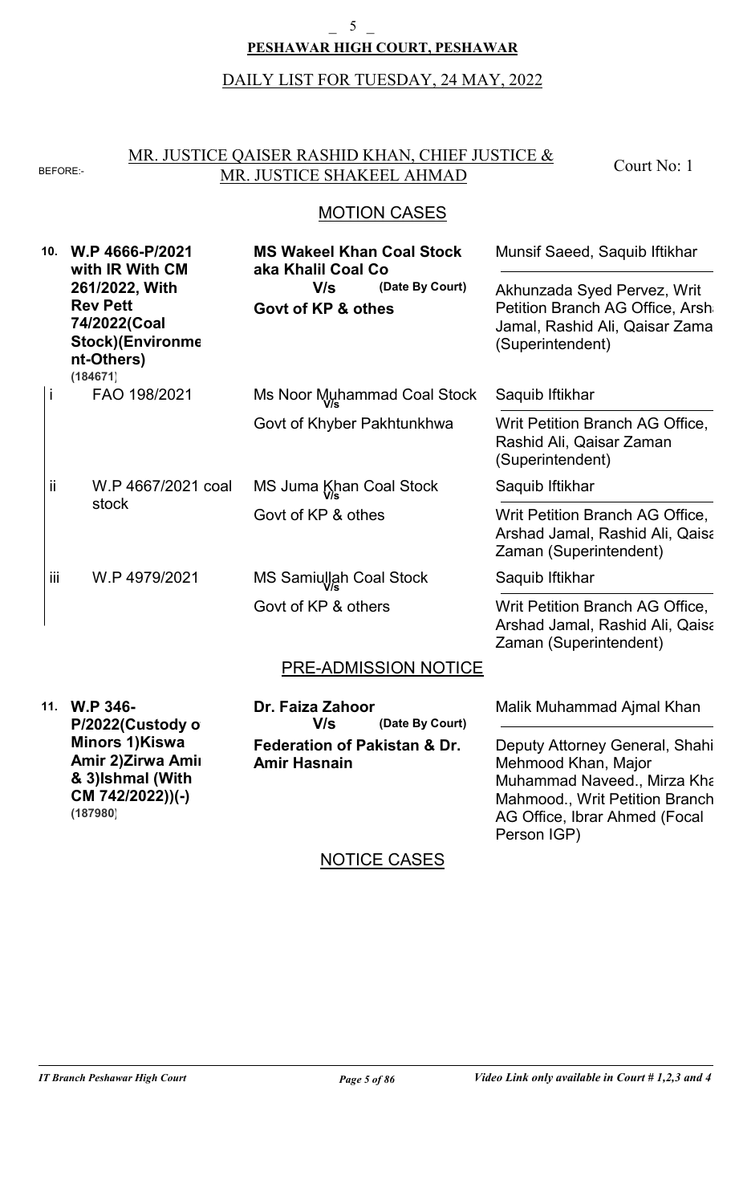**PESHAWAR HIGH COURT, PESHAWAR**

DAILY LIST FOR TUESDAY, 24 MAY, 2022

BEFORE:- MR. JUSTICE QAISER RASHID KHAN, CHIEF JUSTICE & MR. JUSTICE SHAKEEL AHMAD

Court No: 1

## MOTION CASES

| No. | Case | Parties | Counsel |
|---|---|---|---|
| 10. | **W.P 4666-P/2021 with IR With CM 261/2022, With Rev Pett 74/2022(Coal Stock)(Environment-Others)** **(184671)** | **MS Wakeel Khan Coal Stock aka Khalil Coal Co** **V/s** **(Date By Court)** **Govt of KP & othes** | Munsif Saeed, Saquib Iftikhar / Akhunzada Syed Pervez, Writ Petition Branch AG Office, Arshad Jamal, Rashid Ali, Qaisar Zaman (Superintendent) |
| i | FAO 198/2021 | Ms Noor Muhammad Coal Stock V/s Govt of Khyber Pakhtunkhwa | Saquib Iftikhar / Writ Petition Branch AG Office, Rashid Ali, Qaisar Zaman (Superintendent) |
| ii | W.P 4667/2021 coal stock | MS Juma Khan Coal Stock V/s Govt of KP & othes | Saquib Iftikhar / Writ Petition Branch AG Office, Arshad Jamal, Rashid Ali, Qaisar Zaman (Superintendent) |
| iii | W.P 4979/2021 | MS Samiullah Coal Stock V/s Govt of KP & others | Saquib Iftikhar / Writ Petition Branch AG Office, Arshad Jamal, Rashid Ali, Qaisar Zaman (Superintendent) |

## PRE-ADMISSION NOTICE

| No. | Case | Parties | Counsel |
|---|---|---|---|
| 11. | **W.P 346-P/2022(Custody of Minors 1)Kiswa Amir 2)Zirwa Amir & 3)Ishmal (With CM 742/2022))(-)** **(187980)** | **Dr. Faiza Zahoor** **V/s** **(Date By Court)** **Federation of Pakistan & Dr. Amir Hasnain** | Malik Muhammad Ajmal Khan / Deputy Attorney General, Shahid Mehmood Khan, Major Muhammad Naveed., Mirza Khan Mahmood., Writ Petition Branch AG Office, Ibrar Ahmed (Focal Person IGP) |

## NOTICE CASES

*IT Branch Peshawar High Court* | *Video Link only available in Court # 1,2,3 and 4*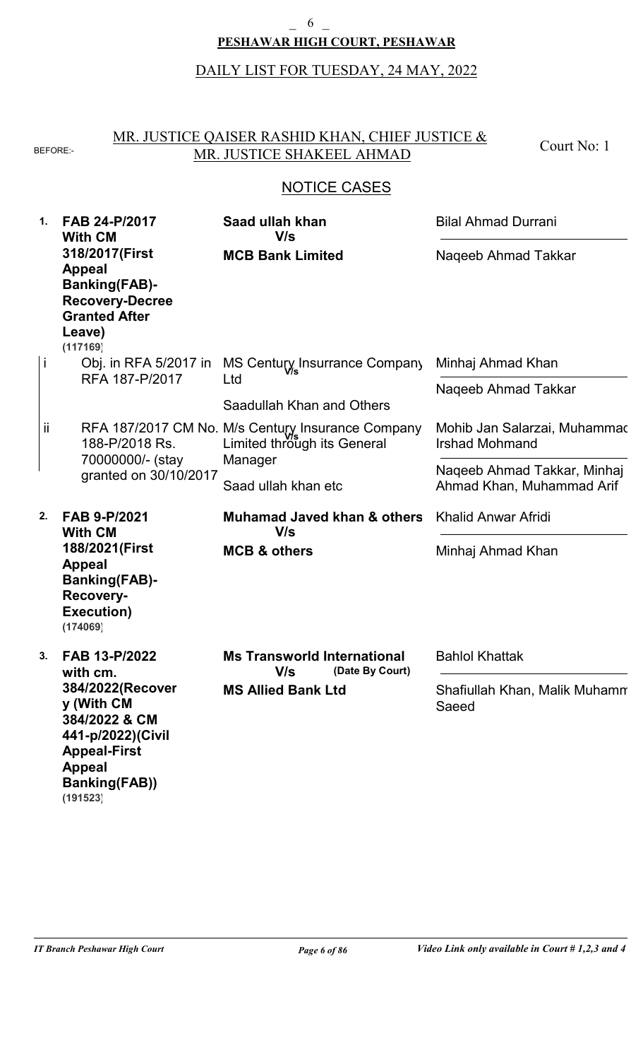**PESHAWAR HIGH COURT, PESHAWAR**

DAILY LIST FOR TUESDAY, 24 MAY, 2022

BEFORE:- MR. JUSTICE QAISER RASHID KHAN, CHIEF JUSTICE & MR. JUSTICE SHAKEEL AHMAD

Court No: 1

## NOTICE CASES

| No. | Case | Parties | Counsel |
|---|---|---|---|
| 1. | **FAB 24-P/2017 With CM 318/2017(First Appeal Banking(FAB)-Recovery-Decree Granted After Leave)** (117169) | **Saad ullah khan** V/s **MCB Bank Limited** | Bilal Ahmad Durrani / Naqeeb Ahmad Takkar |
| i | Obj. in RFA 5/2017 in RFA 187-P/2017 | MS Century Insurance Company Ltd V/s Saadullah Khan and Others | Minhaj Ahmad Khan / Naqeeb Ahmad Takkar |
| ii | RFA 187/2017 CM No. 188-P/2018 Rs. 70000000/- (stay granted on 30/10/2017 | M/s Century Insurance Company Limited through its General Manager V/s Saad ullah khan etc | Mohib Jan Salarzai, Muhammad Irshad Mohmand / Naqeeb Ahmad Takkar, Minhaj Ahmad Khan, Muhammad Arif |
| 2. | **FAB 9-P/2021 With CM 188/2021(First Appeal Banking(FAB)-Recovery-Execution)** (174069) | **Muhamad Javed khan & others** V/s **MCB & others** | Khalid Anwar Afridi / Minhaj Ahmad Khan |
| 3. | **FAB 13-P/2022 with cm. 384/2022(Recovery (With CM 384/2022 & CM 441-p/2022)(Civil Appeal-First Appeal Banking(FAB))** (191523) | **Ms Transworld International** V/s **MS Allied Bank Ltd** (Date By Court) | Bahlol Khattak / Shafiullah Khan, Malik Muhamm Saeed |

*IT Branch Peshawar High Court*

*Video Link only available in Court # 1,2,3 and 4*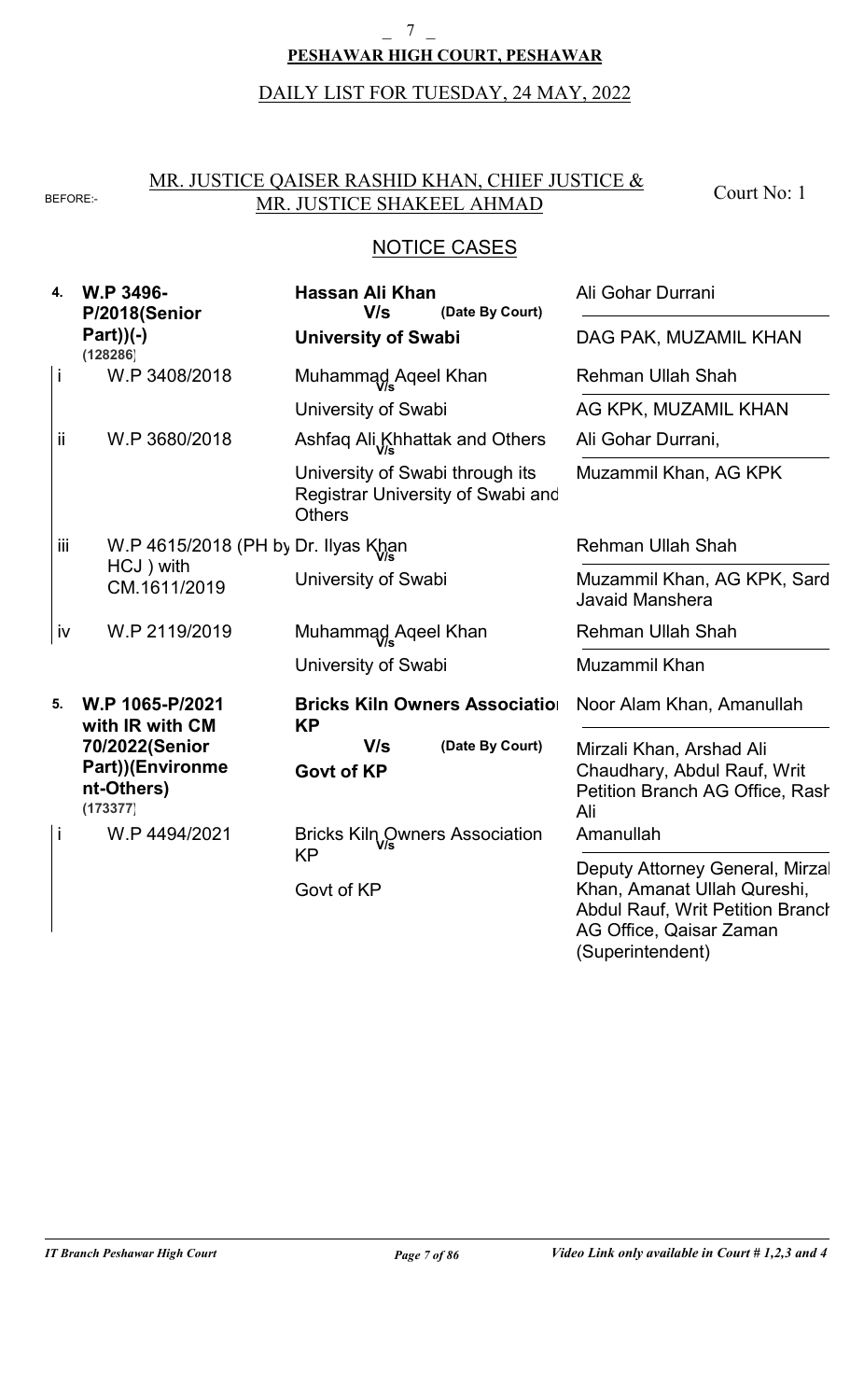## PESHAWAR HIGH COURT, PESHAWAR

DAILY LIST FOR TUESDAY, 24 MAY, 2022

BEFORE:- MR. JUSTICE QAISER RASHID KHAN, CHIEF JUSTICE & MR. JUSTICE SHAKEEL AHMAD

Court No: 1

### NOTICE CASES

| No. | Case | Parties | Counsel |
|---|---|---|---|
| **4.** | **W.P 3496-P/2018(Senior Part))(-)** **(128286)** | **Hassan Ali Khan** V/s (Date By Court) **University of Swabi** | Ali Gohar Durrani / DAG PAK, MUZAMIL KHAN |
| i | W.P 3408/2018 | Muhammad Aqeel Khan V/s University of Swabi | Rehman Ullah Shah / AG KPK, MUZAMIL KHAN |
| ii | W.P 3680/2018 | Ashfaq Ali Khhattak and Others V/s University of Swabi through its Registrar University of Swabi and Others | Ali Gohar Durrani, / Muzammil Khan, AG KPK |
| iii | W.P 4615/2018 (PH by HCJ ) with CM.1611/2019 | Dr. Ilyas Khan V/s University of Swabi | Rehman Ullah Shah / Muzammil Khan, AG KPK, Sard Javaid Manshera |
| iv | W.P 2119/2019 | Muhammad Aqeel Khan V/s University of Swabi | Rehman Ullah Shah / Muzammil Khan |
| **5.** | **W.P 1065-P/2021 with IR with CM 70/2022(Senior Part))(Environment-Others)** **(173377)** | **Bricks Kiln Owners Association KP** V/s (Date By Court) **Govt of KP** | Noor Alam Khan, Amanullah / Mirzali Khan, Arshad Ali Chaudhary, Abdul Rauf, Writ Petition Branch AG Office, Rash Ali |
| i | W.P 4494/2021 | Bricks Kiln Owners Association KP V/s Govt of KP | Amanullah / Deputy Attorney General, Mirzal Khan, Amanat Ullah Qureshi, Abdul Rauf, Writ Petition Branch AG Office, Qaisar Zaman (Superintendent) |

*IT Branch Peshawar High Court* — *Video Link only available in Court # 1,2,3 and 4*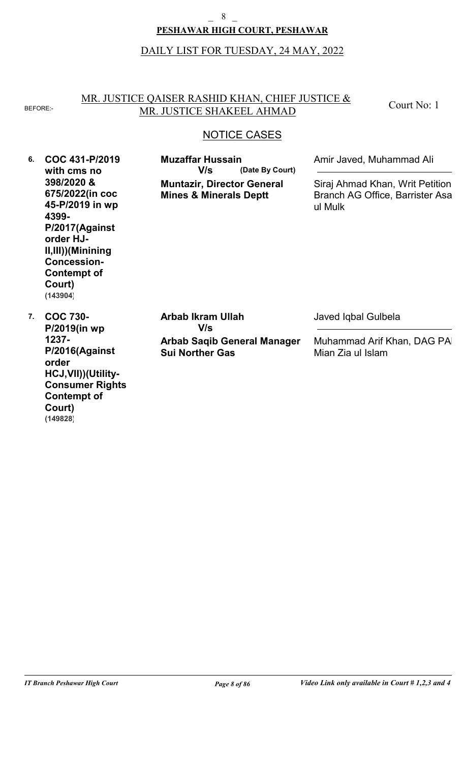## PESHAWAR HIGH COURT, PESHAWAR

DAILY LIST FOR TUESDAY, 24 MAY, 2022

BEFORE:- MR. JUSTICE QAISER RASHID KHAN, CHIEF JUSTICE & MR. JUSTICE SHAKEEL AHMAD

Court No: 1

### NOTICE CASES

| No. | Case | Parties | Advocates |
|---|---|---|---|
| 6. | **COC 431-P/2019 with cms no 398/2020 & 675/2022(in coc 45-P/2019 in wp 4399-P/2017(Against order HJ-II,III))(Minining Concession-Contempt of Court)** **(143904)** | **Muzaffar Hussain** **V/s** **(Date By Court)** **Muntazir, Director General Mines & Minerals Deptt** | Amir Javed, Muhammad Ali / Siraj Ahmad Khan, Writ Petition Branch AG Office, Barrister Asa ul Mulk |
| 7. | **COC 730-P/2019(in wp 1237-P/2016(Against order HCJ,VII))(Utility-Consumer Rights Contempt of Court)** **(149828)** | **Arbab Ikram Ullah** **V/s** **Arbab Saqib General Manager Sui Norther Gas** | Javed Iqbal Gulbela / Muhammad Arif Khan, DAG PA Mian Zia ul Islam |

*IT Branch Peshawar High Court* — *Video Link only available in Court # 1,2,3 and 4*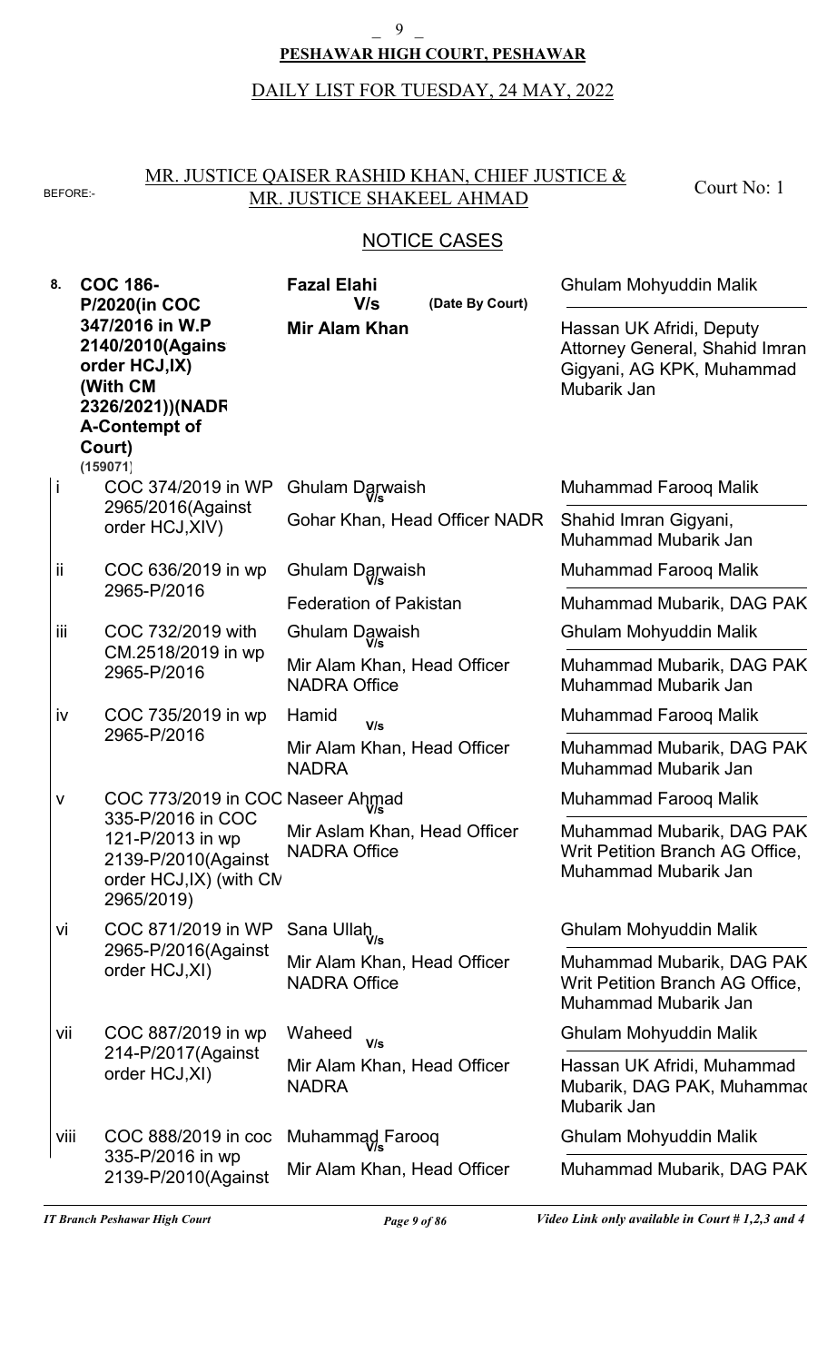**PESHAWAR HIGH COURT, PESHAWAR**

DAILY LIST FOR TUESDAY, 24 MAY, 2022

BEFORE:- MR. JUSTICE QAISER RASHID KHAN, CHIEF JUSTICE & MR. JUSTICE SHAKEEL AHMAD

Court No: 1

## NOTICE CASES

| No. | Case | Parties | Counsel |
|---|---|---|---|
| **8.** | **COC 186-P/2020(in COC 347/2016 in W.P 2140/2010(Against order HCJ,IX) (With CM 2326/2021))(NADRA-Contempt of Court)** (159071) | **Fazal Elahi** V/s **Mir Alam Khan** (Date By Court) | Ghulam Mohyuddin Malik<br>—<br>Hassan UK Afridi, Deputy Attorney General, Shahid Imran Gigyani, AG KPK, Muhammad Mubarik Jan |
| i | COC 374/2019 in WP 2965/2016(Against order HCJ,XIV) | Ghulam Darwaish V/s Gohar Khan, Head Officer NADR | Muhammad Farooq Malik<br>—<br>Shahid Imran Gigyani, Muhammad Mubarik Jan |
| ii | COC 636/2019 in wp 2965-P/2016 | Ghulam Darwaish V/s Federation of Pakistan | Muhammad Farooq Malik<br>—<br>Muhammad Mubarik, DAG PAK |
| iii | COC 732/2019 with CM.2518/2019 in wp 2965-P/2016 | Ghulam Dawaish V/s Mir Alam Khan, Head Officer NADRA Office | Ghulam Mohyuddin Malik<br>—<br>Muhammad Mubarik, DAG PAK Muhammad Mubarik Jan |
| iv | COC 735/2019 in wp 2965-P/2016 | Hamid V/s Mir Alam Khan, Head Officer NADRA | Muhammad Farooq Malik<br>—<br>Muhammad Mubarik, DAG PAK Muhammad Mubarik Jan |
| v | COC 773/2019 in COC 335-P/2016 in COC 121-P/2013 in wp 2139-P/2010(Against order HCJ,IX) (with CM 2965/2019) | Naseer Ahmad V/s Mir Aslam Khan, Head Officer NADRA Office | Muhammad Farooq Malik<br>—<br>Muhammad Mubarik, DAG PAK Writ Petition Branch AG Office, Muhammad Mubarik Jan |
| vi | COC 871/2019 in WP 2965-P/2016(Against order HCJ,XI) | Sana Ullah V/s Mir Alam Khan, Head Officer NADRA Office | Ghulam Mohyuddin Malik<br>—<br>Muhammad Mubarik, DAG PAK Writ Petition Branch AG Office, Muhammad Mubarik Jan |
| vii | COC 887/2019 in wp 214-P/2017(Against order HCJ,XI) | Waheed V/s Mir Alam Khan, Head Officer NADRA | Ghulam Mohyuddin Malik<br>—<br>Hassan UK Afridi, Muhammad Mubarik, DAG PAK, Muhammad Mubarik Jan |
| viii | COC 888/2019 in coc 335-P/2016 in wp 2139-P/2010(Against | Muhammad Farooq V/s Mir Alam Khan, Head Officer | Ghulam Mohyuddin Malik<br>—<br>Muhammad Mubarik, DAG PAK |

*Video Link only available in Court # 1,2,3 and 4*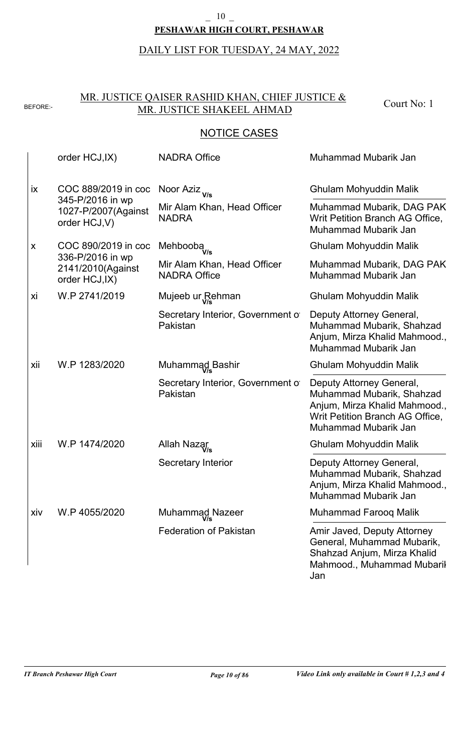**PESHAWAR HIGH COURT, PESHAWAR**

DAILY LIST FOR TUESDAY, 24 MAY, 2022

BEFORE:- MR. JUSTICE QAISER RASHID KHAN, CHIEF JUSTICE & MR. JUSTICE SHAKEEL AHMAD — Court No: 1

## NOTICE CASES

| | Case | Parties | Advocates |
|---|---|---|---|
| | order HCJ,IX) | NADRA Office | Muhammad Mubarik Jan |
| ix | COC 889/2019 in coc 345-P/2016 in wp 1027-P/2007(Against order HCJ,V) | Noor Aziz V/s Mir Alam Khan, Head Officer NADRA | Ghulam Mohyuddin Malik / Muhammad Mubarik, DAG PAK Writ Petition Branch AG Office, Muhammad Mubarik Jan |
| x | COC 890/2019 in coc 336-P/2016 in wp 2141/2010(Against order HCJ,IX) | Mehbooba V/s Mir Alam Khan, Head Officer NADRA Office | Ghulam Mohyuddin Malik / Muhammad Mubarik, DAG PAK Muhammad Mubarik Jan |
| xi | W.P 2741/2019 | Mujeeb ur Rehman V/s Secretary Interior, Government of Pakistan | Ghulam Mohyuddin Malik / Deputy Attorney General, Muhammad Mubarik, Shahzad Anjum, Mirza Khalid Mahmood., Muhammad Mubarik Jan |
| xii | W.P 1283/2020 | Muhammad Bashir V/s Secretary Interior, Government of Pakistan | Ghulam Mohyuddin Malik / Deputy Attorney General, Muhammad Mubarik, Shahzad Anjum, Mirza Khalid Mahmood., Writ Petition Branch AG Office, Muhammad Mubarik Jan |
| xiii | W.P 1474/2020 | Allah Nazar V/s Secretary Interior | Ghulam Mohyuddin Malik / Deputy Attorney General, Muhammad Mubarik, Shahzad Anjum, Mirza Khalid Mahmood., Muhammad Mubarik Jan |
| xiv | W.P 4055/2020 | Muhammad Nazeer V/s Federation of Pakistan | Muhammad Farooq Malik / Amir Javed, Deputy Attorney General, Muhammad Mubarik, Shahzad Anjum, Mirza Khalid Mahmood., Muhammad Mubarik Jan |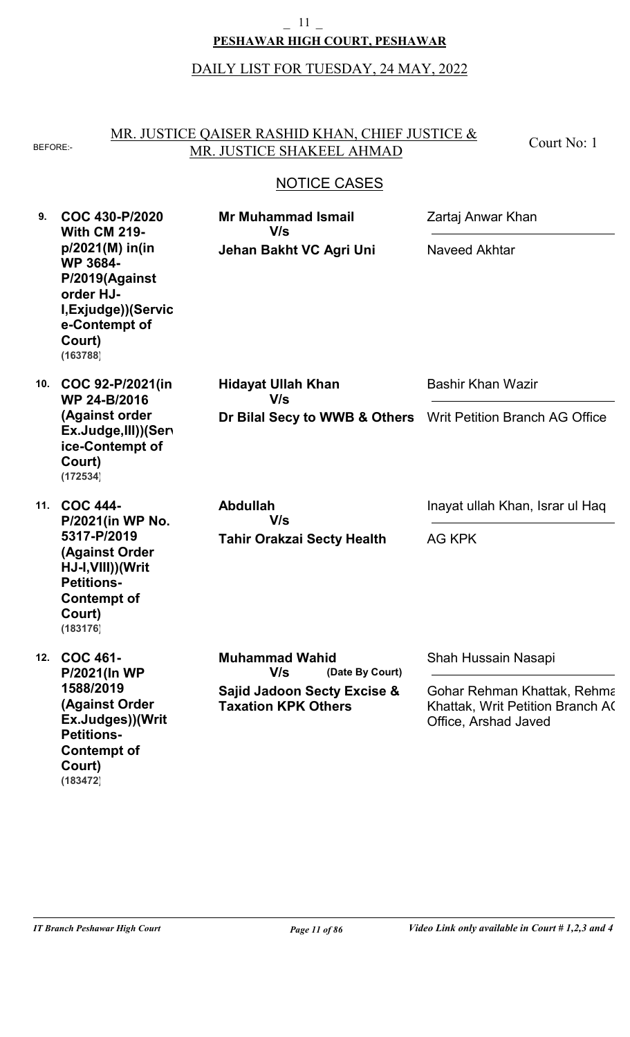# PESHAWAR HIGH COURT, PESHAWAR

DAILY LIST FOR TUESDAY, 24 MAY, 2022

BEFORE:- MR. JUSTICE QAISER RASHID KHAN, CHIEF JUSTICE & MR. JUSTICE SHAKEEL AHMAD

Court No: 1

## NOTICE CASES

| No. | Case | Parties | Counsel |
|---|---|---|---|
| 9. | **COC 430-P/2020 With CM 219-p/2021(M) in(in WP 3684-P/2019(Against order HJ-I,Exjudge))(Service-Contempt of Court)** **(163788)** | **Mr Muhammad Ismail** V/s **Jehan Bakht VC Agri Uni** | Zartaj Anwar Khan / Naveed Akhtar |
| 10. | **COC 92-P/2021(in WP 24-B/2016 (Against order Ex.Judge,III))(Service-Contempt of Court)** **(172534)** | **Hidayat Ullah Khan** V/s **Dr Bilal Secy to WWB & Others** | Bashir Khan Wazir / Writ Petition Branch AG Office |
| 11. | **COC 444-P/2021(in WP No. 5317-P/2019 (Against Order HJ-I,VIII))(Writ Petitions-Contempt of Court)** **(183176)** | **Abdullah** V/s **Tahir Orakzai Secty Health** | Inayat ullah Khan, Israr ul Haq / AG KPK |
| 12. | **COC 461-P/2021(In WP 1588/2019 (Against Order Ex.Judges))(Writ Petitions-Contempt of Court)** **(183472)** | **Muhammad Wahid** V/s (Date By Court) **Sajid Jadoon Secty Excise & Taxation KPK Others** | Shah Hussain Nasapi / Gohar Rehman Khattak, Rehma Khattak, Writ Petition Branch AG Office, Arshad Javed |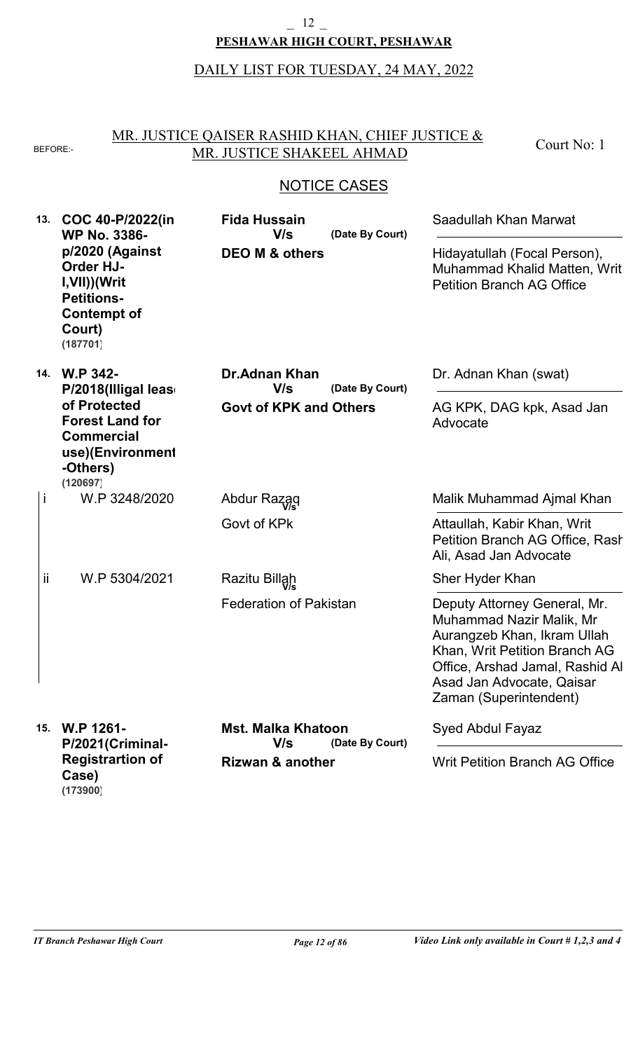**PESHAWAR HIGH COURT, PESHAWAR**

DAILY LIST FOR TUESDAY, 24 MAY, 2022

BEFORE:- MR. JUSTICE QAISER RASHID KHAN, CHIEF JUSTICE & MR. JUSTICE SHAKEEL AHMAD

Court No: 1

## NOTICE CASES

| No. | Case | Parties | Counsel |
|---|---|---|---|
| 13. | **COC 40-P/2022(in WP No. 3386-p/2020 (Against Order HJ-I,VII))(Writ Petitions-Contempt of Court)** **(187701)** | **Fida Hussain** V/s **DEO M & others** (Date By Court) | Saadullah Khan Marwat / Hidayatullah (Focal Person), Muhammad Khalid Matten, Writ Petition Branch AG Office |
| 14. | **W.P 342-P/2018(Illigal lease of Protected Forest Land for Commercial use)(Environment-Others)** **(120697)** | **Dr.Adnan Khan** V/s **Govt of KPK and Others** (Date By Court) | Dr. Adnan Khan (swat) / AG KPK, DAG kpk, Asad Jan Advocate |
| i | W.P 3248/2020 | Abdur Razaq V/s Govt of KPk | Malik Muhammad Ajmal Khan / Attaullah, Kabir Khan, Writ Petition Branch AG Office, Rash Ali, Asad Jan Advocate |
| ii | W.P 5304/2021 | Razitu Billah V/s Federation of Pakistan | Sher Hyder Khan / Deputy Attorney General, Mr. Muhammad Nazir Malik, Mr Aurangzeb Khan, Ikram Ullah Khan, Writ Petition Branch AG Office, Arshad Jamal, Rashid Al Asad Jan Advocate, Qaisar Zaman (Superintendent) |
| 15. | **W.P 1261-P/2021(Criminal-Registrartion of Case)** **(173900)** | **Mst. Malka Khatoon** V/s **Rizwan & another** (Date By Court) | Syed Abdul Fayaz / Writ Petition Branch AG Office |

*IT Branch Peshawar High Court* — *Video Link only available in Court # 1,2,3 and 4*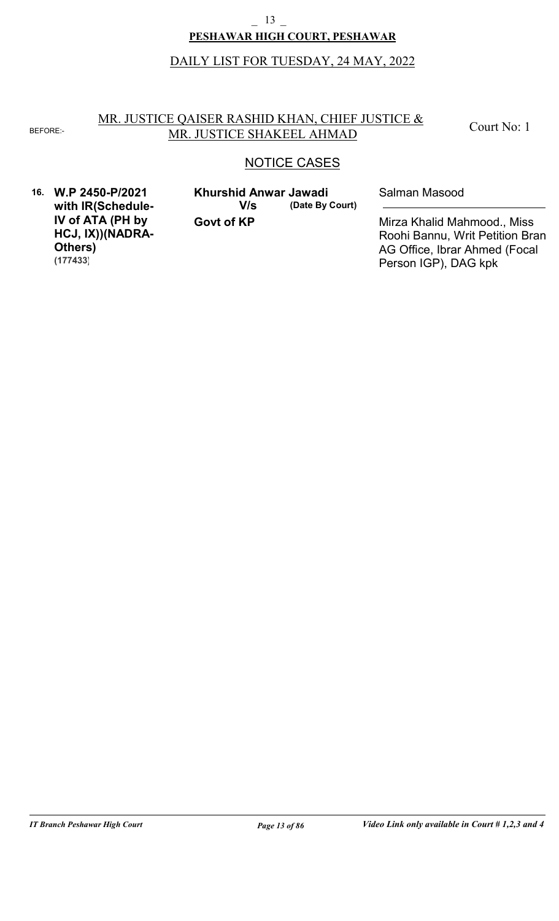**PESHAWAR HIGH COURT, PESHAWAR**

DAILY LIST FOR TUESDAY, 24 MAY, 2022

BEFORE:- MR. JUSTICE QAISER RASHID KHAN, CHIEF JUSTICE & MR. JUSTICE SHAKEEL AHMAD

Court No: 1

## NOTICE CASES

| No. | Case | Parties | Counsel |
|---|---|---|---|
| 16. | **W.P 2450-P/2021 with IR(Schedule-IV of ATA (PH by HCJ, IX))(NADRA-Others)** (177433) | **Khurshid Anwar Jawadi** **V/s** **(Date By Court)** **Govt of KP** | Salman Masood<br>Mirza Khalid Mahmood., Miss Roohi Bannu, Writ Petition Bran AG Office, Ibrar Ahmed (Focal Person IGP), DAG kpk |

*Video Link only available in Court # 1,2,3 and 4*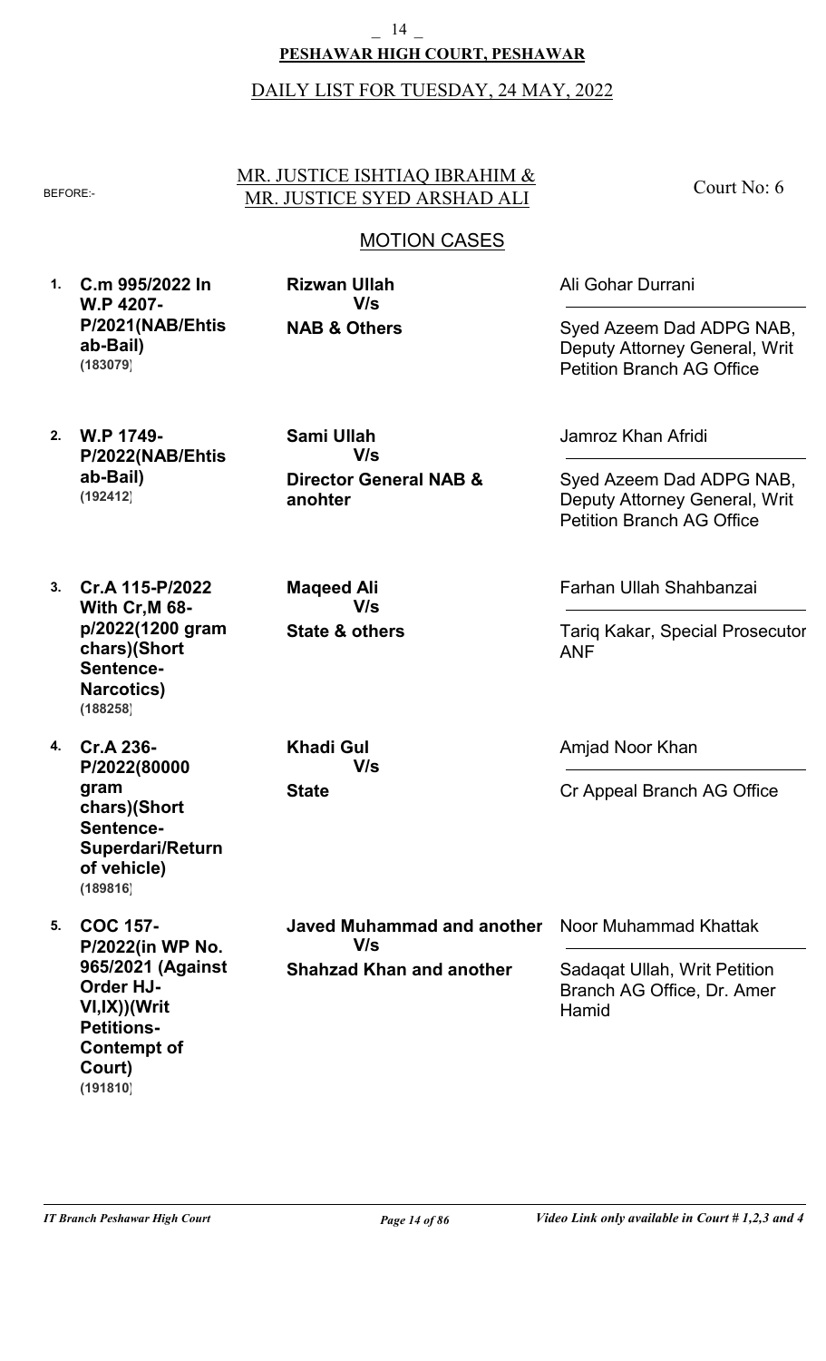**PESHAWAR HIGH COURT, PESHAWAR**

DAILY LIST FOR TUESDAY, 24 MAY, 2022

BEFORE:- MR. JUSTICE ISHTIAQ IBRAHIM & MR. JUSTICE SYED ARSHAD ALI — Court No: 6

## MOTION CASES

| No. | Case | Parties | Counsel |
|---|---|---|---|
| 1. | **C.m 995/2022 In W.P 4207-P/2021(NAB/Ehtisab-Bail)** **(183079)** | **Rizwan Ullah** **V/s** **NAB & Others** | Ali Gohar Durrani / Syed Azeem Dad ADPG NAB, Deputy Attorney General, Writ Petition Branch AG Office |
| 2. | **W.P 1749-P/2022(NAB/Ehtisab-Bail)** **(192412)** | **Sami Ullah** **V/s** **Director General NAB & anohter** | Jamroz Khan Afridi / Syed Azeem Dad ADPG NAB, Deputy Attorney General, Writ Petition Branch AG Office |
| 3. | **Cr.A 115-P/2022 With Cr,M 68-p/2022(1200 gram chars)(Short Sentence-Narcotics)** **(188258)** | **Maqeed Ali** **V/s** **State & others** | Farhan Ullah Shahbanzai / Tariq Kakar, Special Prosecutor ANF |
| 4. | **Cr.A 236-P/2022(80000 gram chars)(Short Sentence-Superdari/Return of vehicle)** **(189816)** | **Khadi Gul** **V/s** **State** | Amjad Noor Khan / Cr Appeal Branch AG Office |
| 5. | **COC 157-P/2022(in WP No. 965/2021 (Against Order HJ-VI,IX))(Writ Petitions-Contempt of Court)** **(191810)** | **Javed Muhammad and another** **V/s** **Shahzad Khan and another** | Noor Muhammad Khattak / Sadaqat Ullah, Writ Petition Branch AG Office, Dr. Amer Hamid |

*IT Branch Peshawar High Court* — *Video Link only available in Court # 1,2,3 and 4*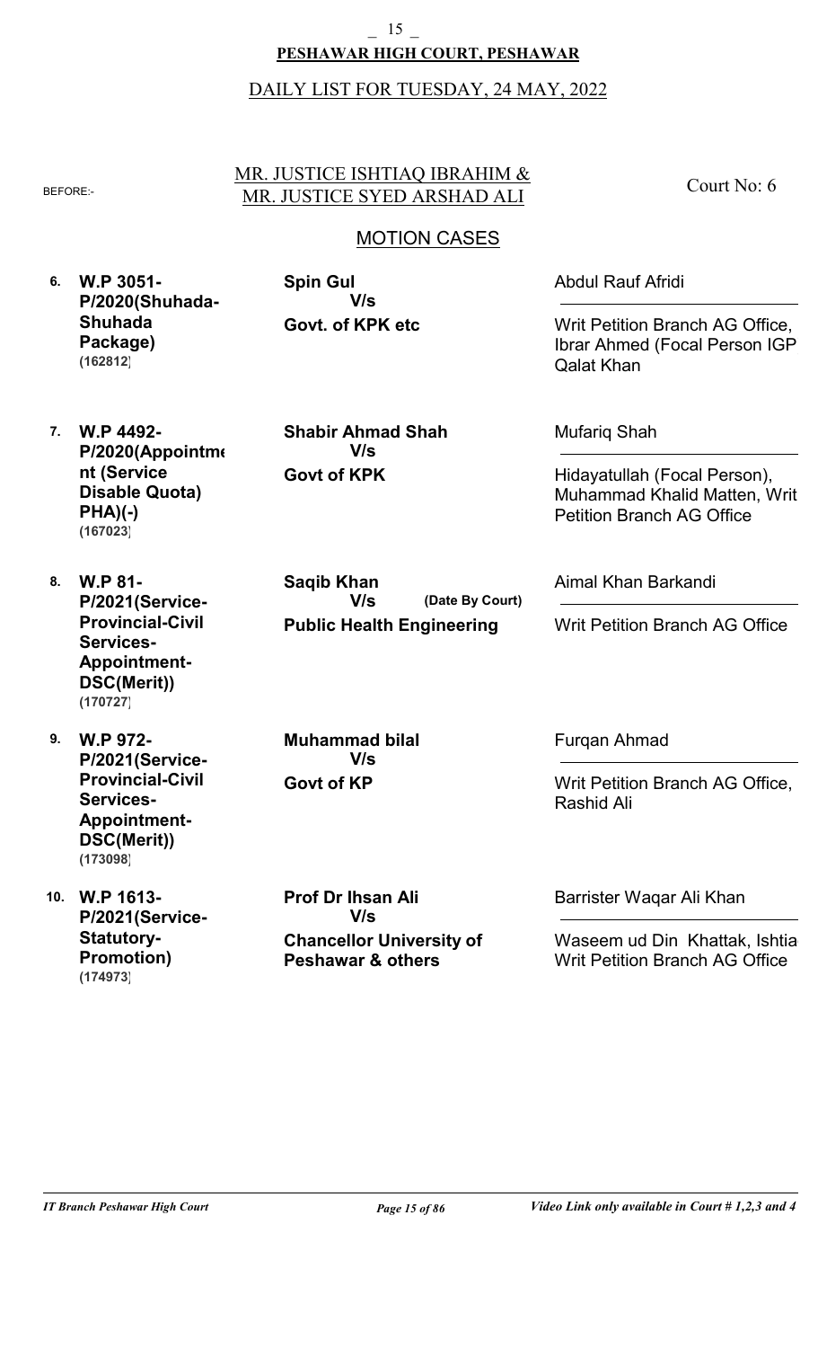**PESHAWAR HIGH COURT, PESHAWAR**

DAILY LIST FOR TUESDAY, 24 MAY, 2022

BEFORE:- MR. JUSTICE ISHTIAQ IBRAHIM & MR. JUSTICE SYED ARSHAD ALI — Court No: 6

## MOTION CASES

| No. | Case | Parties | Counsel |
|---|---|---|---|
| 6. | **W.P 3051-P/2020(Shuhada-Shuhada Package)** **(162812)** | **Spin Gul** **V/s** **Govt. of KPK etc** | Abdul Rauf Afridi / Writ Petition Branch AG Office, Ibrar Ahmed (Focal Person IGP, Qalat Khan |
| 7. | **W.P 4492-P/2020(Appointment (Service Disable Quota) PHA)(-)** **(167023)** | **Shabir Ahmad Shah** **V/s** **Govt of KPK** | Mufariq Shah / Hidayatullah (Focal Person), Muhammad Khalid Matten, Writ Petition Branch AG Office |
| 8. | **W.P 81-P/2021(Service-Provincial-Civil Services-Appointment-DSC(Merit))** **(170727)** | **Saqib Khan** **V/s** **(Date By Court)** **Public Health Engineering** | Aimal Khan Barkandi / Writ Petition Branch AG Office |
| 9. | **W.P 972-P/2021(Service-Provincial-Civil Services-Appointment-DSC(Merit))** **(173098)** | **Muhammad bilal** **V/s** **Govt of KP** | Furqan Ahmad / Writ Petition Branch AG Office, Rashid Ali |
| 10. | **W.P 1613-P/2021(Service-Statutory-Promotion)** **(174973)** | **Prof Dr Ihsan Ali** **V/s** **Chancellor University of Peshawar & others** | Barrister Waqar Ali Khan / Waseem ud Din Khattak, Ishtia Writ Petition Branch AG Office |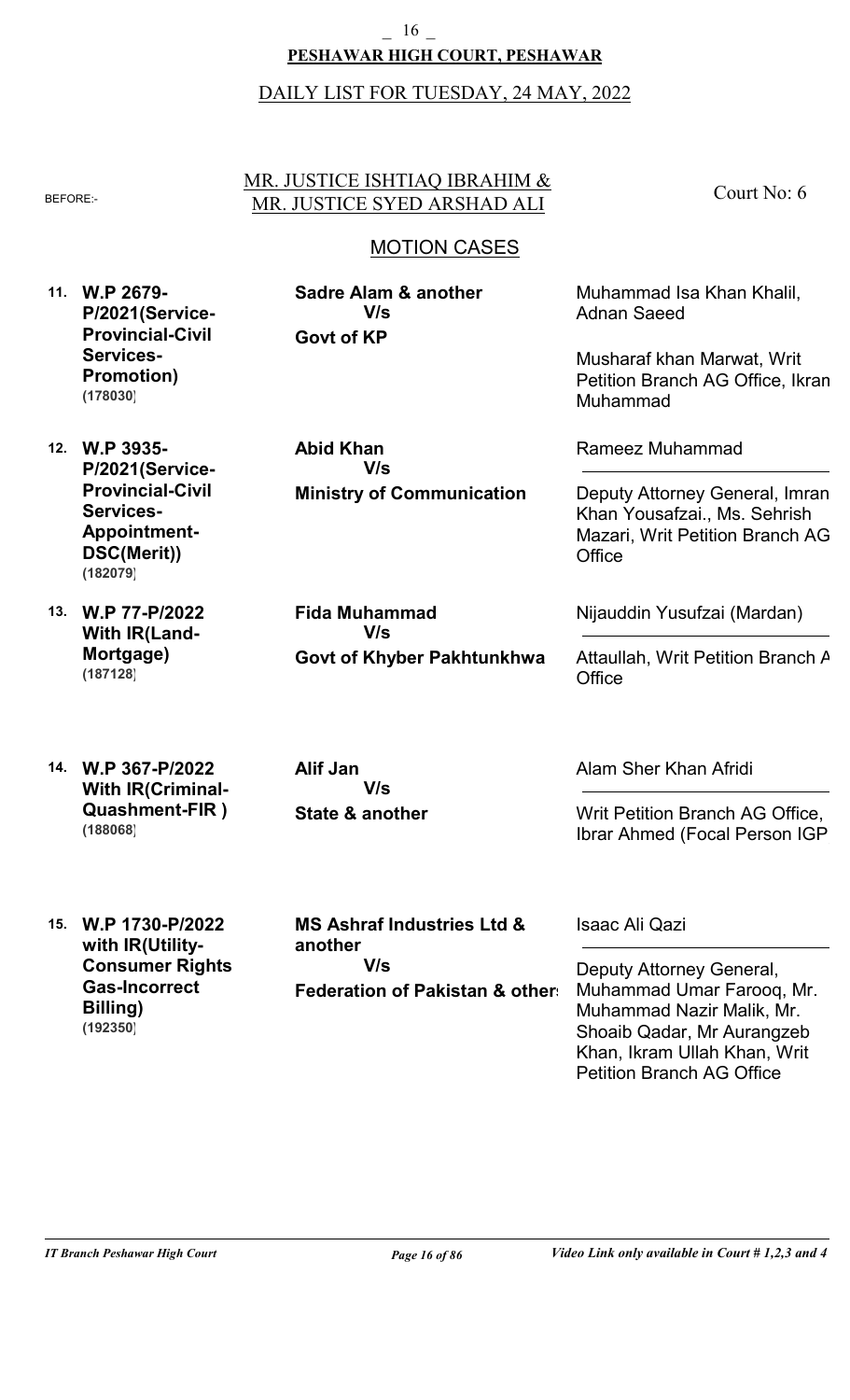# PESHAWAR HIGH COURT, PESHAWAR

DAILY LIST FOR TUESDAY, 24 MAY, 2022

BEFORE:- MR. JUSTICE ISHTIAQ IBRAHIM & MR. JUSTICE SYED ARSHAD ALI — Court No: 6

## MOTION CASES

| No. | Case | Parties | Counsel |
|---|---|---|---|
| 11. | **W.P 2679-P/2021(Service-Provincial-Civil Services-Promotion)** **(178030)** | **Sadre Alam & another** V/s **Govt of KP** | Muhammad Isa Khan Khalil, Adnan Saeed<br><br>Musharaf khan Marwat, Writ Petition Branch AG Office, Ikram Muhammad |
| 12. | **W.P 3935-P/2021(Service-Provincial-Civil Services-Appointment-DSC(Merit))** **(182079)** | **Abid Khan** V/s **Ministry of Communication** | Rameez Muhammad<br><br>Deputy Attorney General, Imran Khan Yousafzai., Ms. Sehrish Mazari, Writ Petition Branch AG Office |
| 13. | **W.P 77-P/2022 With IR(Land-Mortgage)** **(187128)** | **Fida Muhammad** V/s **Govt of Khyber Pakhtunkhwa** | Nijauddin Yusufzai (Mardan)<br><br>Attaullah, Writ Petition Branch A Office |
| 14. | **W.P 367-P/2022 With IR(Criminal-Quashment-FIR )** **(188068)** | **Alif Jan** V/s **State & another** | Alam Sher Khan Afridi<br><br>Writ Petition Branch AG Office, Ibrar Ahmed (Focal Person IGP |
| 15. | **W.P 1730-P/2022 with IR(Utility-Consumer Rights Gas-Incorrect Billing)** **(192350)** | **MS Ashraf Industries Ltd & another** V/s **Federation of Pakistan & other** | Isaac Ali Qazi<br><br>Deputy Attorney General, Muhammad Umar Farooq, Mr. Muhammad Nazir Malik, Mr. Shoaib Qadar, Mr Aurangzeb Khan, Ikram Ullah Khan, Writ Petition Branch AG Office |

*IT Branch Peshawar High Court* — *Video Link only available in Court # 1,2,3 and 4*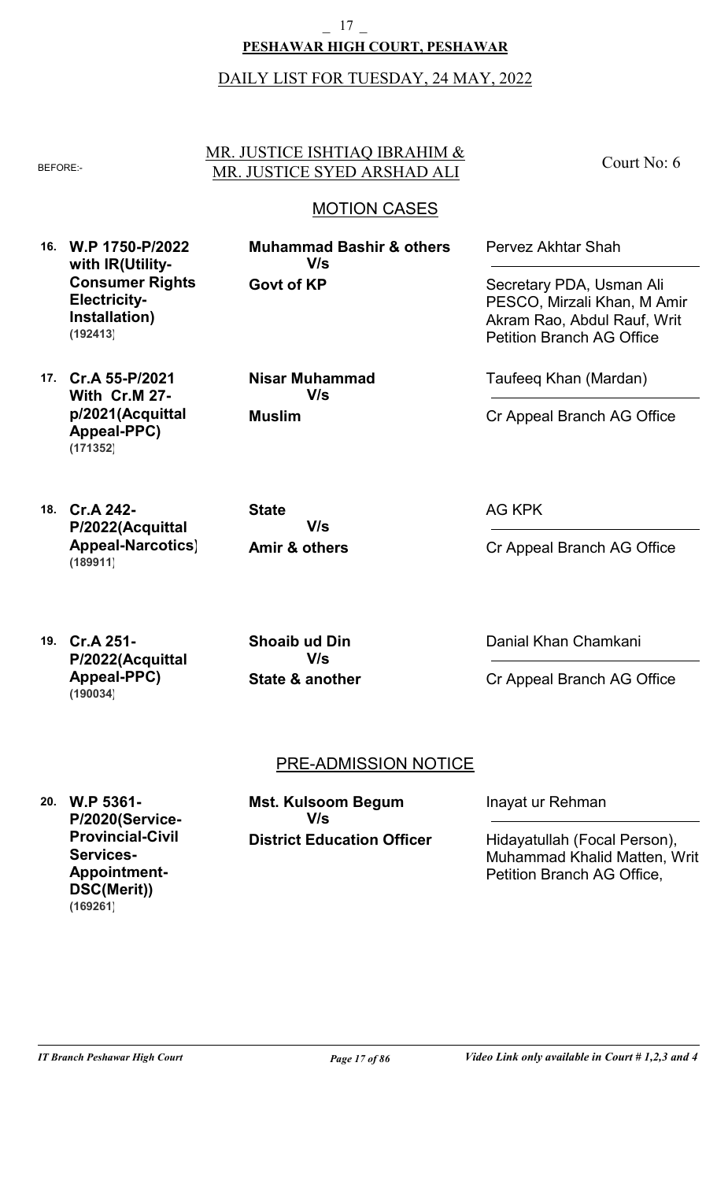**PESHAWAR HIGH COURT, PESHAWAR**

DAILY LIST FOR TUESDAY, 24 MAY, 2022

BEFORE:- MR. JUSTICE ISHTIAQ IBRAHIM & MR. JUSTICE SYED ARSHAD ALI — Court No: 6

## MOTION CASES

| No. | Case | Parties | Counsel |
|---|---|---|---|
| 16. | **W.P 1750-P/2022 with IR(Utility-Consumer Rights Electricity-Installation)** **(192413)** | **Muhammad Bashir & others** V/s **Govt of KP** | Pervez Akhtar Shah / Secretary PDA, Usman Ali PESCO, Mirzali Khan, M Amir Akram Rao, Abdul Rauf, Writ Petition Branch AG Office |
| 17. | **Cr.A 55-P/2021 With Cr.M 27-p/2021(Acquittal Appeal-PPC)** **(171352)** | **Nisar Muhammad** V/s **Muslim** | Taufeeq Khan (Mardan) / Cr Appeal Branch AG Office |
| 18. | **Cr.A 242-P/2022(Acquittal Appeal-Narcotics)** **(189911)** | **State** V/s **Amir & others** | AG KPK / Cr Appeal Branch AG Office |
| 19. | **Cr.A 251-P/2022(Acquittal Appeal-PPC)** **(190034)** | **Shoaib ud Din** V/s **State & another** | Danial Khan Chamkani / Cr Appeal Branch AG Office |

## PRE-ADMISSION NOTICE

| No. | Case | Parties | Counsel |
|---|---|---|---|
| 20. | **W.P 5361-P/2020(Service-Provincial-Civil Services-Appointment-DSC(Merit))** **(169261)** | **Mst. Kulsoom Begum** V/s **District Education Officer** | Inayat ur Rehman / Hidayatullah (Focal Person), Muhammad Khalid Matten, Writ Petition Branch AG Office, |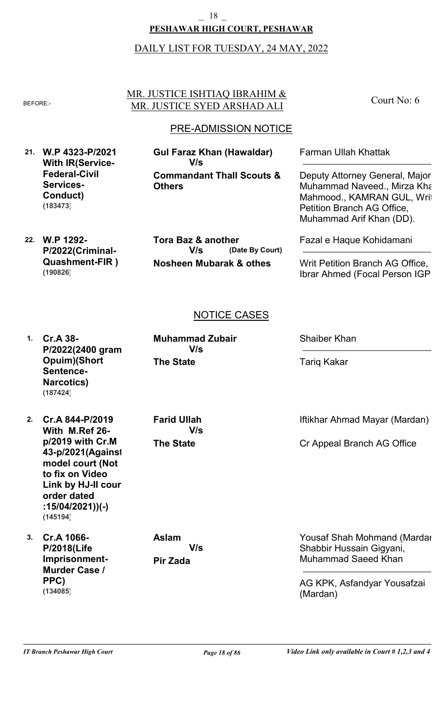**PESHAWAR HIGH COURT, PESHAWAR**

DAILY LIST FOR TUESDAY, 24 MAY, 2022

BEFORE:- MR. JUSTICE ISHTIAQ IBRAHIM & MR. JUSTICE SYED ARSHAD ALI — Court No: 6

## PRE-ADMISSION NOTICE

| No. | Case | Parties | Counsel |
|---|---|---|---|
| 21. | **W.P 4323-P/2021 With IR(Service-Federal-Civil Services-Conduct)** (183473) | **Gul Faraz Khan (Hawaldar)** V/s **Commandant Thall Scouts & Others** | Farman Ullah Khattak / Deputy Attorney General, Major Muhammad Naveed., Mirza Kha Mahmood., KAMRAN GUL, Writ Petition Branch AG Office, Muhammad Arif Khan (DD). |
| 22. | **W.P 1292-P/2022(Criminal-Quashment-FIR )** (190826) | **Tora Baz & another** V/s **(Date By Court)** **Nosheen Mubarak & othes** | Fazal e Haque Kohidamani / Writ Petition Branch AG Office, Ibrar Ahmed (Focal Person IGP |

## NOTICE CASES

| No. | Case | Parties | Counsel |
|---|---|---|---|
| 1. | **Cr.A 38-P/2022(2400 gram Opuim)(Short Sentence-Narcotics)** (187424) | **Muhammad Zubair** V/s **The State** | Shaiber Khan / Tariq Kakar |
| 2. | **Cr.A 844-P/2019 With M.Ref 26-p/2019 with Cr.M 43-p/2021(Against model court (Not to fix on Video Link by HJ-II cour order dated :15/04/2021))(-)** (145194) | **Farid Ullah** V/s **The State** | Iftikhar Ahmad Mayar (Mardan) / Cr Appeal Branch AG Office |
| 3. | **Cr.A 1066-P/2018(Life Imprisonment-Murder Case / PPC)** (134085) | **Aslam** V/s **Pir Zada** | Yousaf Shah Mohmand (Mardan Shabbir Hussain Gigyani, Muhammad Saeed Khan / AG KPK, Asfandyar Yousafzai (Mardan) |

*IT Branch Peshawar High Court* — *Video Link only available in Court # 1,2,3 and 4*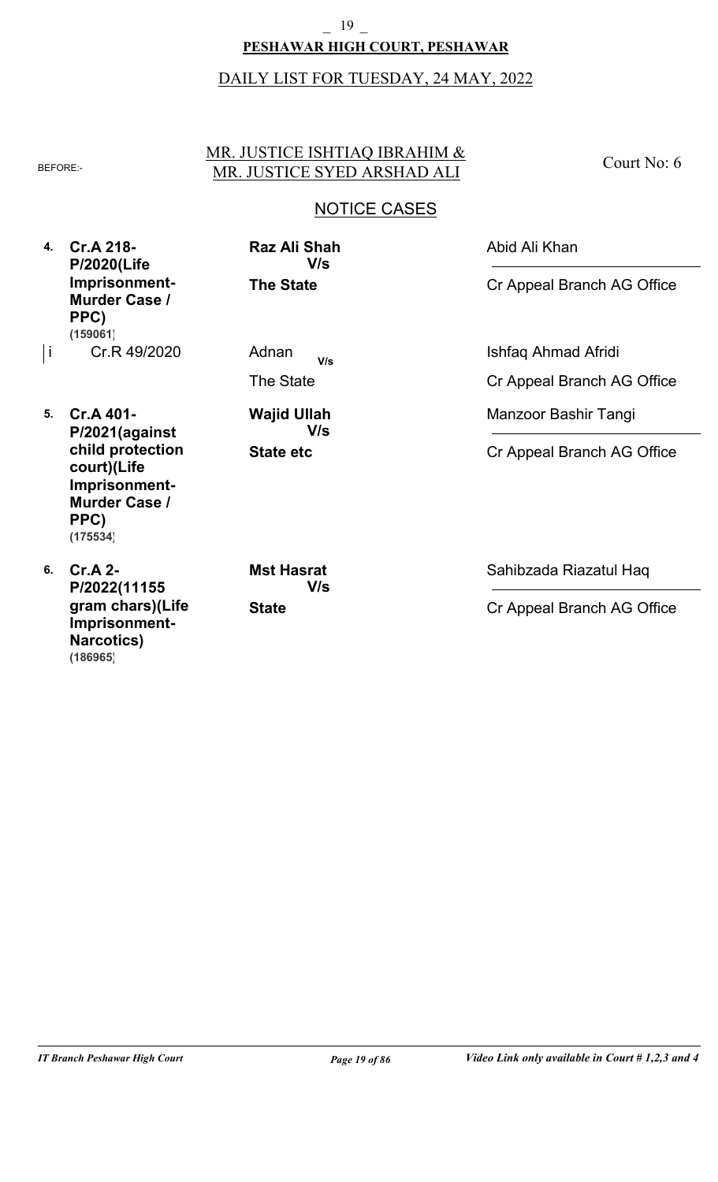**PESHAWAR HIGH COURT, PESHAWAR**

DAILY LIST FOR TUESDAY, 24 MAY, 2022

BEFORE:- MR. JUSTICE ISHTIAQ IBRAHIM & MR. JUSTICE SYED ARSHAD ALI — Court No: 6

## NOTICE CASES

| No. | Case | Parties | Counsel |
|---|---|---|---|
| **4.** | **Cr.A 218-P/2020(Life Imprisonment-Murder Case / PPC)** **(159061)** | **Raz Ali Shah** **V/s** **The State** | Abid Ali Khan<br>Cr Appeal Branch AG Office |
| i | Cr.R 49/2020 | Adnan V/s The State | Ishfaq Ahmad Afridi<br>Cr Appeal Branch AG Office |
| **5.** | **Cr.A 401-P/2021(against child protection court)(Life Imprisonment-Murder Case / PPC)** **(175534)** | **Wajid Ullah** **V/s** **State etc** | Manzoor Bashir Tangi<br>Cr Appeal Branch AG Office |
| **6.** | **Cr.A 2-P/2022(11155 gram chars)(Life Imprisonment-Narcotics)** **(186965)** | **Mst Hasrat** **V/s** **State** | Sahibzada Riazatul Haq<br>Cr Appeal Branch AG Office |

*IT Branch Peshawar High Court* — *Video Link only available in Court # 1,2,3 and 4*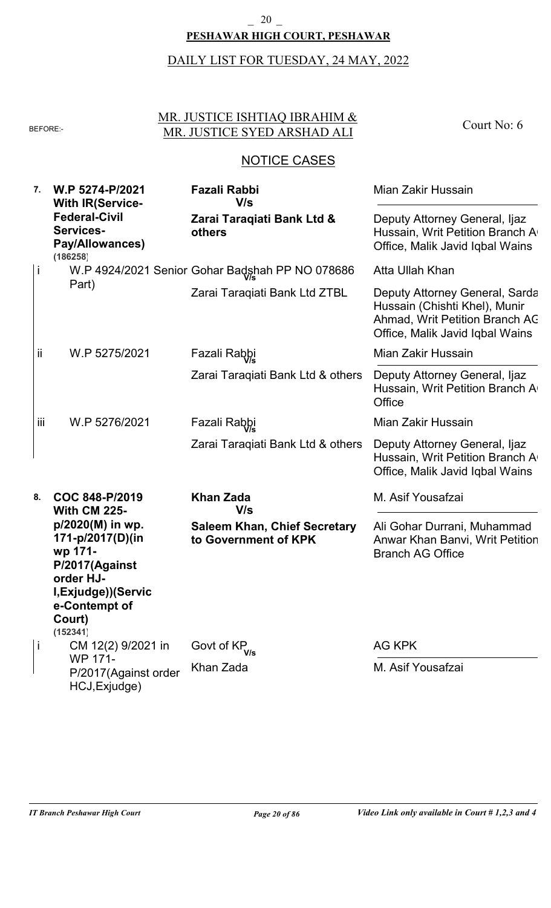**PESHAWAR HIGH COURT, PESHAWAR**

DAILY LIST FOR TUESDAY, 24 MAY, 2022

BEFORE:- MR. JUSTICE ISHTIAQ IBRAHIM & MR. JUSTICE SYED ARSHAD ALI

Court No: 6

## NOTICE CASES

| No. | Case | Parties | Counsel |
|---|---|---|---|
| **7.** | **W.P 5274-P/2021 With IR(Service-Federal-Civil Services-Pay/Allowances)** **(186258)** | **Fazali Rabbi** **V/s** **Zarai Taraqiati Bank Ltd & others** | Mian Zakir Hussain / Deputy Attorney General, Ijaz Hussain, Writ Petition Branch A Office, Malik Javid Iqbal Wains |
| i | W.P 4924/2021 Senior Part) | Gohar Badshah PP NO 078686 V/s Zarai Taraqiati Bank Ltd ZTBL | Atta Ullah Khan / Deputy Attorney General, Sarda Hussain (Chishti Khel), Munir Ahmad, Writ Petition Branch AG Office, Malik Javid Iqbal Wains |
| ii | W.P 5275/2021 | Fazali Rabbi V/s Zarai Taraqiati Bank Ltd & others | Mian Zakir Hussain / Deputy Attorney General, Ijaz Hussain, Writ Petition Branch A Office |
| iii | W.P 5276/2021 | Fazali Rabbi V/s Zarai Taraqiati Bank Ltd & others | Mian Zakir Hussain / Deputy Attorney General, Ijaz Hussain, Writ Petition Branch A Office, Malik Javid Iqbal Wains |
| **8.** | **COC 848-P/2019 With CM 225-p/2020(M) in wp. 171-p/2017(D)(in wp 171-P/2017(Against order HJ-I,Exjudge))(Service-Contempt of Court)** **(152341)** | **Khan Zada** **V/s** **Saleem Khan, Chief Secretary to Government of KPK** | M. Asif Yousafzai / Ali Gohar Durrani, Muhammad Anwar Khan Banvi, Writ Petition Branch AG Office |
| i | CM 12(2) 9/2021 in WP 171-P/2017(Against order HCJ,Exjudge) | Govt of KP V/s Khan Zada | AG KPK / M. Asif Yousafzai |

*IT Branch Peshawar High Court* — *Video Link only available in Court # 1,2,3 and 4*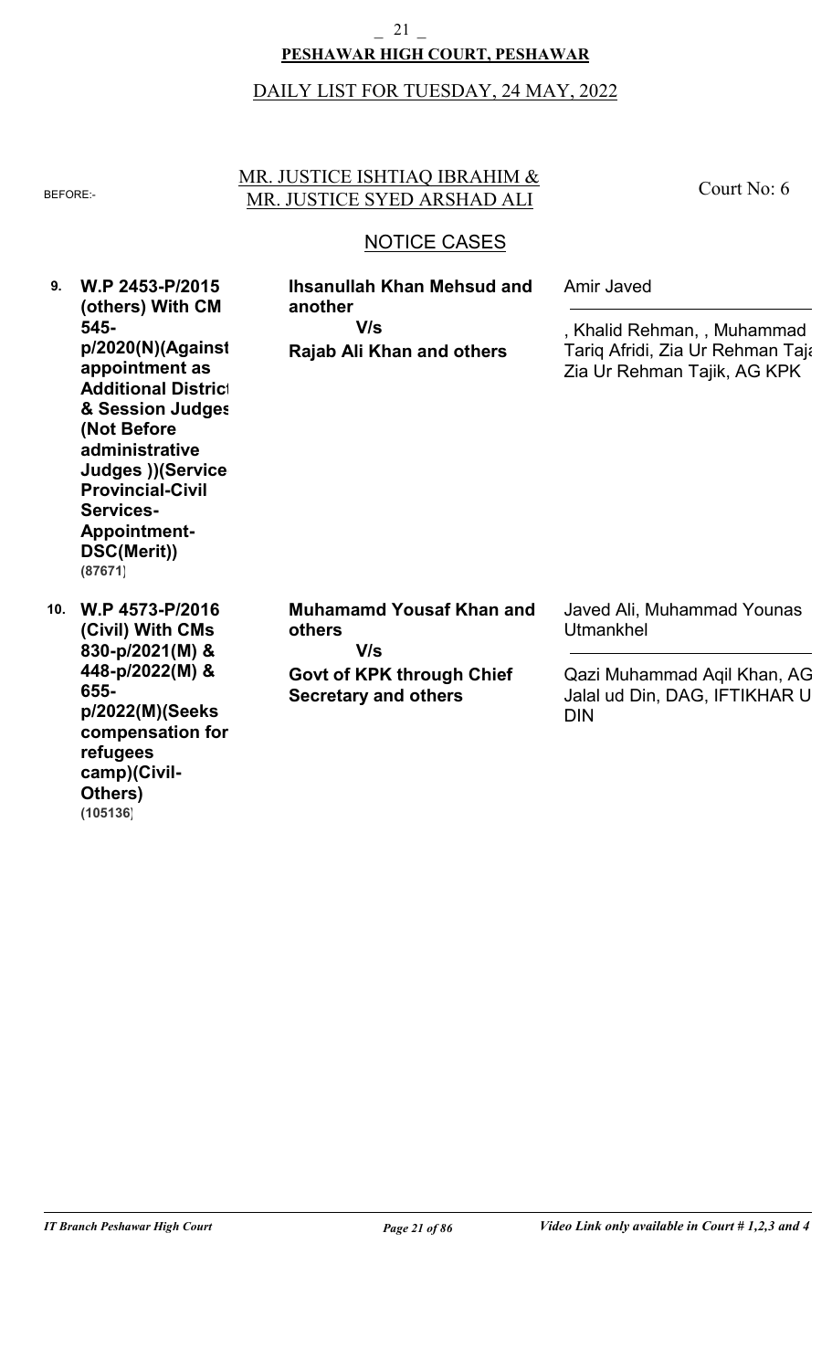**PESHAWAR HIGH COURT, PESHAWAR**

DAILY LIST FOR TUESDAY, 24 MAY, 2022

BEFORE:- MR. JUSTICE ISHTIAQ IBRAHIM & MR. JUSTICE SYED ARSHAD ALI — Court No: 6

## NOTICE CASES

| No. | Case | Parties | Counsel |
|---|---|---|---|
| 9. | **W.P 2453-P/2015 (others) With CM 545-p/2020(N)(Against appointment as Additional District & Session Judges (Not Before administrative Judges ))(Service-Provincial-Civil Services-Appointment-DSC(Merit))** **(87671)** | **Ihsanullah Khan Mehsud and another** **V/s** **Rajab Ali Khan and others** | Amir Javed<br>———<br>, Khalid Rehman, , Muhammad Tariq Afridi, Zia Ur Rehman Taja Zia Ur Rehman Tajik, AG KPK |
| 10. | **W.P 4573-P/2016 (Civil) With CMs 830-p/2021(M) & 448-p/2022(M) & 655-p/2022(M)(Seeks compensation for refugees camp)(Civil-Others)** **(105136)** | **Muhamamd Yousaf Khan and others** **V/s** **Govt of KPK through Chief Secretary and others** | Javed Ali, Muhammad Younas Utmankhel<br>———<br>Qazi Muhammad Aqil Khan, AG Jalal ud Din, DAG, IFTIKHAR U DIN |

*IT Branch Peshawar High Court* — *Video Link only available in Court # 1,2,3 and 4*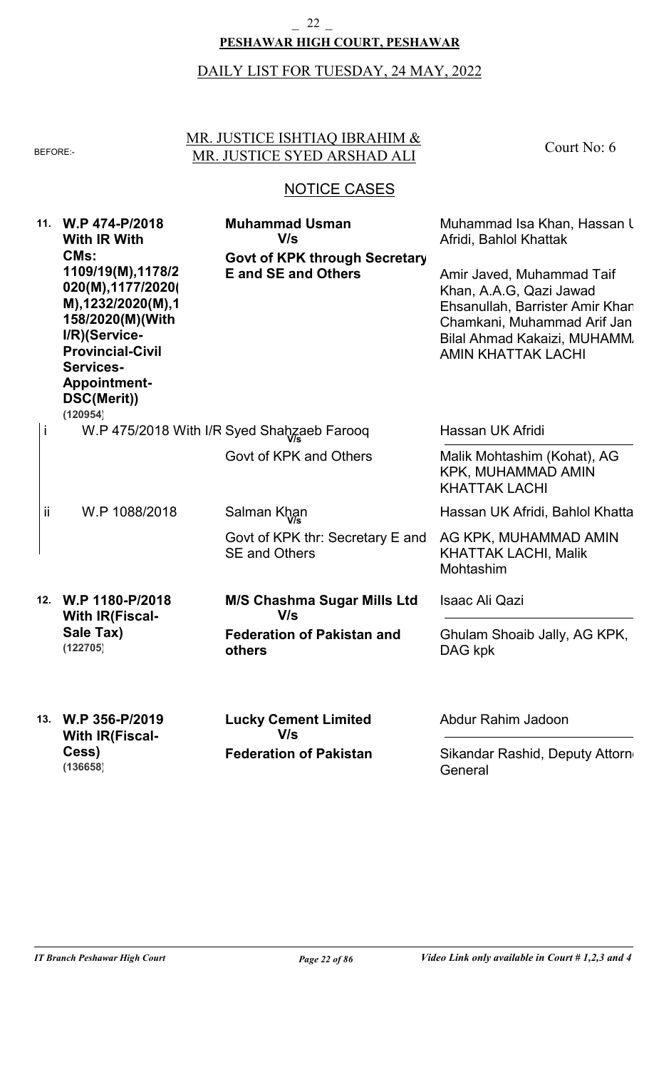**PESHAWAR HIGH COURT, PESHAWAR**

DAILY LIST FOR TUESDAY, 24 MAY, 2022

BEFORE:- MR. JUSTICE ISHTIAQ IBRAHIM & MR. JUSTICE SYED ARSHAD ALI — Court No: 6

## NOTICE CASES

| No. | Case | Parties | Counsel |
|---|---|---|---|
| 11. | **W.P 474-P/2018 With IR With CMs: 1109/19(M),1178/2020(M),1177/2020(M),1232/2020(M),1158/2020(M)(With I/R)(Service-Provincial-Civil Services-Appointment-DSC(Merit))** (120954) | **Muhammad Usman** V/s **Govt of KPK through Secretary E and SE and Others** | Muhammad Isa Khan, Hassan U Afridi, Bahlol Khattak / Amir Javed, Muhammad Taif Khan, A.A.G, Qazi Jawad Ehsanullah, Barrister Amir Khan Chamkani, Muhammad Arif Jan, Bilal Ahmad Kakaizi, MUHAMMAD AMIN KHATTAK LACHI |
| i | W.P 475/2018 With I/R | Syed Shahzaeb Farooq V/s Govt of KPK and Others | Hassan UK Afridi / Malik Mohtashim (Kohat), AG KPK, MUHAMMAD AMIN KHATTAK LACHI |
| ii | W.P 1088/2018 | Salman Khan V/s Govt of KPK thr: Secretary E and SE and Others | Hassan UK Afridi, Bahlol Khatta / AG KPK, MUHAMMAD AMIN KHATTAK LACHI, Malik Mohtashim |
| 12. | **W.P 1180-P/2018 With IR(Fiscal-Sale Tax)** (122705) | **M/S Chashma Sugar Mills Ltd** V/s **Federation of Pakistan and others** | Isaac Ali Qazi / Ghulam Shoaib Jally, AG KPK, DAG kpk |
| 13. | **W.P 356-P/2019 With IR(Fiscal-Cess)** (136658) | **Lucky Cement Limited** V/s **Federation of Pakistan** | Abdur Rahim Jadoon / Sikandar Rashid, Deputy Attorney General |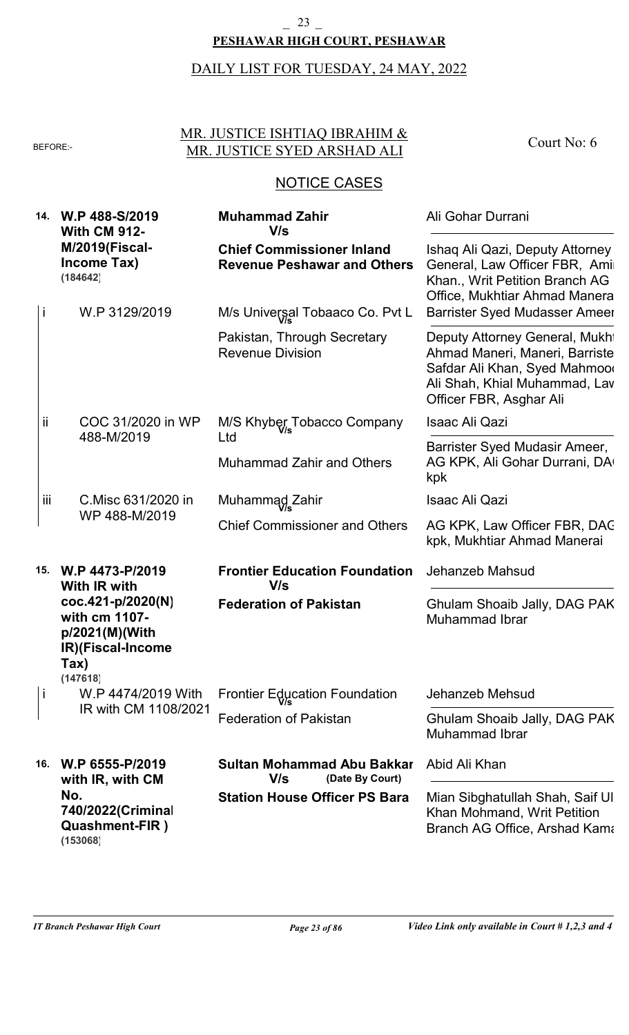**PESHAWAR HIGH COURT, PESHAWAR**

DAILY LIST FOR TUESDAY, 24 MAY, 2022

BEFORE:- MR. JUSTICE ISHTIAQ IBRAHIM & MR. JUSTICE SYED ARSHAD ALI — Court No: 6

## NOTICE CASES

| No. | Case | Parties | Counsel |
|---|---|---|---|
| **14.** | **W.P 488-S/2019 With CM 912-M/2019(Fiscal-Income Tax) (184642)** | **Muhammad Zahir** V/s **Chief Commissioner Inland Revenue Peshawar and Others** | Ali Gohar Durrani / Ishaq Ali Qazi, Deputy Attorney General, Law Officer FBR, Amir Khan., Writ Petition Branch AG Office, Mukhtiar Ahmad Manera |
| i | W.P 3129/2019 | M/s Universal Tobaaco Co. Pvt L V/s Pakistan, Through Secretary Revenue Division | Barrister Syed Mudasser Ameer / Deputy Attorney General, Mukht Ahmad Maneri, Maneri, Barriste Safdar Ali Khan, Syed Mahmood Ali Shah, Khial Muhammad, Law Officer FBR, Asghar Ali |
| ii | COC 31/2020 in WP 488-M/2019 | M/S Khyber Tobacco Company Ltd V/s Muhammad Zahir and Others | Isaac Ali Qazi / Barrister Syed Mudasir Ameer, AG KPK, Ali Gohar Durrani, DAG kpk |
| iii | C.Misc 631/2020 in WP 488-M/2019 | Muhammad Zahir V/s Chief Commissioner and Others | Isaac Ali Qazi / AG KPK, Law Officer FBR, DAG kpk, Mukhtiar Ahmad Manerai |
| **15.** | **W.P 4473-P/2019 With IR with coc.421-p/2020(N) with cm 1107-p/2021(M)(With IR)(Fiscal-Income Tax) (147618)** | **Frontier Education Foundation** V/s **Federation of Pakistan** | Jehanzeb Mahsud / Ghulam Shoaib Jally, DAG PAK Muhammad Ibrar |
| i | W.P 4474/2019 With IR with CM 1108/2021 | Frontier Education Foundation V/s Federation of Pakistan | Jehanzeb Mehsud / Ghulam Shoaib Jally, DAG PAK Muhammad Ibrar |
| **16.** | **W.P 6555-P/2019 with IR, with CM No. 740/2022(Criminal Quashment-FIR ) (153068)** | **Sultan Mohammad Abu Bakkar** V/s (Date By Court) **Station House Officer PS Bara** | Abid Ali Khan / Mian Sibghatullah Shah, Saif Ul Khan Mohmand, Writ Petition Branch AG Office, Arshad Kama |

*IT Branch Peshawar High Court* — *Video Link only available in Court # 1,2,3 and 4*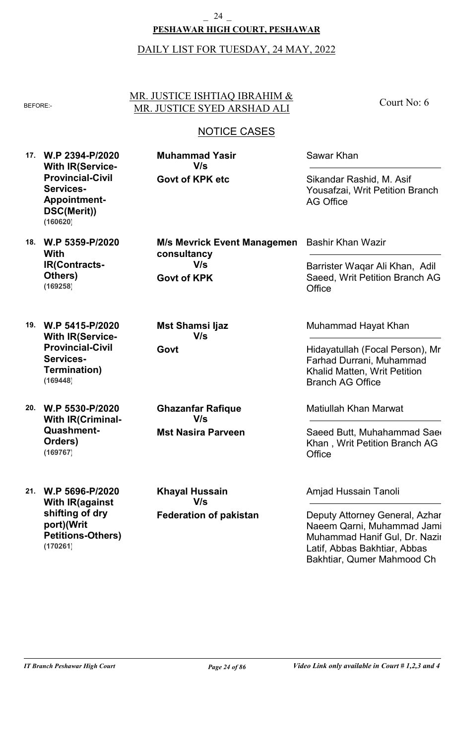**PESHAWAR HIGH COURT, PESHAWAR**

DAILY LIST FOR TUESDAY, 24 MAY, 2022

BEFORE:- MR. JUSTICE ISHTIAQ IBRAHIM & MR. JUSTICE SYED ARSHAD ALI — Court No: 6

## NOTICE CASES

| No. | Case | Parties | Counsel |
|---|---|---|---|
| 17. | **W.P 2394-P/2020 With IR(Service-Provincial-Civil Services-Appointment-DSC(Merit))** **(160620)** | **Muhammad Yasir** **V/s** **Govt of KPK etc** | Sawar Khan<br>Sikandar Rashid, M. Asif Yousafzai, Writ Petition Branch AG Office |
| 18. | **W.P 5359-P/2020 With IR(Contracts-Others)** **(169258)** | **M/s Mevrick Event Managemen consultancy** **V/s** **Govt of KPK** | Bashir Khan Wazir<br>Barrister Waqar Ali Khan, Adil Saeed, Writ Petition Branch AG Office |
| 19. | **W.P 5415-P/2020 With IR(Service-Provincial-Civil Services-Termination)** **(169448)** | **Mst Shamsi Ijaz** **V/s** **Govt** | Muhammad Hayat Khan<br>Hidayatullah (Focal Person), Mr Farhad Durrani, Muhammad Khalid Matten, Writ Petition Branch AG Office |
| 20. | **W.P 5530-P/2020 With IR(Criminal-Quashment-Orders)** **(169767)** | **Ghazanfar Rafique** **V/s** **Mst Nasira Parveen** | Matiullah Khan Marwat<br>Saeed Butt, Muhahammad Saed Khan , Writ Petition Branch AG Office |
| 21. | **W.P 5696-P/2020 With IR(against shifting of dry port)(Writ Petitions-Others)** **(170261)** | **Khayal Hussain** **V/s** **Federation of pakistan** | Amjad Hussain Tanoli<br>Deputy Attorney General, Azhar Naeem Qarni, Muhammad Jami Muhammad Hanif Gul, Dr. Nazir Latif, Abbas Bakhtiar, Abbas Bakhtiar, Qumer Mahmood Ch |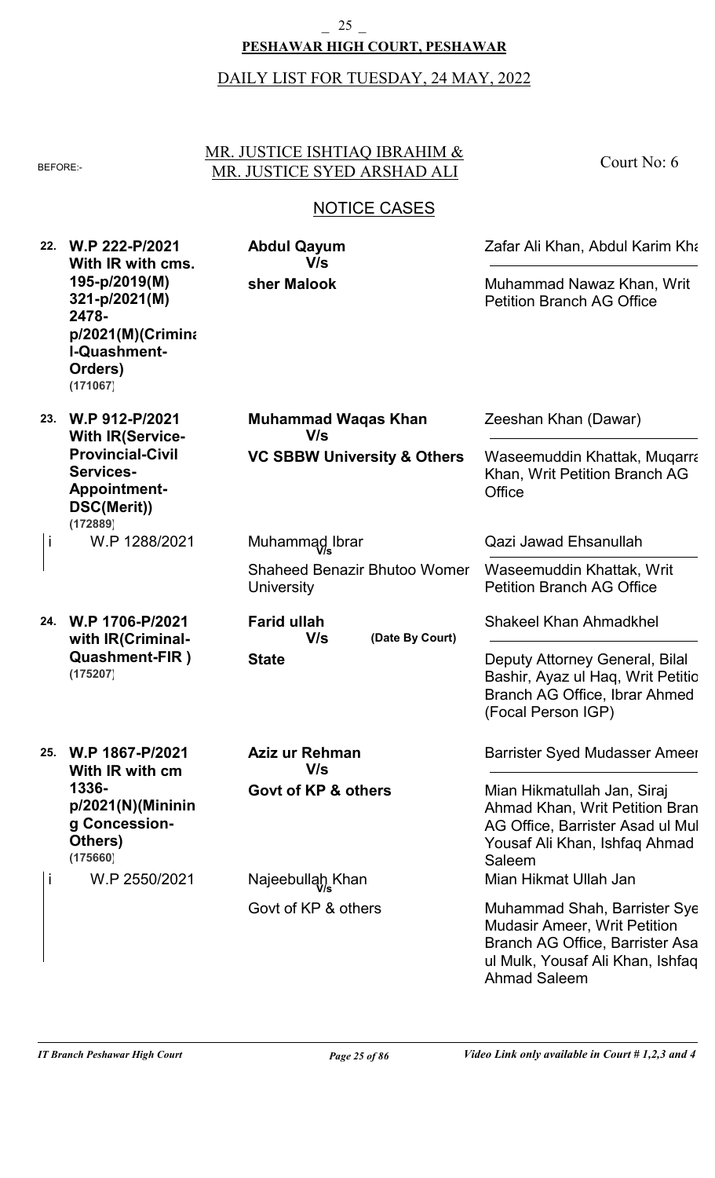**PESHAWAR HIGH COURT, PESHAWAR**

DAILY LIST FOR TUESDAY, 24 MAY, 2022

BEFORE:- MR. JUSTICE ISHTIAQ IBRAHIM & MR. JUSTICE SYED ARSHAD ALI — Court No: 6

## NOTICE CASES

| No. | Case | Parties | Counsel |
|---|---|---|---|
| 22. | **W.P 222-P/2021 With IR with cms. 195-p/2019(M) 321-p/2021(M) 2478-p/2021(M)(Criminal-Quashment-Orders)** **(171067)** | **Abdul Qayum** **V/s** **sher Malook** | Zafar Ali Khan, Abdul Karim Kha<br>Muhammad Nawaz Khan, Writ Petition Branch AG Office |
| 23. | **W.P 912-P/2021 With IR(Service-Provincial-Civil Services-Appointment-DSC(Merit))** **(172889)** | **Muhammad Waqas Khan** **V/s** **VC SBBW University & Others** | Zeeshan Khan (Dawar)<br>Waseemuddin Khattak, Muqarra Khan, Writ Petition Branch AG Office |
| i | W.P 1288/2021 | Muhammad Ibrar V/s Shaheed Benazir Bhutoo Women University | Qazi Jawad Ehsanullah<br>Waseemuddin Khattak, Writ Petition Branch AG Office |
| 24. | **W.P 1706-P/2021 with IR(Criminal-Quashment-FIR )** **(175207)** | **Farid ullah** **V/s** **(Date By Court)** **State** | Shakeel Khan Ahmadkhel<br>Deputy Attorney General, Bilal Bashir, Ayaz ul Haq, Writ Petitio Branch AG Office, Ibrar Ahmed (Focal Person IGP) |
| 25. | **W.P 1867-P/2021 With IR with cm 1336-p/2021(N)(Mining Concession-Others)** **(175660)** | **Aziz ur Rehman** **V/s** **Govt of KP & others** | Barrister Syed Mudasser Ameer<br>Mian Hikmatullah Jan, Siraj Ahmad Khan, Writ Petition Bran AG Office, Barrister Asad ul Mul Yousaf Ali Khan, Ishfaq Ahmad Saleem |
| i | W.P 2550/2021 | Najeebullah Khan V/s Govt of KP & others | Mian Hikmat Ullah Jan<br>Muhammad Shah, Barrister Sye Mudasir Ameer, Writ Petition Branch AG Office, Barrister Asa ul Mulk, Yousaf Ali Khan, Ishfaq Ahmad Saleem |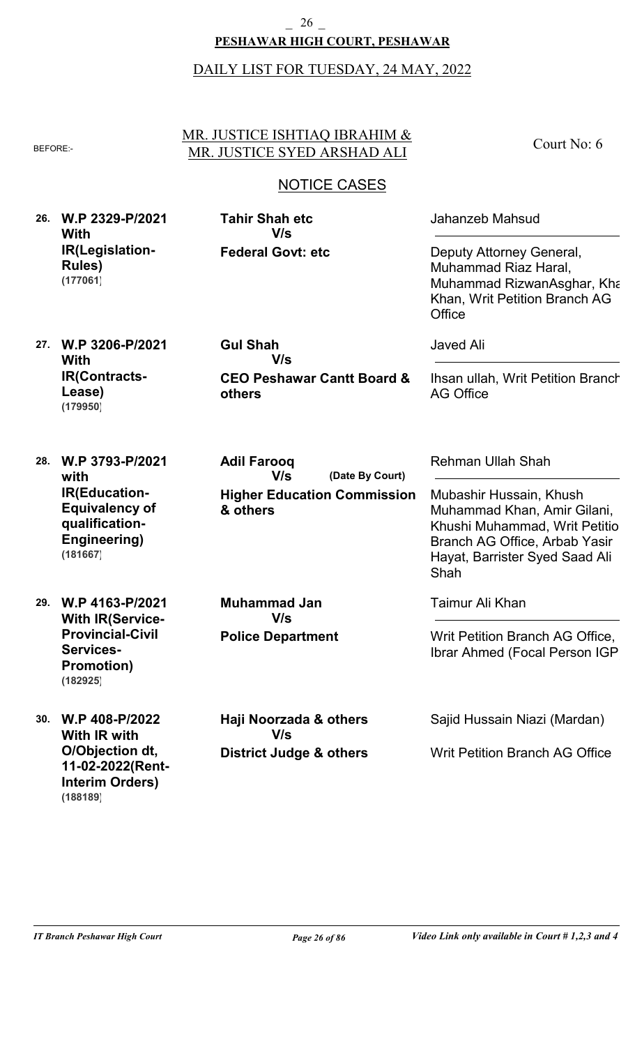**PESHAWAR HIGH COURT, PESHAWAR**

DAILY LIST FOR TUESDAY, 24 MAY, 2022

BEFORE:- MR. JUSTICE ISHTIAQ IBRAHIM & MR. JUSTICE SYED ARSHAD ALI — Court No: 6

## NOTICE CASES

| No. | Case | Parties | Counsel |
|---|---|---|---|
| 26. | **W.P 2329-P/2021 With IR(Legislation-Rules)** **(177061)** | **Tahir Shah etc** V/s **Federal Govt: etc** | Jahanzeb Mahsud / Deputy Attorney General, Muhammad Riaz Haral, Muhammad RizwanAsghar, Kha Khan, Writ Petition Branch AG Office |
| 27. | **W.P 3206-P/2021 With IR(Contracts-Lease)** **(179950)** | **Gul Shah** V/s **CEO Peshawar Cantt Board & others** | Javed Ali / Ihsan ullah, Writ Petition Branch AG Office |
| 28. | **W.P 3793-P/2021 with IR(Education-Equivalency of qualification-Engineering)** **(181667)** | **Adil Farooq** V/s **(Date By Court)** **Higher Education Commission & others** | Rehman Ullah Shah / Mubashir Hussain, Khush Muhammad Khan, Amir Gilani, Khushi Muhammad, Writ Petitio Branch AG Office, Arbab Yasir Hayat, Barrister Syed Saad Ali Shah |
| 29. | **W.P 4163-P/2021 With IR(Service-Provincial-Civil Services-Promotion)** **(182925)** | **Muhammad Jan** V/s **Police Department** | Taimur Ali Khan / Writ Petition Branch AG Office, Ibrar Ahmed (Focal Person IGP |
| 30. | **W.P 408-P/2022 With IR with O/Objection dt, 11-02-2022(Rent-Interim Orders)** **(188189)** | **Haji Noorzada & others** V/s **District Judge & others** | Sajid Hussain Niazi (Mardan) / Writ Petition Branch AG Office |

*IT Branch Peshawar High Court* — *Video Link only available in Court # 1,2,3 and 4*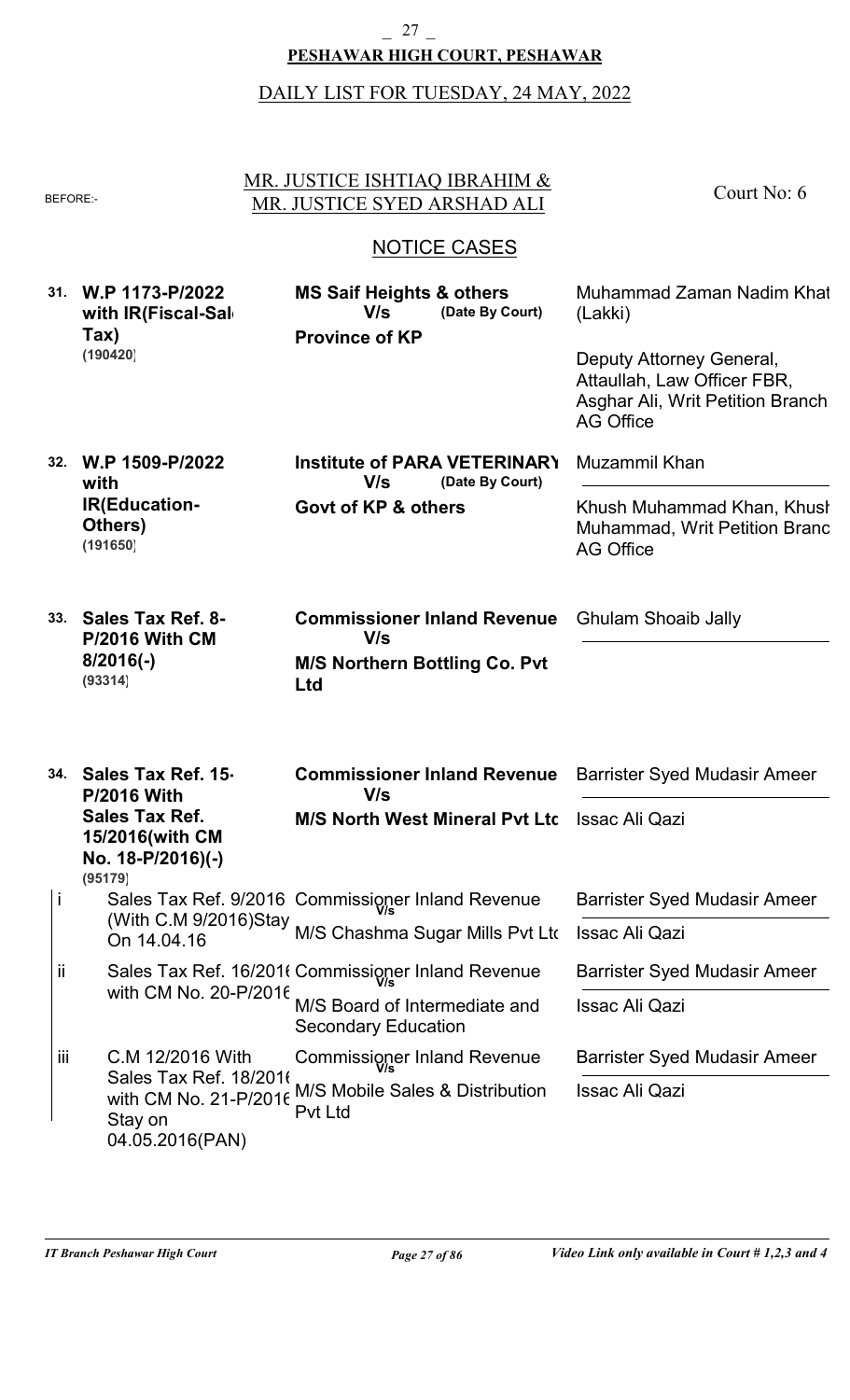**PESHAWAR HIGH COURT, PESHAWAR**

DAILY LIST FOR TUESDAY, 24 MAY, 2022

BEFORE:- MR. JUSTICE ISHTIAQ IBRAHIM & MR. JUSTICE SYED ARSHAD ALI — Court No: 6

## NOTICE CASES

| No. | Case | Parties | Counsel |
|---|---|---|---|
| 31. | **W.P 1173-P/2022 with IR(Fiscal-Sale Tax)** **(190420)** | **MS Saif Heights & others** V/s **Province of KP** (Date By Court) | Muhammad Zaman Nadim Khat (Lakki) / Deputy Attorney General, Attaullah, Law Officer FBR, Asghar Ali, Writ Petition Branch AG Office |
| 32. | **W.P 1509-P/2022 with IR(Education-Others)** **(191650)** | **Institute of PARA VETERINARY** V/s **Govt of KP & others** (Date By Court) | Muzammil Khan / Khush Muhammad Khan, Khush Muhammad, Writ Petition Branch AG Office |
| 33. | **Sales Tax Ref. 8-P/2016 With CM 8/2016(-)** **(93314)** | **Commissioner Inland Revenue** V/s **M/S Northern Bottling Co. Pvt Ltd** | Ghulam Shoaib Jally |
| 34. | **Sales Tax Ref. 15-P/2016 With Sales Tax Ref. 15/2016(with CM No. 18-P/2016)(-)** **(95179)** | **Commissioner Inland Revenue** V/s **M/S North West Mineral Pvt Ltd** | Barrister Syed Mudasir Ameer / Issac Ali Qazi |
| i | Sales Tax Ref. 9/2016 (With C.M 9/2016)Stay On 14.04.16 | Commissioner Inland Revenue V/s M/S Chashma Sugar Mills Pvt Ltd | Barrister Syed Mudasir Ameer / Issac Ali Qazi |
| ii | Sales Tax Ref. 16/2016 with CM No. 20-P/2016 | Commissioner Inland Revenue V/s M/S Board of Intermediate and Secondary Education | Barrister Syed Mudasir Ameer / Issac Ali Qazi |
| iii | C.M 12/2016 With Sales Tax Ref. 18/2016 with CM No. 21-P/2016 Stay on 04.05.2016(PAN) | Commissioner Inland Revenue V/s M/S Mobile Sales & Distribution Pvt Ltd | Barrister Syed Mudasir Ameer / Issac Ali Qazi |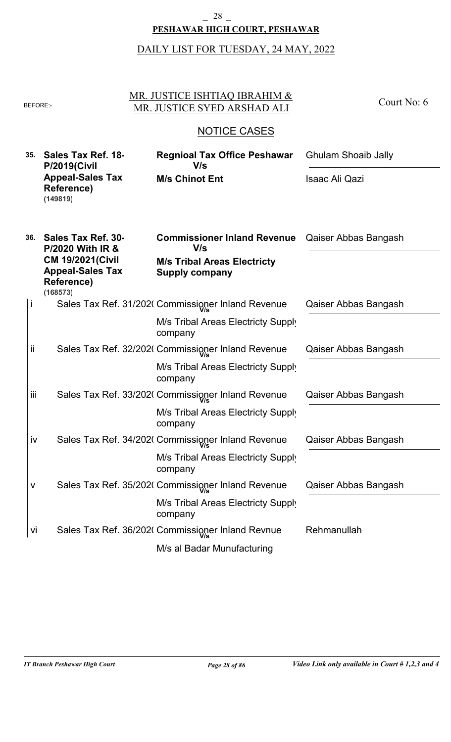**PESHAWAR HIGH COURT, PESHAWAR**

DAILY LIST FOR TUESDAY, 24 MAY, 2022

BEFORE:- MR. JUSTICE ISHTIAQ IBRAHIM & MR. JUSTICE SYED ARSHAD ALI

Court No: 6

## NOTICE CASES

| No. | Case | Parties | Counsel |
|---|---|---|---|
| **35.** | **Sales Tax Ref. 18-P/2019(Civil Appeal-Sales Tax Reference)** **(149819)** | **Regnioal Tax Office Peshawar** **V/s** **M/s Chinot Ent** | Ghulam Shoaib Jally / Isaac Ali Qazi |
| **36.** | **Sales Tax Ref. 30-P/2020 With IR & CM 19/2021(Civil Appeal-Sales Tax Reference)** **(168573)** | **Commissioner Inland Revenue** **V/s** **M/s Tribal Areas Electricty Supply company** | Qaiser Abbas Bangash |
| i | Sales Tax Ref. 31/2020 | Commissioner Inland Revenue **V/s** M/s Tribal Areas Electricty Supply company | Qaiser Abbas Bangash |
| ii | Sales Tax Ref. 32/2020 | Commissioner Inland Revenue **V/s** M/s Tribal Areas Electricty Supply company | Qaiser Abbas Bangash |
| iii | Sales Tax Ref. 33/2020 | Commissioner Inland Revenue **V/s** M/s Tribal Areas Electricty Supply company | Qaiser Abbas Bangash |
| iv | Sales Tax Ref. 34/2020 | Commissioner Inland Revenue **V/s** M/s Tribal Areas Electricty Supply company | Qaiser Abbas Bangash |
| v | Sales Tax Ref. 35/2020 | Commissioner Inland Revenue **V/s** M/s Tribal Areas Electricty Supply company | Qaiser Abbas Bangash |
| vi | Sales Tax Ref. 36/2020 | Commissioner Inland Revnue **V/s** M/s al Badar Munufacturing | Rehmanullah |

*IT Branch Peshawar High Court* | *Video Link only available in Court # 1,2,3 and 4*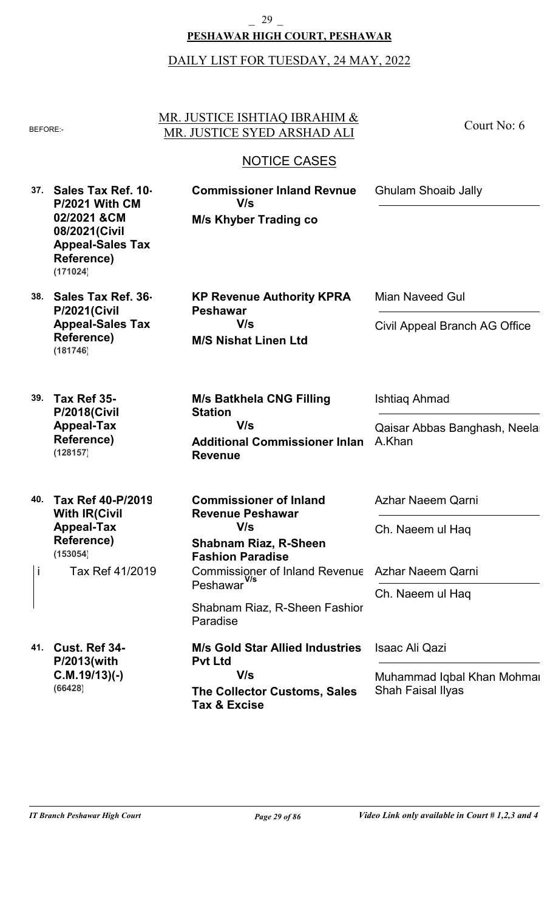**PESHAWAR HIGH COURT, PESHAWAR**

DAILY LIST FOR TUESDAY, 24 MAY, 2022

BEFORE:- MR. JUSTICE ISHTIAQ IBRAHIM & MR. JUSTICE SYED ARSHAD ALI — Court No: 6

## NOTICE CASES

| No. | Case | Parties | Advocates |
|---|---|---|---|
| 37. | **Sales Tax Ref. 10-P/2021 With CM 02/2021 &CM 08/2021(Civil Appeal-Sales Tax Reference)** **(171024)** | **Commissioner Inland Revnue** V/s **M/s Khyber Trading co** | Ghulam Shoaib Jally |
| 38. | **Sales Tax Ref. 36-P/2021(Civil Appeal-Sales Tax Reference)** **(181746)** | **KP Revenue Authority KPRA Peshawar** V/s **M/S Nishat Linen Ltd** | Mian Naveed Gul / Civil Appeal Branch AG Office |
| 39. | **Tax Ref 35-P/2018(Civil Appeal-Tax Reference)** **(128157)** | **M/s Batkhela CNG Filling Station** V/s **Additional Commissioner Inlan Revenue** | Ishtiaq Ahmad / Qaisar Abbas Banghash, Neela A.Khan |
| 40. | **Tax Ref 40-P/2019 With IR(Civil Appeal-Tax Reference)** **(153054)** | **Commissioner of Inland Revenue Peshawar** V/s **Shabnam Riaz, R-Sheen Fashion Paradise** | Azhar Naeem Qarni / Ch. Naeem ul Haq |
| i | Tax Ref 41/2019 | Commissioner of Inland Revenue Peshawar V/s Shabnam Riaz, R-Sheen Fashion Paradise | Azhar Naeem Qarni / Ch. Naeem ul Haq |
| 41. | **Cust. Ref 34-P/2013(with C.M.19/13)(-)** **(66428)** | **M/s Gold Star Allied Industries Pvt Ltd** V/s **The Collector Customs, Sales Tax & Excise** | Isaac Ali Qazi / Muhammad Iqbal Khan Mohmand, Shah Faisal Ilyas |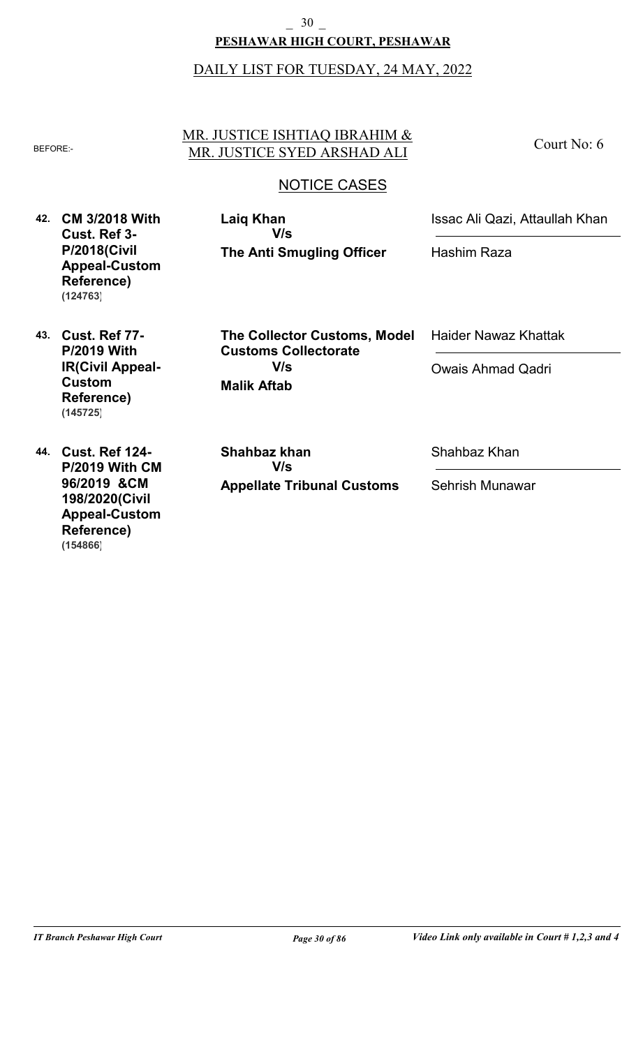**PESHAWAR HIGH COURT, PESHAWAR**

DAILY LIST FOR TUESDAY, 24 MAY, 2022

BEFORE:- MR. JUSTICE ISHTIAQ IBRAHIM & MR. JUSTICE SYED ARSHAD ALI — Court No: 6

## NOTICE CASES

| No. | Case | Parties | Advocates |
|---|---|---|---|
| 42. | **CM 3/2018 With Cust. Ref 3-P/2018(Civil Appeal-Custom Reference)** **(124763)** | **Laiq Khan** V/s **The Anti Smugling Officer** | Issac Ali Qazi, Attaullah Khan / Hashim Raza |
| 43. | **Cust. Ref 77-P/2019 With IR(Civil Appeal-Custom Reference)** **(145725)** | **The Collector Customs, Model Customs Collectorate** V/s **Malik Aftab** | Haider Nawaz Khattak / Owais Ahmad Qadri |
| 44. | **Cust. Ref 124-P/2019 With CM 96/2019 &CM 198/2020(Civil Appeal-Custom Reference)** **(154866)** | **Shahbaz khan** V/s **Appellate Tribunal Customs** | Shahbaz Khan / Sehrish Munawar |

*IT Branch Peshawar High Court*

*Video Link only available in Court # 1,2,3 and 4*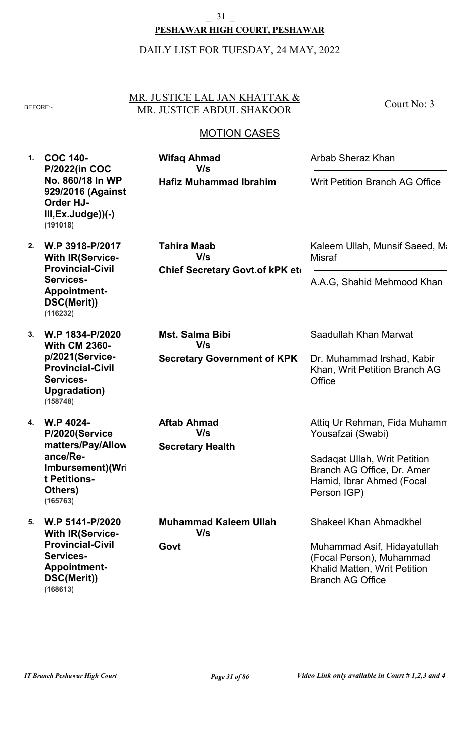**PESHAWAR HIGH COURT, PESHAWAR**

DAILY LIST FOR TUESDAY, 24 MAY, 2022

BEFORE:- MR. JUSTICE LAL JAN KHATTAK & MR. JUSTICE ABDUL SHAKOOR

Court No: 3

## MOTION CASES

| # | Case | Parties | Counsel |
|---|---|---|---|
| 1. | **COC 140-P/2022(in COC No. 860/18 In WP 929/2016 (Against Order HJ-III,Ex.Judge))(-)** **(191018)** | **Wifaq Ahmad** V/s **Hafiz Muhammad Ibrahim** | Arbab Sheraz Khan / Writ Petition Branch AG Office |
| 2. | **W.P 3918-P/2017 With IR(Service-Provincial-Civil Services-Appointment-DSC(Merit))** **(116232)** | **Tahira Maab** V/s **Chief Secretary Govt.of kPK et** | Kaleem Ullah, Munsif Saeed, M Misraf / A.A.G, Shahid Mehmood Khan |
| 3. | **W.P 1834-P/2020 With CM 2360-p/2021(Service-Provincial-Civil Services-Upgradation)** **(158748)** | **Mst. Salma Bibi** V/s **Secretary Government of KPK** | Saadullah Khan Marwat / Dr. Muhammad Irshad, Kabir Khan, Writ Petition Branch AG Office |
| 4. | **W.P 4024-P/2020(Service matters/Pay/Allowance/Re-Imbursement)(Writ Petitions-Others)** **(165763)** | **Aftab Ahmad** V/s **Secretary Health** | Attiq Ur Rehman, Fida Muhamm Yousafzai (Swabi) / Sadaqat Ullah, Writ Petition Branch AG Office, Dr. Amer Hamid, Ibrar Ahmed (Focal Person IGP) |
| 5. | **W.P 5141-P/2020 With IR(Service-Provincial-Civil Services-Appointment-DSC(Merit))** **(168613)** | **Muhammad Kaleem Ullah** V/s **Govt** | Shakeel Khan Ahmadkhel / Muhammad Asif, Hidayatullah (Focal Person), Muhammad Khalid Matten, Writ Petition Branch AG Office |

*Video Link only available in Court # 1,2,3 and 4*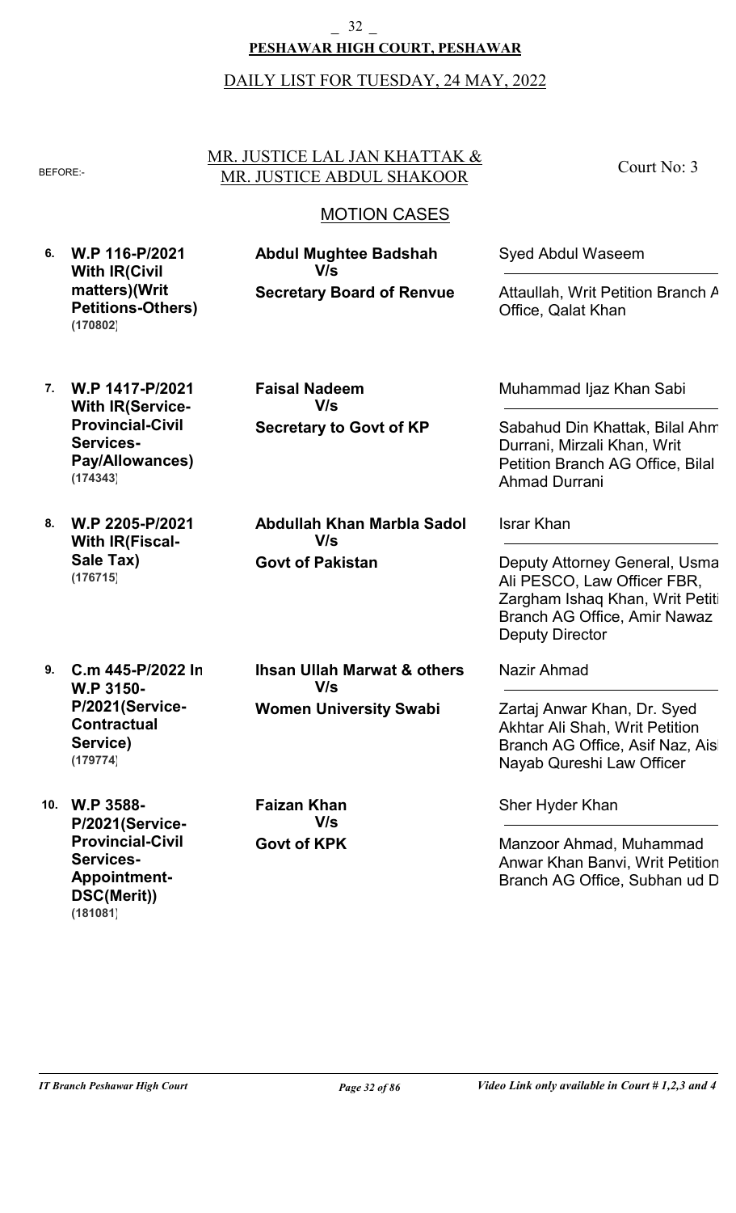**PESHAWAR HIGH COURT, PESHAWAR**

DAILY LIST FOR TUESDAY, 24 MAY, 2022

BEFORE:- MR. JUSTICE LAL JAN KHATTAK & MR. JUSTICE ABDUL SHAKOOR — Court No: 3

## MOTION CASES

| No. | Case | Parties | Advocates |
|---|---|---|---|
| 6. | **W.P 116-P/2021 With IR(Civil matters)(Writ Petitions-Others)** **(170802)** | **Abdul Mughtee Badshah** **V/s** **Secretary Board of Renvue** | Syed Abdul Waseem / Attaullah, Writ Petition Branch A Office, Qalat Khan |
| 7. | **W.P 1417-P/2021 With IR(Service-Provincial-Civil Services-Pay/Allowances)** **(174343)** | **Faisal Nadeem** **V/s** **Secretary to Govt of KP** | Muhammad Ijaz Khan Sabi / Sabahud Din Khattak, Bilal Ahm Durrani, Mirzali Khan, Writ Petition Branch AG Office, Bilal Ahmad Durrani |
| 8. | **W.P 2205-P/2021 With IR(Fiscal-Sale Tax)** **(176715)** | **Abdullah Khan Marbla Sadol** **V/s** **Govt of Pakistan** | Israr Khan / Deputy Attorney General, Usma Ali PESCO, Law Officer FBR, Zargham Ishaq Khan, Writ Petiti Branch AG Office, Amir Nawaz Deputy Director |
| 9. | **C.m 445-P/2022 In W.P 3150-P/2021(Service-Contractual Service)** **(179774)** | **Ihsan Ullah Marwat & others** **V/s** **Women University Swabi** | Nazir Ahmad / Zartaj Anwar Khan, Dr. Syed Akhtar Ali Shah, Writ Petition Branch AG Office, Asif Naz, Ais Nayab Qureshi Law Officer |
| 10. | **W.P 3588-P/2021(Service-Provincial-Civil Services-Appointment-DSC(Merit))** **(181081)** | **Faizan Khan** **V/s** **Govt of KPK** | Sher Hyder Khan / Manzoor Ahmad, Muhammad Anwar Khan Banvi, Writ Petition Branch AG Office, Subhan ud D |

*IT Branch Peshawar High Court* — *Video Link only available in Court # 1,2,3 and 4*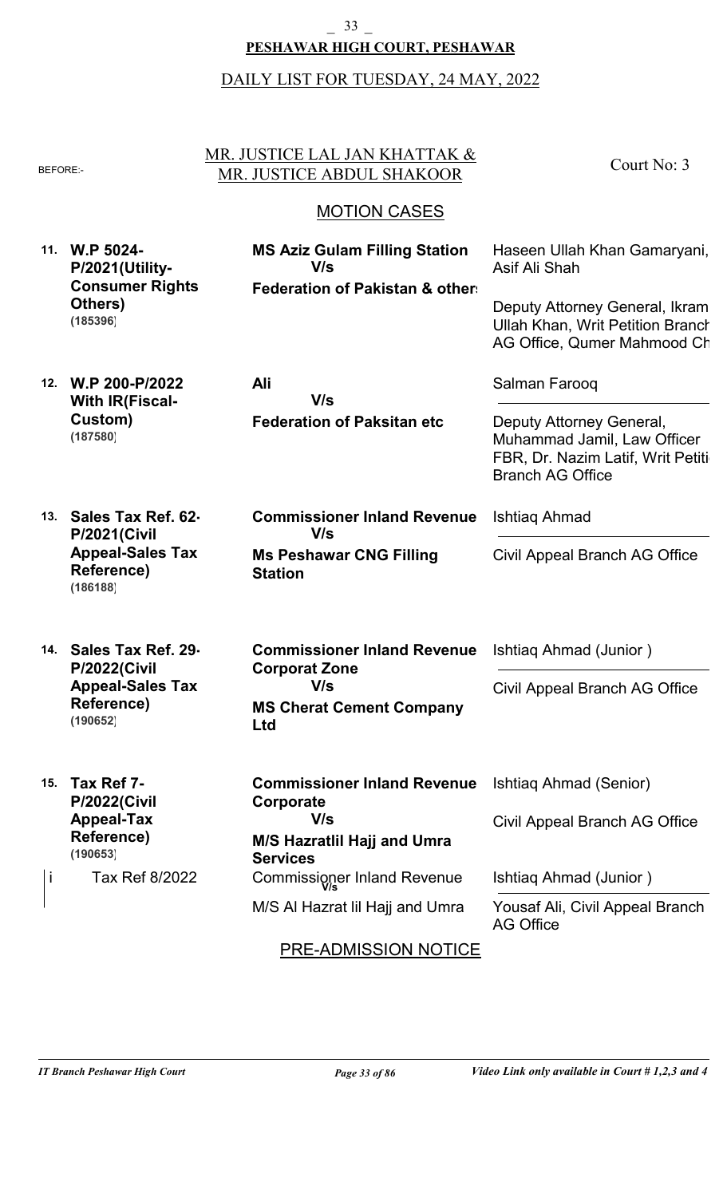**PESHAWAR HIGH COURT, PESHAWAR**

DAILY LIST FOR TUESDAY, 24 MAY, 2022

BEFORE:- MR. JUSTICE LAL JAN KHATTAK & MR. JUSTICE ABDUL SHAKOOR — Court No: 3

## MOTION CASES

| No. | Case | Parties | Counsel |
|---|---|---|---|
| 11. | **W.P 5024-P/2021(Utility-Consumer Rights Others)** **(185396)** | **MS Aziz Gulam Filling Station** **V/s** **Federation of Pakistan & others** | Haseen Ullah Khan Gamaryani, Asif Ali Shah / Deputy Attorney General, Ikram Ullah Khan, Writ Petition Branch AG Office, Qumer Mahmood Ch |
| 12. | **W.P 200-P/2022 With IR(Fiscal-Custom)** **(187580)** | **Ali** **V/s** **Federation of Paksitan etc** | Salman Farooq / Deputy Attorney General, Muhammad Jamil, Law Officer FBR, Dr. Nazim Latif, Writ Petition Branch AG Office |
| 13. | **Sales Tax Ref. 62-P/2021(Civil Appeal-Sales Tax Reference)** **(186188)** | **Commissioner Inland Revenue** **V/s** **Ms Peshawar CNG Filling Station** | Ishtiaq Ahmad / Civil Appeal Branch AG Office |
| 14. | **Sales Tax Ref. 29-P/2022(Civil Appeal-Sales Tax Reference)** **(190652)** | **Commissioner Inland Revenue Corporat Zone** **V/s** **MS Cherat Cement Company Ltd** | Ishtiaq Ahmad (Junior ) / Civil Appeal Branch AG Office |
| 15. | **Tax Ref 7-P/2022(Civil Appeal-Tax Reference)** **(190653)** | **Commissioner Inland Revenue Corporate** **V/s** **M/S Hazratlil Hajj and Umra Services** | Ishtiaq Ahmad (Senior) / Civil Appeal Branch AG Office |
| i | Tax Ref 8/2022 | Commissioner Inland Revenue V/s M/S Al Hazrat lil Hajj and Umra | Ishtiaq Ahmad (Junior ) / Yousaf Ali, Civil Appeal Branch AG Office |

## PRE-ADMISSION NOTICE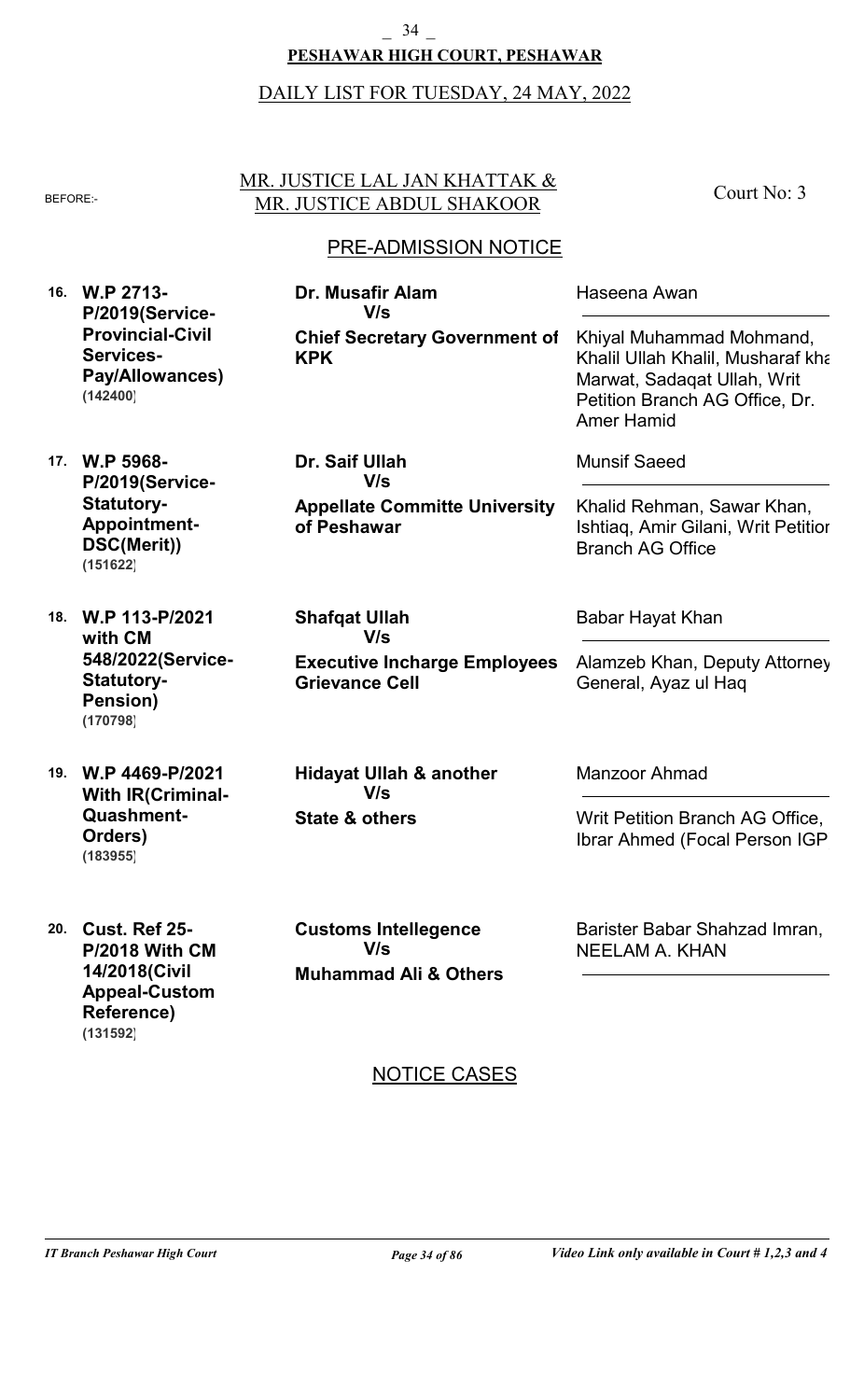**PESHAWAR HIGH COURT, PESHAWAR**

DAILY LIST FOR TUESDAY, 24 MAY, 2022

BEFORE:- MR. JUSTICE LAL JAN KHATTAK & MR. JUSTICE ABDUL SHAKOOR — Court No: 3

## PRE-ADMISSION NOTICE

| No. | Case | Parties | Counsel |
|---|---|---|---|
| 16. | **W.P 2713-P/2019(Service-Provincial-Civil Services-Pay/Allowances)** **(142400)** | **Dr. Musafir Alam** V/s **Chief Secretary Government of KPK** | Haseena Awan / Khiyal Muhammad Mohmand, Khalil Ullah Khalil, Musharaf kha Marwat, Sadaqat Ullah, Writ Petition Branch AG Office, Dr. Amer Hamid |
| 17. | **W.P 5968-P/2019(Service-Statutory-Appointment-DSC(Merit))** **(151622)** | **Dr. Saif Ullah** V/s **Appellate Committe University of Peshawar** | Munsif Saeed / Khalid Rehman, Sawar Khan, Ishtiaq, Amir Gilani, Writ Petitior Branch AG Office |
| 18. | **W.P 113-P/2021 with CM 548/2022(Service-Statutory-Pension)** **(170798)** | **Shafqat Ullah** V/s **Executive Incharge Employees Grievance Cell** | Babar Hayat Khan / Alamzeb Khan, Deputy Attorney General, Ayaz ul Haq |
| 19. | **W.P 4469-P/2021 With IR(Criminal-Quashment-Orders)** **(183955)** | **Hidayat Ullah & another** V/s **State & others** | Manzoor Ahmad / Writ Petition Branch AG Office, Ibrar Ahmed (Focal Person IGP |
| 20. | **Cust. Ref 25-P/2018 With CM 14/2018(Civil Appeal-Custom Reference)** **(131592)** | **Customs Intellegence** V/s **Muhammad Ali & Others** | Barister Babar Shahzad Imran, NEELAM A. KHAN |

## NOTICE CASES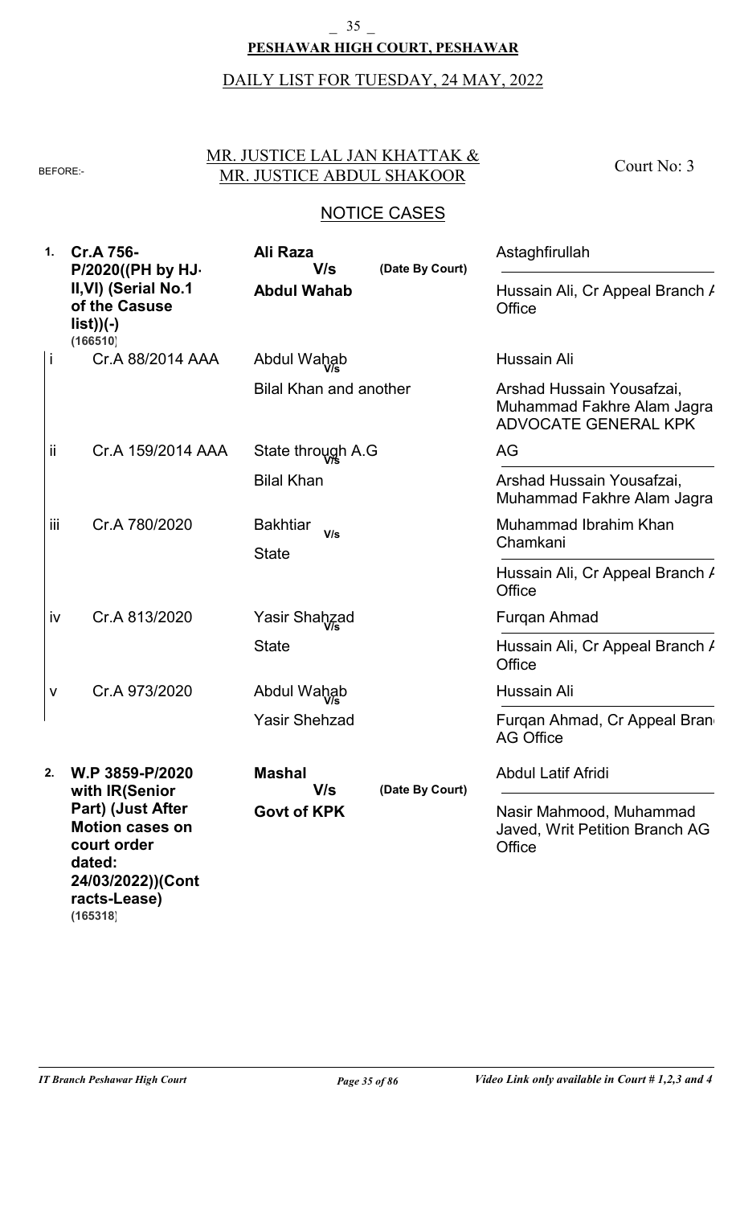# PESHAWAR HIGH COURT, PESHAWAR

DAILY LIST FOR TUESDAY, 24 MAY, 2022

BEFORE:- MR. JUSTICE LAL JAN KHATTAK & MR. JUSTICE ABDUL SHAKOOR — Court No: 3

## NOTICE CASES

| No. | Case | Parties | | Counsel |
|---|---|---|---|---|
| **1.** | **Cr.A 756-P/2020((PH by HJ-II,VI) (Serial No.1 of the Casuse list))(-) (166510)** | **Ali Raza** V/s **Abdul Wahab** | (Date By Court) | Astaghfirullah / Hussain Ali, Cr Appeal Branch A Office |
| i | Cr.A 88/2014 AAA | Abdul Wahab V/s Bilal Khan and another | | Hussain Ali / Arshad Hussain Yousafzai, Muhammad Fakhre Alam Jagra ADVOCATE GENERAL KPK |
| ii | Cr.A 159/2014 AAA | State through A.G V/s Bilal Khan | | AG / Arshad Hussain Yousafzai, Muhammad Fakhre Alam Jagra |
| iii | Cr.A 780/2020 | Bakhtiar V/s State | | Muhammad Ibrahim Khan Chamkani / Hussain Ali, Cr Appeal Branch A Office |
| iv | Cr.A 813/2020 | Yasir Shahzad V/s State | | Furqan Ahmad / Hussain Ali, Cr Appeal Branch A Office |
| v | Cr.A 973/2020 | Abdul Wahab V/s Yasir Shehzad | | Hussain Ali / Furqan Ahmad, Cr Appeal Bran AG Office |
| **2.** | **W.P 3859-P/2020 with IR(Senior Part) (Just After Motion cases on court order dated: 24/03/2022))(Contracts-Lease) (165318)** | **Mashal** V/s **Govt of KPK** | (Date By Court) | Abdul Latif Afridi / Nasir Mahmood, Muhammad Javed, Writ Petition Branch AG Office |

*IT Branch Peshawar High Court* — *Video Link only available in Court # 1,2,3 and 4*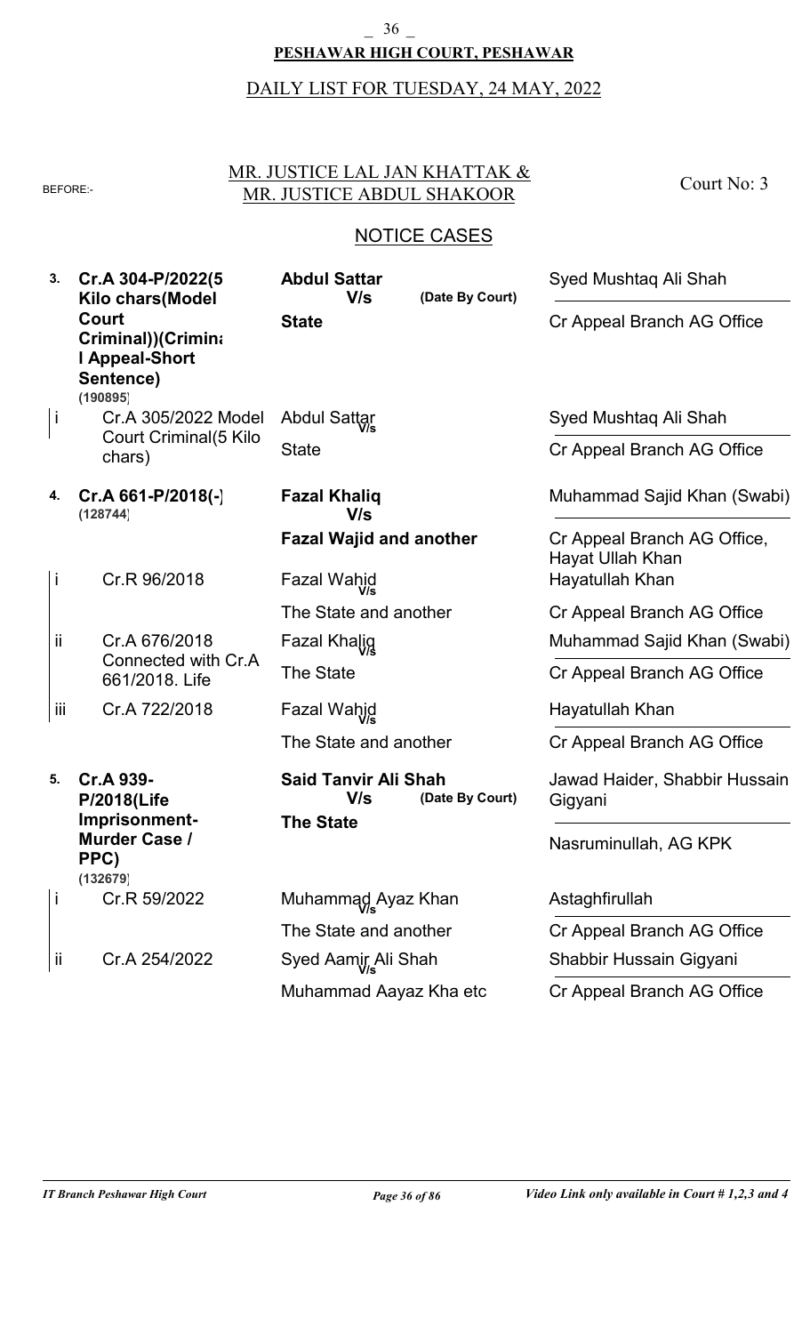**PESHAWAR HIGH COURT, PESHAWAR**

DAILY LIST FOR TUESDAY, 24 MAY, 2022

BEFORE:- MR. JUSTICE LAL JAN KHATTAK & MR. JUSTICE ABDUL SHAKOOR — Court No: 3

## NOTICE CASES

| No. | Case | Parties | Counsel |
|---|---|---|---|
| **3.** | **Cr.A 304-P/2022(5 Kilo chars(Model Court Criminal))(Criminal Appeal-Short Sentence)** (190895) | **Abdul Sattar** V/s **State** (Date By Court) | Syed Mushtaq Ali Shah / Cr Appeal Branch AG Office |
| i | Cr.A 305/2022 Model Court Criminal(5 Kilo chars) | Abdul Sattar V/s State | Syed Mushtaq Ali Shah / Cr Appeal Branch AG Office |
| **4.** | **Cr.A 661-P/2018(-)** (128744) | **Fazal Khaliq** V/s **Fazal Wajid and another** | Muhammad Sajid Khan (Swabi) / Cr Appeal Branch AG Office, Hayat Ullah Khan |
| i | Cr.R 96/2018 | Fazal Wahid V/s The State and another | Hayatullah Khan / Cr Appeal Branch AG Office |
| ii | Cr.A 676/2018 Connected with Cr.A 661/2018. Life | Fazal Khaliq V/s The State | Muhammad Sajid Khan (Swabi) / Cr Appeal Branch AG Office |
| iii | Cr.A 722/2018 | Fazal Wahid V/s The State and another | Hayatullah Khan / Cr Appeal Branch AG Office |
| **5.** | **Cr.A 939-P/2018(Life Imprisonment-Murder Case / PPC)** (132679) | **Said Tanvir Ali Shah** V/s **The State** (Date By Court) | Jawad Haider, Shabbir Hussain Gigyani / Nasruminullah, AG KPK |
| i | Cr.R 59/2022 | Muhammad Ayaz Khan V/s The State and another | Astaghfirullah / Cr Appeal Branch AG Office |
| ii | Cr.A 254/2022 | Syed Aamir Ali Shah V/s Muhammad Aayaz Kha etc | Shabbir Hussain Gigyani / Cr Appeal Branch AG Office |

*IT Branch Peshawar High Court* — *Video Link only available in Court # 1,2,3 and 4*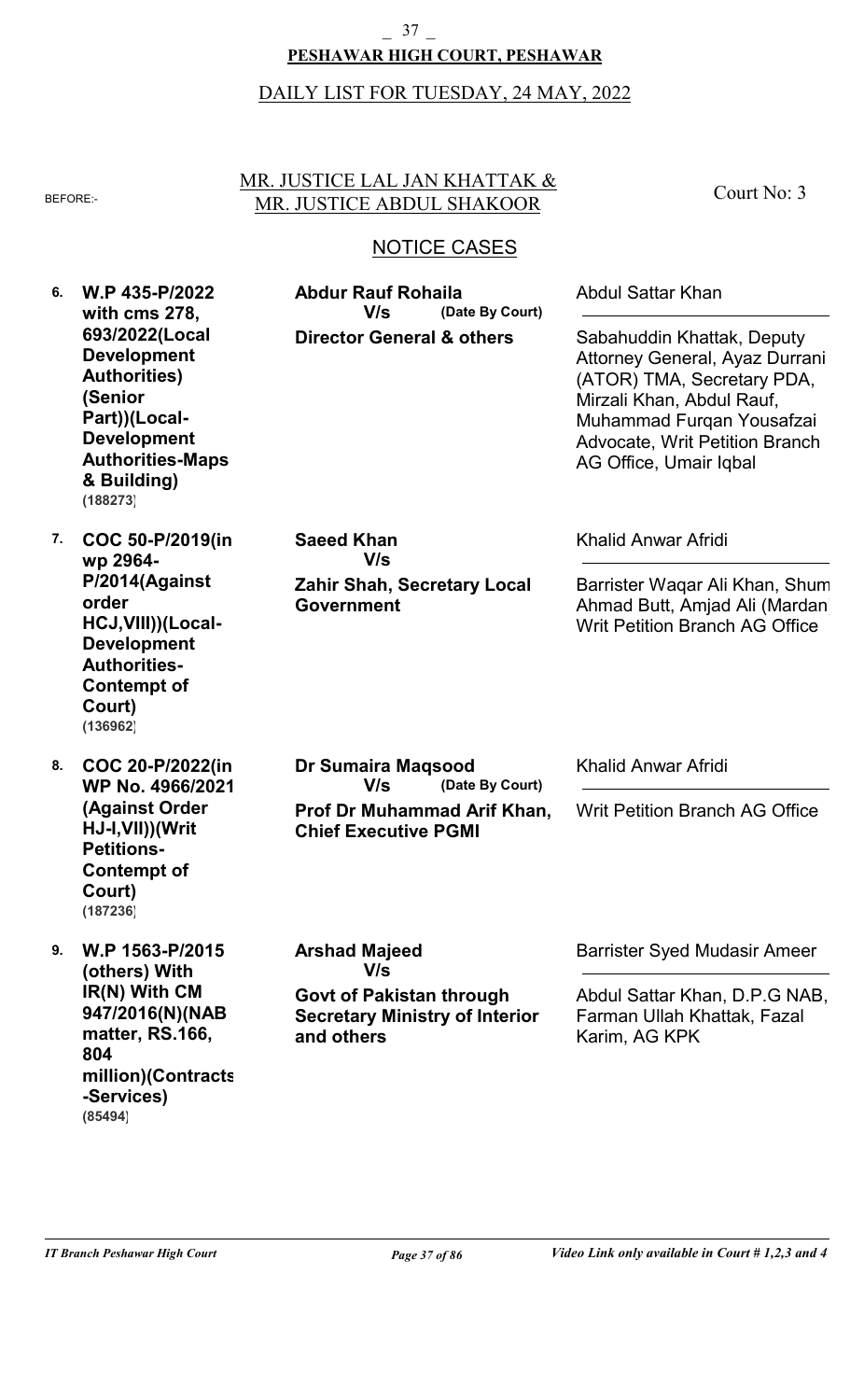**PESHAWAR HIGH COURT, PESHAWAR**

DAILY LIST FOR TUESDAY, 24 MAY, 2022

BEFORE:- MR. JUSTICE LAL JAN KHATTAK & MR. JUSTICE ABDUL SHAKOOR

Court No: 3

## NOTICE CASES

| No. | Case | Parties | Counsel |
|---|---|---|---|
| 6. | **W.P 435-P/2022 with cms 278, 693/2022(Local Development Authorities) (Senior Part))(Local-Development Authorities-Maps & Building)** **(188273)** | **Abdur Rauf Rohaila** **V/s** **(Date By Court)** **Director General & others** | Abdul Sattar Khan / Sabahuddin Khattak, Deputy Attorney General, Ayaz Durrani (ATOR) TMA, Secretary PDA, Mirzali Khan, Abdul Rauf, Muhammad Furqan Yousafzai Advocate, Writ Petition Branch AG Office, Umair Iqbal |
| 7. | **COC 50-P/2019(in wp 2964-P/2014(Against order HCJ,VIII))(Local-Development Authorities-Contempt of Court)** **(136962)** | **Saeed Khan** **V/s** **Zahir Shah, Secretary Local Government** | Khalid Anwar Afridi / Barrister Waqar Ali Khan, Shum Ahmad Butt, Amjad Ali (Mardan Writ Petition Branch AG Office |
| 8. | **COC 20-P/2022(in WP No. 4966/2021 (Against Order HJ-I,VII))(Writ Petitions-Contempt of Court)** **(187236)** | **Dr Sumaira Maqsood** **V/s** **(Date By Court)** **Prof Dr Muhammad Arif Khan, Chief Executive PGMI** | Khalid Anwar Afridi / Writ Petition Branch AG Office |
| 9. | **W.P 1563-P/2015 (others) With IR(N) With CM 947/2016(N)(NAB matter, RS.166, 804 million)(Contracts-Services)** **(85494)** | **Arshad Majeed** **V/s** **Govt of Pakistan through Secretary Ministry of Interior and others** | Barrister Syed Mudasir Ameer / Abdul Sattar Khan, D.P.G NAB, Farman Ullah Khattak, Fazal Karim, AG KPK |

*IT Branch Peshawar High Court*

*Video Link only available in Court # 1,2,3 and 4*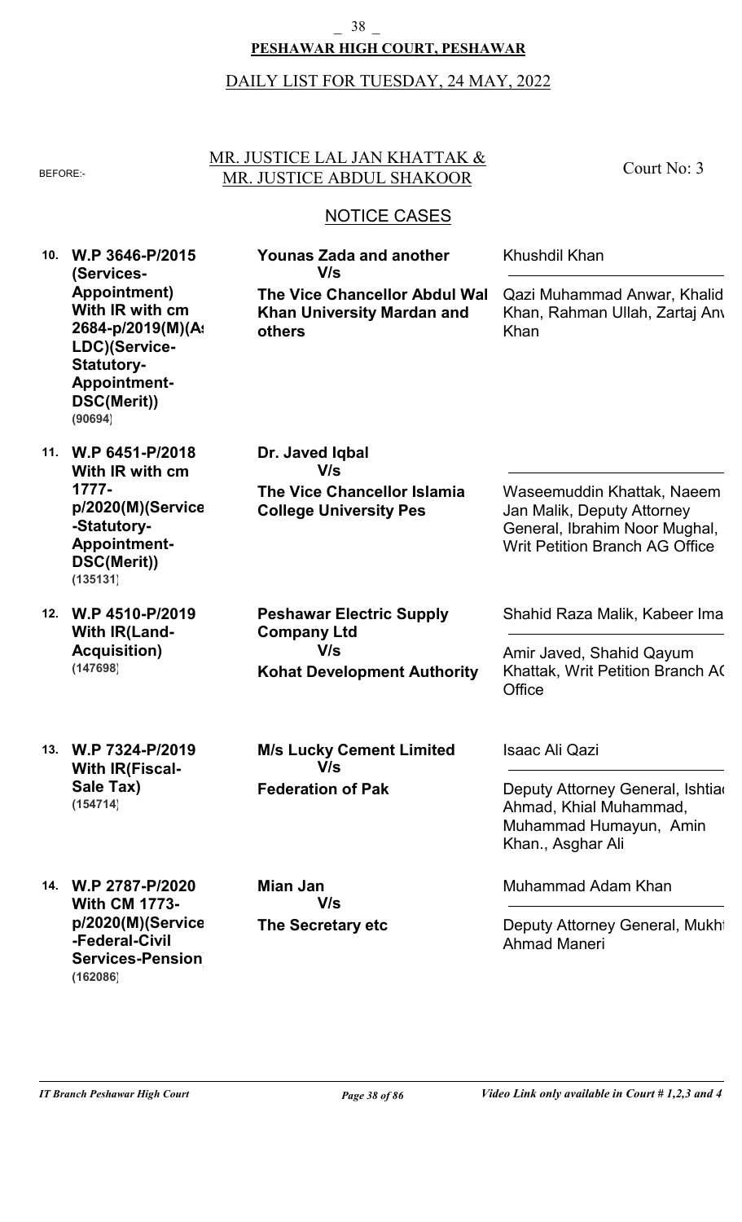**PESHAWAR HIGH COURT, PESHAWAR**

DAILY LIST FOR TUESDAY, 24 MAY, 2022

BEFORE:- MR. JUSTICE LAL JAN KHATTAK & MR. JUSTICE ABDUL SHAKOOR

Court No: 3

## NOTICE CASES

| No. | Case | Parties | Counsel |
|---|---|---|---|
| 10. | **W.P 3646-P/2015 (Services-Appointment) With IR with cm 2684-p/2019(M)(As LDC)(Service-Statutory-Appointment-DSC(Merit))** **(90694)** | **Younas Zada and another** V/s **The Vice Chancellor Abdul Wal Khan University Mardan and others** | Khushdil Khan / Qazi Muhammad Anwar, Khalid Khan, Rahman Ullah, Zartaj Anw Khan |
| 11. | **W.P 6451-P/2018 With IR with cm 1777-p/2020(M)(Service-Statutory-Appointment-DSC(Merit))** **(135131)** | **Dr. Javed Iqbal** V/s **The Vice Chancellor Islamia College University Pes** | / Waseemuddin Khattak, Naeem Jan Malik, Deputy Attorney General, Ibrahim Noor Mughal, Writ Petition Branch AG Office |
| 12. | **W.P 4510-P/2019 With IR(Land-Acquisition)** **(147698)** | **Peshawar Electric Supply Company Ltd** V/s **Kohat Development Authority** | Shahid Raza Malik, Kabeer Ima / Amir Javed, Shahid Qayum Khattak, Writ Petition Branch AG Office |
| 13. | **W.P 7324-P/2019 With IR(Fiscal-Sale Tax)** **(154714)** | **M/s Lucky Cement Limited** V/s **Federation of Pak** | Isaac Ali Qazi / Deputy Attorney General, Ishtiaq Ahmad, Khial Muhammad, Muhammad Humayun, Amin Khan., Asghar Ali |
| 14. | **W.P 2787-P/2020 With CM 1773-p/2020(M)(Service-Federal-Civil Services-Pension)** **(162086)** | **Mian Jan** V/s **The Secretary etc** | Muhammad Adam Khan / Deputy Attorney General, Mukht Ahmad Maneri |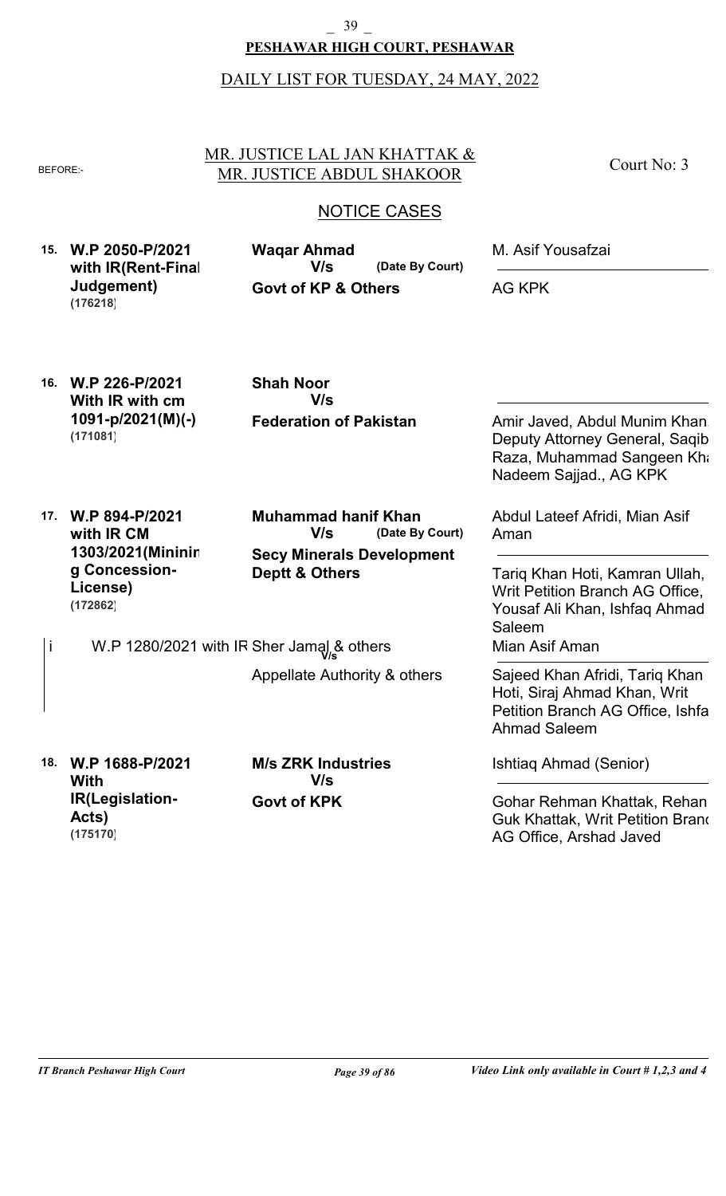**PESHAWAR HIGH COURT, PESHAWAR**

DAILY LIST FOR TUESDAY, 24 MAY, 2022

BEFORE:- MR. JUSTICE LAL JAN KHATTAK & MR. JUSTICE ABDUL SHAKOOR

Court No: 3

## NOTICE CASES

| No. | Case | Parties | Counsel |
|---|---|---|---|
| 15. | **W.P 2050-P/2021 with IR(Rent-Final Judgement)** **(176218)** | **Waqar Ahmad** V/s (Date By Court) **Govt of KP & Others** | M. Asif Yousafzai / AG KPK |
| 16. | **W.P 226-P/2021 With IR with cm 1091-p/2021(M)(-)** **(171081)** | **Shah Noor** V/s **Federation of Pakistan** | / Amir Javed, Abdul Munim Khan, Deputy Attorney General, Saqib Raza, Muhammad Sangeen Kh, Nadeem Sajjad., AG KPK |
| 17. | **W.P 894-P/2021 with IR CM 1303/2021(Mining Concession-License)** **(172862)** | **Muhammad hanif Khan** V/s (Date By Court) **Secy Minerals Development Deptt & Others** | Abdul Lateef Afridi, Mian Asif Aman / Tariq Khan Hoti, Kamran Ullah, Writ Petition Branch AG Office, Yousaf Ali Khan, Ishfaq Ahmad Saleem |
| i | W.P 1280/2021 with IR | Sher Jamal & others V/s Appellate Authority & others | Mian Asif Aman / Sajeed Khan Afridi, Tariq Khan Hoti, Siraj Ahmad Khan, Writ Petition Branch AG Office, Ishfa Ahmad Saleem |
| 18. | **W.P 1688-P/2021 With IR(Legislation-Acts)** **(175170)** | **M/s ZRK Industries** V/s **Govt of KPK** | Ishtiaq Ahmad (Senior) / Gohar Rehman Khattak, Rehan Guk Khattak, Writ Petition Branch AG Office, Arshad Javed |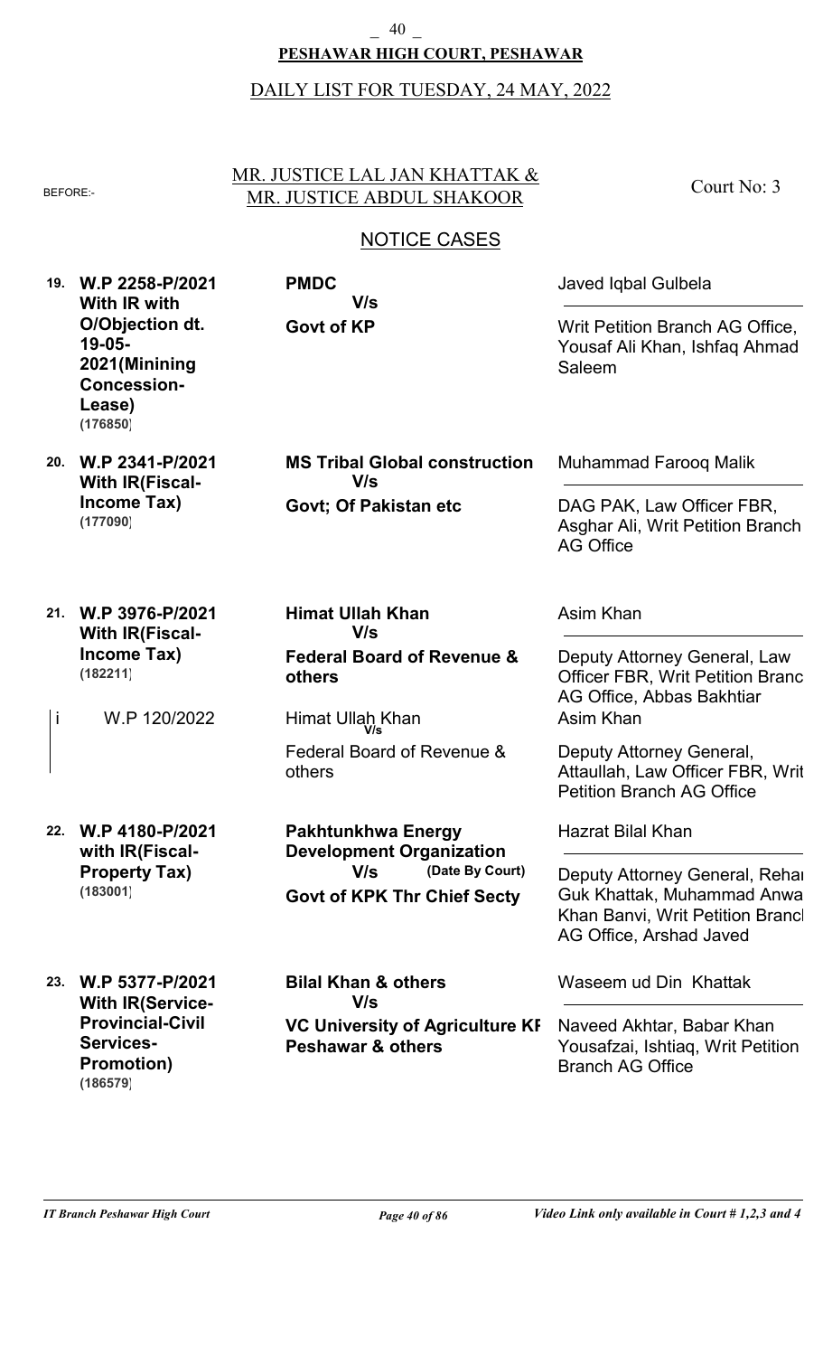**PESHAWAR HIGH COURT, PESHAWAR**

DAILY LIST FOR TUESDAY, 24 MAY, 2022

BEFORE:- MR. JUSTICE LAL JAN KHATTAK & MR. JUSTICE ABDUL SHAKOOR

Court No: 3

## NOTICE CASES

| No. | Case | Parties | Counsel |
|---|---|---|---|
| 19. | **W.P 2258-P/2021 With IR with O/Objection dt. 19-05-2021(Minining Concession-Lease)** **(176850)** | **PMDC** V/s **Govt of KP** | Javed Iqbal Gulbela / Writ Petition Branch AG Office, Yousaf Ali Khan, Ishfaq Ahmad Saleem |
| 20. | **W.P 2341-P/2021 With IR(Fiscal-Income Tax)** **(177090)** | **MS Tribal Global construction** V/s **Govt; Of Pakistan etc** | Muhammad Farooq Malik / DAG PAK, Law Officer FBR, Asghar Ali, Writ Petition Branch AG Office |
| 21. | **W.P 3976-P/2021 With IR(Fiscal-Income Tax)** **(182211)** | **Himat Ullah Khan** V/s **Federal Board of Revenue & others** | Asim Khan / Deputy Attorney General, Law Officer FBR, Writ Petition Branc AG Office, Abbas Bakhtiar |
| i | W.P 120/2022 | Himat Ullah Khan V/s Federal Board of Revenue & others | Asim Khan / Deputy Attorney General, Attaullah, Law Officer FBR, Writ Petition Branch AG Office |
| 22. | **W.P 4180-P/2021 with IR(Fiscal-Property Tax)** **(183001)** | **Pakhtunkhwa Energy Development Organization** V/s **(Date By Court)** **Govt of KPK Thr Chief Secty** | Hazrat Bilal Khan / Deputy Attorney General, Rehan Guk Khattak, Muhammad Anwar Khan Banvi, Writ Petition Branch AG Office, Arshad Javed |
| 23. | **W.P 5377-P/2021 With IR(Service-Provincial-Civil Services-Promotion)** **(186579)** | **Bilal Khan & others** V/s **VC University of Agriculture KP Peshawar & others** | Waseem ud Din Khattak / Naveed Akhtar, Babar Khan Yousafzai, Ishtiaq, Writ Petition Branch AG Office |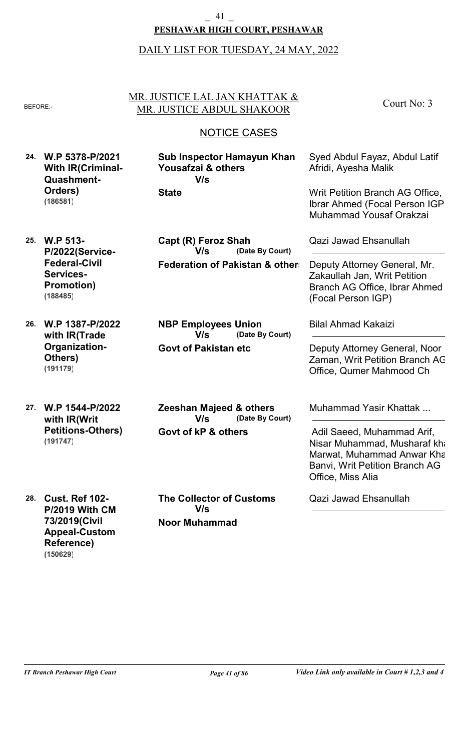# PESHAWAR HIGH COURT, PESHAWAR

DAILY LIST FOR TUESDAY, 24 MAY, 2022

BEFORE:- MR. JUSTICE LAL JAN KHATTAK & MR. JUSTICE ABDUL SHAKOOR

Court No: 3

## NOTICE CASES

| No. | Case | Parties | Counsel |
|---|---|---|---|
| 24. | **W.P 5378-P/2021 With IR(Criminal-Quashment-Orders)** **(186581)** | **Sub Inspector Hamayun Khan Yousafzai & others** **V/s** **State** | Syed Abdul Fayaz, Abdul Latif Afridi, Ayesha Malik / Writ Petition Branch AG Office, Ibrar Ahmed (Focal Person IGP Muhammad Yousaf Orakzai |
| 25. | **W.P 513-P/2022(Service-Federal-Civil Services-Promotion)** **(188485)** | **Capt (R) Feroz Shah** **V/s** **(Date By Court)** **Federation of Pakistan & others** | Qazi Jawad Ehsanullah / Deputy Attorney General, Mr. Zakaullah Jan, Writ Petition Branch AG Office, Ibrar Ahmed (Focal Person IGP) |
| 26. | **W.P 1387-P/2022 with IR(Trade Organization-Others)** **(191179)** | **NBP Employees Union** **V/s** **(Date By Court)** **Govt of Pakistan etc** | Bilal Ahmad Kakaizi / Deputy Attorney General, Noor Zaman, Writ Petition Branch AG Office, Qumer Mahmood Ch |
| 27. | **W.P 1544-P/2022 with IR(Writ Petitions-Others)** **(191747)** | **Zeeshan Majeed & others** **V/s** **(Date By Court)** **Govt of kP & others** | Muhammad Yasir Khattak ... / Adil Saeed, Muhammad Arif, Nisar Muhammad, Musharaf khan Marwat, Muhammad Anwar Khan Banvi, Writ Petition Branch AG Office, Miss Alia |
| 28. | **Cust. Ref 102-P/2019 With CM 73/2019(Civil Appeal-Custom Reference)** **(150629)** | **The Collector of Customs** **V/s** **Noor Muhammad** | Qazi Jawad Ehsanullah |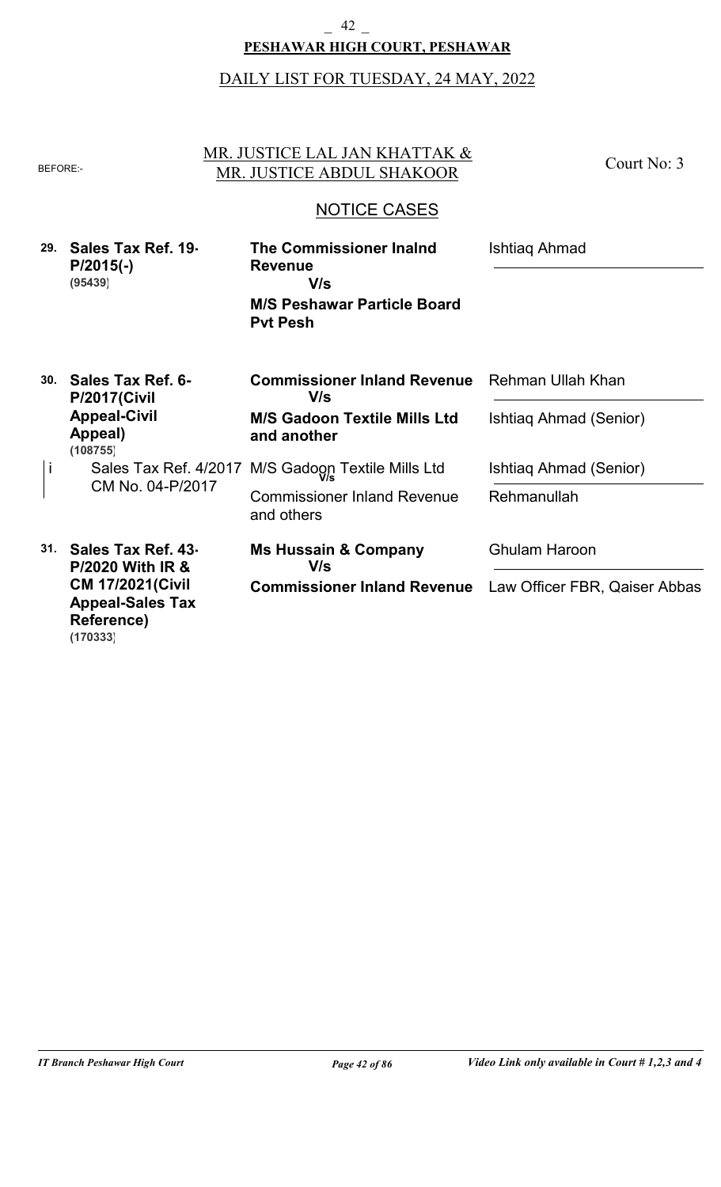**PESHAWAR HIGH COURT, PESHAWAR**

DAILY LIST FOR TUESDAY, 24 MAY, 2022

BEFORE:- MR. JUSTICE LAL JAN KHATTAK & MR. JUSTICE ABDUL SHAKOOR — Court No: 3

## NOTICE CASES

| No. | Case | Parties | Counsel |
|---|---|---|---|
| 29. | **Sales Tax Ref. 19-P/2015(-)** **(95439)** | **The Commissioner Inalnd Revenue** V/s **M/S Peshawar Particle Board Pvt Pesh** | Ishtiaq Ahmad |
| 30. | **Sales Tax Ref. 6-P/2017(Civil Appeal-Civil Appeal)** **(108755)** | **Commissioner Inland Revenue** V/s **M/S Gadoon Textile Mills Ltd and another** | Rehman Ullah Khan / Ishtiaq Ahmad (Senior) |
| i | Sales Tax Ref. 4/2017 CM No. 04-P/2017 | M/S Gadoon Textile Mills Ltd V/s Commissioner Inland Revenue and others | Ishtiaq Ahmad (Senior) / Rehmanullah |
| 31. | **Sales Tax Ref. 43-P/2020 With IR & CM 17/2021(Civil Appeal-Sales Tax Reference)** **(170333)** | **Ms Hussain & Company** V/s **Commissioner Inland Revenue** | Ghulam Haroon / Law Officer FBR, Qaiser Abbas |

*IT Branch Peshawar High Court* — *Video Link only available in Court # 1,2,3 and 4*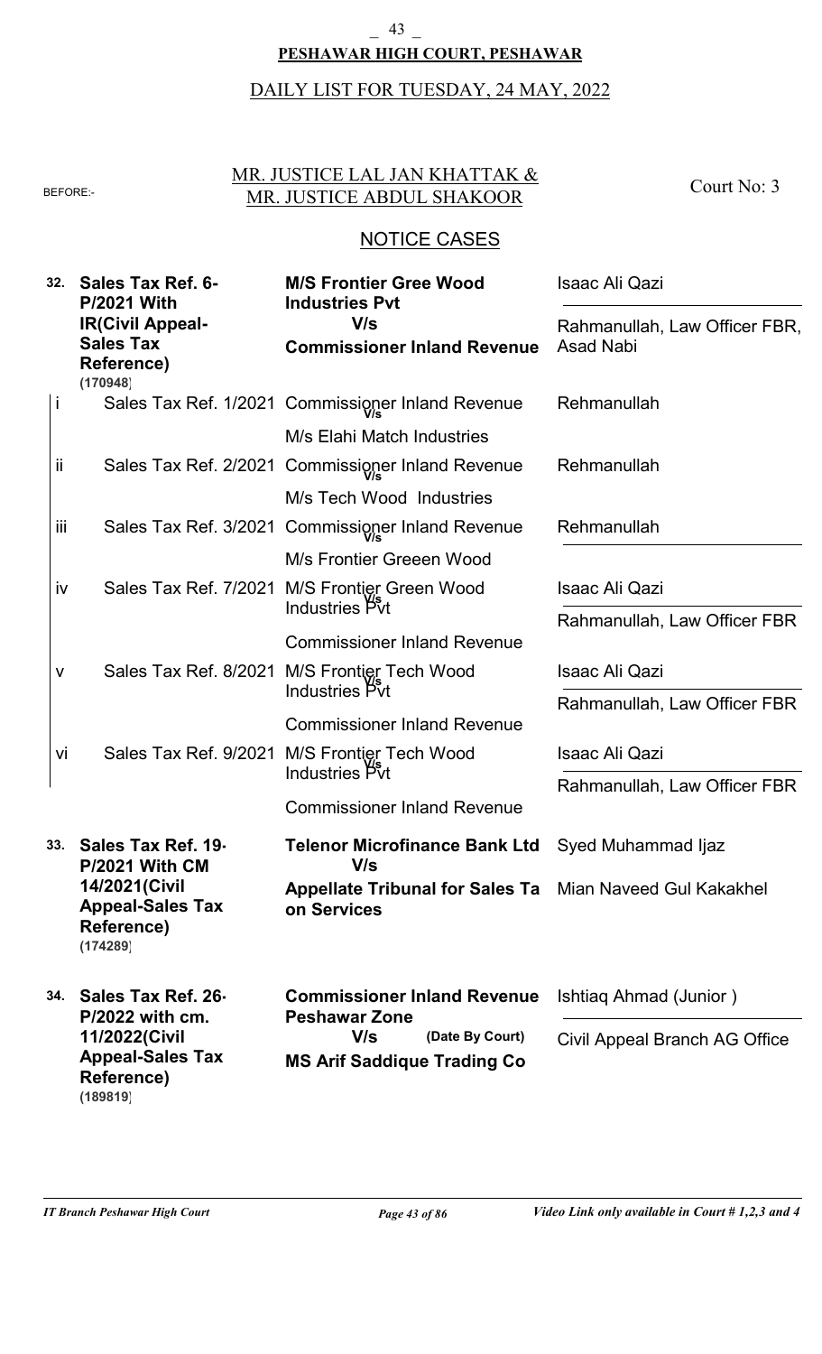**PESHAWAR HIGH COURT, PESHAWAR**

DAILY LIST FOR TUESDAY, 24 MAY, 2022

BEFORE:- MR. JUSTICE LAL JAN KHATTAK & MR. JUSTICE ABDUL SHAKOOR — Court No: 3

## NOTICE CASES

| No. | Case | Parties | Advocates |
|---|---|---|---|
| **32.** | **Sales Tax Ref. 6-P/2021 With IR(Civil Appeal-Sales Tax Reference)** **(170948)** | **M/S Frontier Gree Wood Industries Pvt** **V/s** **Commissioner Inland Revenue** | Isaac Ali Qazi / Rahmanullah, Law Officer FBR, Asad Nabi |
| i | Sales Tax Ref. 1/2021 | Commissioner Inland Revenue V/s M/s Elahi Match Industries | Rehmanullah |
| ii | Sales Tax Ref. 2/2021 | Commissioner Inland Revenue V/s M/s Tech Wood Industries | Rehmanullah |
| iii | Sales Tax Ref. 3/2021 | Commissioner Inland Revenue V/s M/s Frontier Greeen Wood | Rehmanullah |
| iv | Sales Tax Ref. 7/2021 | M/S Frontier Green Wood Industries Pvt V/s Commissioner Inland Revenue | Isaac Ali Qazi / Rahmanullah, Law Officer FBR |
| v | Sales Tax Ref. 8/2021 | M/S Frontier Tech Wood Industries Pvt V/s Commissioner Inland Revenue | Isaac Ali Qazi / Rahmanullah, Law Officer FBR |
| vi | Sales Tax Ref. 9/2021 | M/S Frontier Tech Wood Industries Pvt V/s Commissioner Inland Revenue | Isaac Ali Qazi / Rahmanullah, Law Officer FBR |
| **33.** | **Sales Tax Ref. 19-P/2021 With CM 14/2021(Civil Appeal-Sales Tax Reference)** **(174289)** | **Telenor Microfinance Bank Ltd** **V/s** **Appellate Tribunal for Sales Ta on Services** | Syed Muhammad Ijaz / Mian Naveed Gul Kakakhel |
| **34.** | **Sales Tax Ref. 26-P/2022 with cm. 11/2022(Civil Appeal-Sales Tax Reference)** **(189819)** | **Commissioner Inland Revenue Peshawar Zone** **V/s** **(Date By Court)** **MS Arif Saddique Trading Co** | Ishtiaq Ahmad (Junior ) / Civil Appeal Branch AG Office |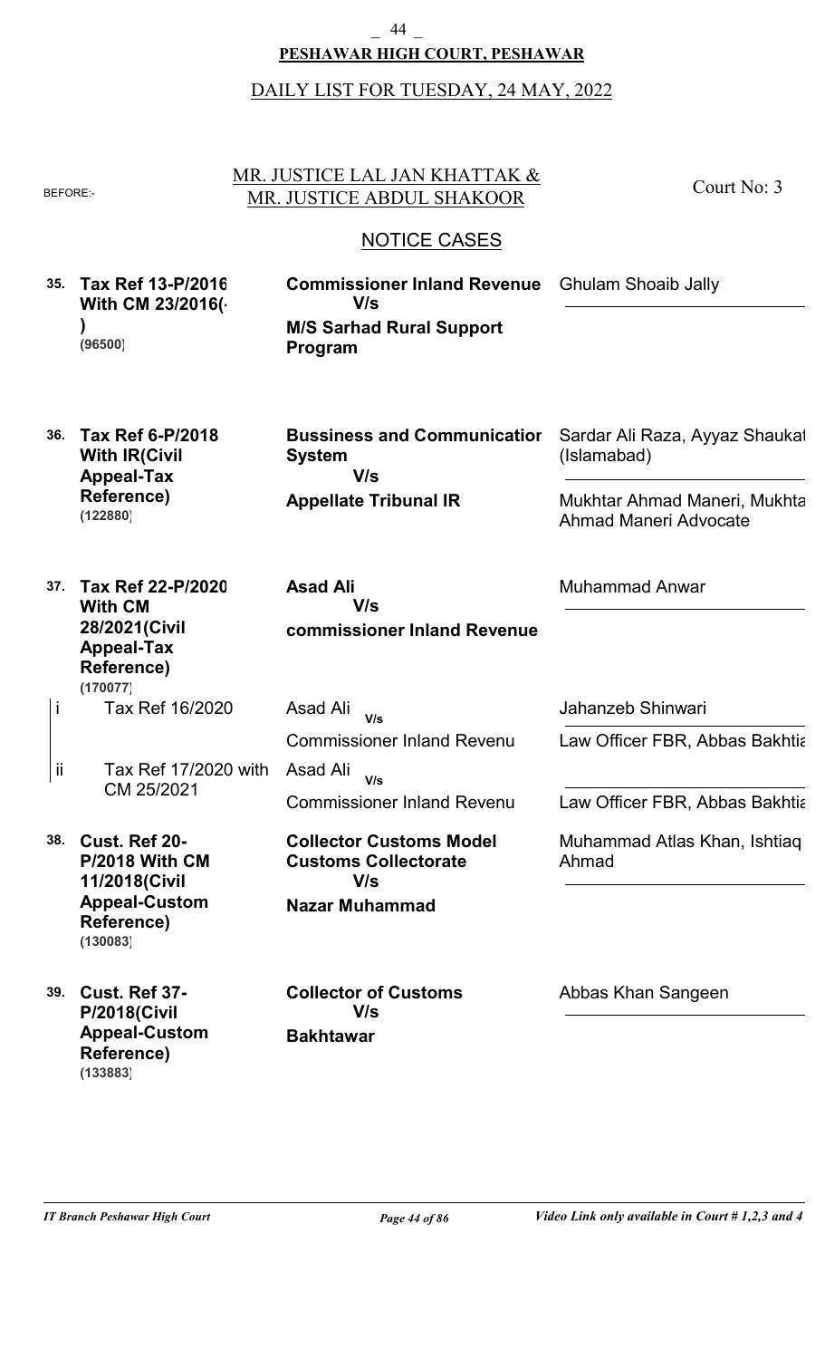**PESHAWAR HIGH COURT, PESHAWAR**

DAILY LIST FOR TUESDAY, 24 MAY, 2022

BEFORE:- MR. JUSTICE LAL JAN KHATTAK & MR. JUSTICE ABDUL SHAKOOR — Court No: 3

## NOTICE CASES

| No. | Case | Parties | Advocates |
|---|---|---|---|
| 35. | **Tax Ref 13-P/2016 With CM 23/2016(-)** **(96500)** | **Commissioner Inland Revenue** V/s **M/S Sarhad Rural Support Program** | Ghulam Shoaib Jally |
| 36. | **Tax Ref 6-P/2018 With IR(Civil Appeal-Tax Reference)** **(122880)** | **Bussiness and Communication System** V/s **Appellate Tribunal IR** | Sardar Ali Raza, Ayyaz Shaukat (Islamabad) / Mukhtar Ahmad Maneri, Mukhtar Ahmad Maneri Advocate |
| 37. | **Tax Ref 22-P/2020 With CM 28/2021(Civil Appeal-Tax Reference)** **(170077)** | **Asad Ali** V/s **commissioner Inland Revenue** | Muhammad Anwar |
| i | Tax Ref 16/2020 | Asad Ali V/s Commissioner Inland Revenu | Jahanzeb Shinwari / Law Officer FBR, Abbas Bakhtiar |
| ii | Tax Ref 17/2020 with CM 25/2021 | Asad Ali V/s Commissioner Inland Revenu | Law Officer FBR, Abbas Bakhtiar |
| 38. | **Cust. Ref 20-P/2018 With CM 11/2018(Civil Appeal-Custom Reference)** **(130083)** | **Collector Customs Model Customs Collectorate** V/s **Nazar Muhammad** | Muhammad Atlas Khan, Ishtiaq Ahmad |
| 39. | **Cust. Ref 37-P/2018(Civil Appeal-Custom Reference)** **(133883)** | **Collector of Customs** V/s **Bakhtawar** | Abbas Khan Sangeen |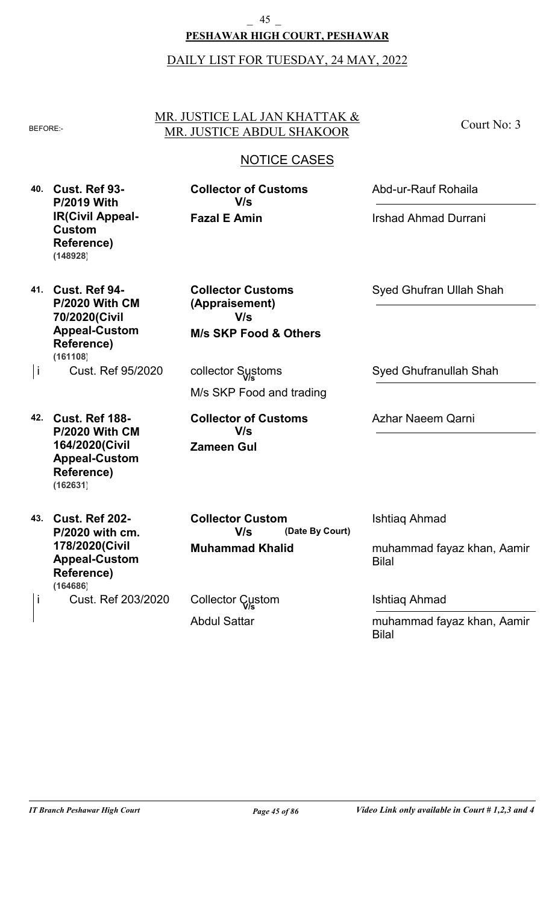**PESHAWAR HIGH COURT, PESHAWAR**

DAILY LIST FOR TUESDAY, 24 MAY, 2022

BEFORE:- MR. JUSTICE LAL JAN KHATTAK & MR. JUSTICE ABDUL SHAKOOR — Court No: 3

## NOTICE CASES

| No. | Case | Parties | Advocates |
|---|---|---|---|
| **40.** | **Cust. Ref 93-P/2019 With IR(Civil Appeal-Custom Reference)** **(148928)** | **Collector of Customs** V/s **Fazal E Amin** | Abd-ur-Rauf Rohaila / Irshad Ahmad Durrani |
| **41.** | **Cust. Ref 94-P/2020 With CM 70/2020(Civil Appeal-Custom Reference)** **(161108)** | **Collector Customs (Appraisement)** V/s **M/s SKP Food & Others** | Syed Ghufran Ullah Shah |
| i | Cust. Ref 95/2020 | collector Systoms V/s M/s SKP Food and trading | Syed Ghufranullah Shah |
| **42.** | **Cust. Ref 188-P/2020 With CM 164/2020(Civil Appeal-Custom Reference)** **(162631)** | **Collector of Customs** V/s **Zameen Gul** | Azhar Naeem Qarni |
| **43.** | **Cust. Ref 202-P/2020 with cm. 178/2020(Civil Appeal-Custom Reference)** **(164686)** | **Collector Custom** V/s **(Date By Court)** **Muhammad Khalid** | Ishtiaq Ahmad / muhammad fayaz khan, Aamir Bilal |
| i | Cust. Ref 203/2020 | Collector Custom V/s Abdul Sattar | Ishtiaq Ahmad / muhammad fayaz khan, Aamir Bilal |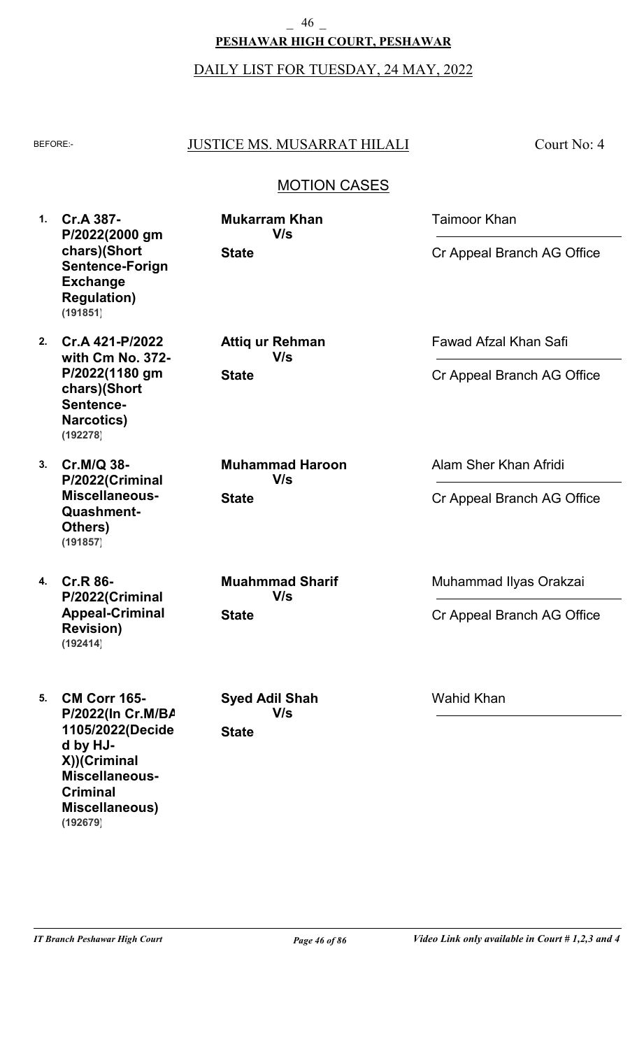**PESHAWAR HIGH COURT, PESHAWAR**

DAILY LIST FOR TUESDAY, 24 MAY, 2022

BEFORE:- JUSTICE MS. MUSARRAT HILALI — Court No: 4

## MOTION CASES

| No. | Case | Parties | Counsel |
|---|---|---|---|
| 1. | **Cr.A 387-P/2022(2000 gm chars)(Short Sentence-Forign Exchange Regulation)** (191851) | **Mukarram Khan** V/s **State** | Taimoor Khan / Cr Appeal Branch AG Office |
| 2. | **Cr.A 421-P/2022 with Cm No. 372-P/2022(1180 gm chars)(Short Sentence-Narcotics)** (192278) | **Attiq ur Rehman** V/s **State** | Fawad Afzal Khan Safi / Cr Appeal Branch AG Office |
| 3. | **Cr.M/Q 38-P/2022(Criminal Miscellaneous-Quashment-Others)** (191857) | **Muhammad Haroon** V/s **State** | Alam Sher Khan Afridi / Cr Appeal Branch AG Office |
| 4. | **Cr.R 86-P/2022(Criminal Appeal-Criminal Revision)** (192414) | **Muahmmad Sharif** V/s **State** | Muhammad Ilyas Orakzai / Cr Appeal Branch AG Office |
| 5. | **CM Corr 165-P/2022(In Cr.M/BA 1105/2022(Decided by HJ-X))(Criminal Miscellaneous-Criminal Miscellaneous)** (192679) | **Syed Adil Shah** V/s **State** | Wahid Khan |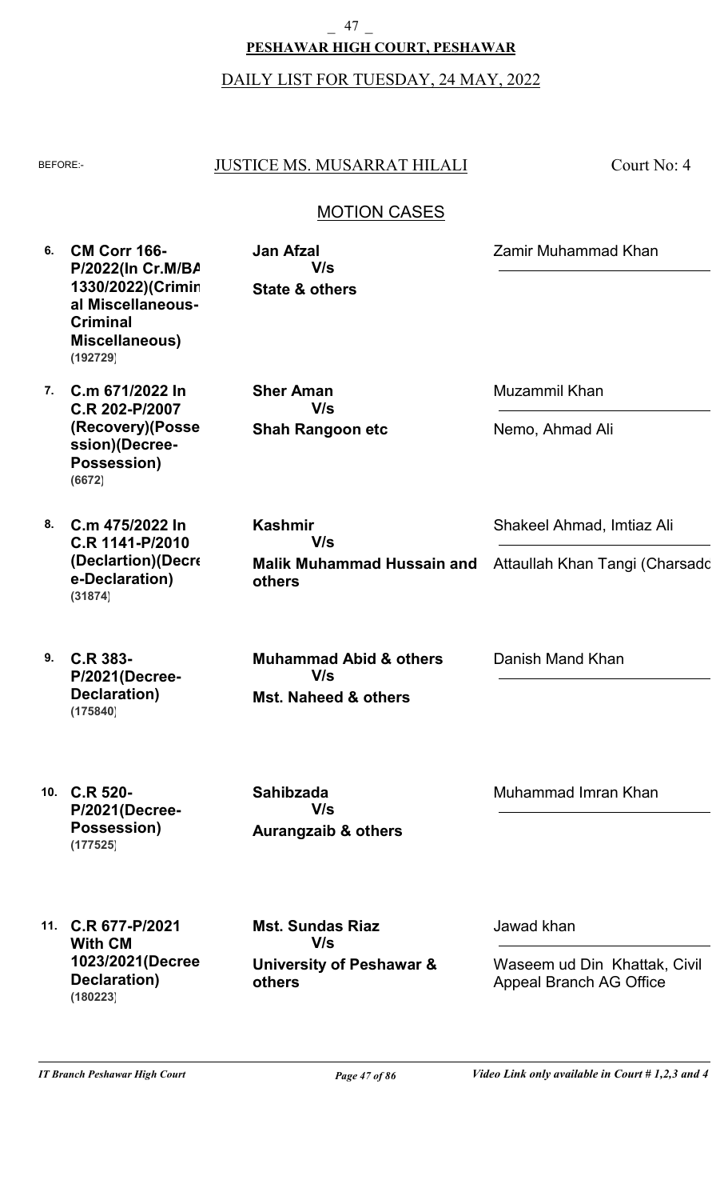**PESHAWAR HIGH COURT, PESHAWAR**

DAILY LIST FOR TUESDAY, 24 MAY, 2022

BEFORE:- JUSTICE MS. MUSARRAT HILALI — Court No: 4

## MOTION CASES

| No. | Case | Parties | Counsel |
|---|---|---|---|
| 6. | **CM Corr 166-P/2022(In Cr.M/BA 1330/2022)(Criminal Miscellaneous-Criminal Miscellaneous)** **(192729)** | **Jan Afzal** V/s **State & others** | Zamir Muhammad Khan |
| 7. | **C.m 671/2022 In C.R 202-P/2007 (Recovery)(Possession)(Decree-Possession)** **(6672)** | **Sher Aman** V/s **Shah Rangoon etc** | Muzammil Khan / Nemo, Ahmad Ali |
| 8. | **C.m 475/2022 In C.R 1141-P/2010 (Declartion)(Decree-Declaration)** **(31874)** | **Kashmir** V/s **Malik Muhammad Hussain and others** | Shakeel Ahmad, Imtiaz Ali / Attaullah Khan Tangi (Charsadd |
| 9. | **C.R 383-P/2021(Decree-Declaration)** **(175840)** | **Muhammad Abid & others** V/s **Mst. Naheed & others** | Danish Mand Khan |
| 10. | **C.R 520-P/2021(Decree-Possession)** **(177525)** | **Sahibzada** V/s **Aurangzaib & others** | Muhammad Imran Khan |
| 11. | **C.R 677-P/2021 With CM 1023/2021(Decree Declaration)** **(180223)** | **Mst. Sundas Riaz** V/s **University of Peshawar & others** | Jawad khan / Waseem ud Din Khattak, Civil Appeal Branch AG Office |

*Video Link only available in Court # 1,2,3 and 4*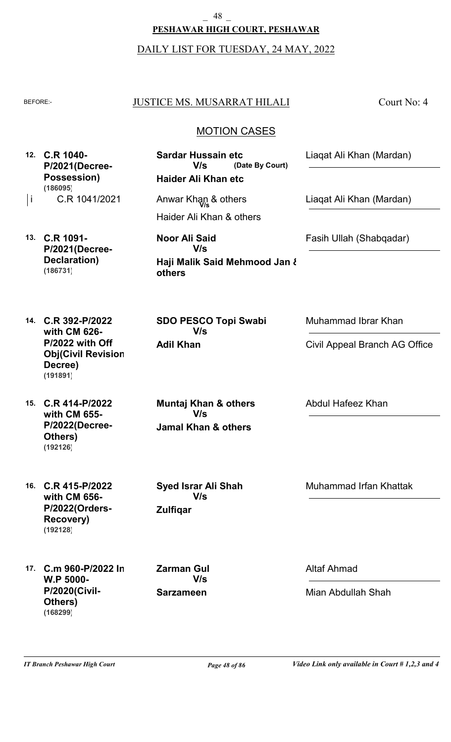**PESHAWAR HIGH COURT, PESHAWAR**

DAILY LIST FOR TUESDAY, 24 MAY, 2022

BEFORE:- JUSTICE MS. MUSARRAT HILALI — Court No: 4

## MOTION CASES

| No. | Case | Parties | Advocates |
|---|---|---|---|
| 12. | **C.R 1040-P/2021(Decree-Possession)** **(186095)** | **Sardar Hussain etc** **V/s** **(Date By Court)** **Haider Ali Khan etc** | Liaqat Ali Khan (Mardan) |
| i | C.R 1041/2021 | Anwar Khan & others V/s Haider Ali Khan & others | Liaqat Ali Khan (Mardan) |
| 13. | **C.R 1091-P/2021(Decree-Declaration)** **(186731)** | **Noor Ali Said** **V/s** **Haji Malik Said Mehmood Jan & others** | Fasih Ullah (Shabqadar) |
| 14. | **C.R 392-P/2022 with CM 626-P/2022 with Off Obj(Civil Revision Decree)** **(191891)** | **SDO PESCO Topi Swabi** **V/s** **Adil Khan** | Muhammad Ibrar Khan<br>Civil Appeal Branch AG Office |
| 15. | **C.R 414-P/2022 with CM 655-P/2022(Decree-Others)** **(192126)** | **Muntaj Khan & others** **V/s** **Jamal Khan & others** | Abdul Hafeez Khan |
| 16. | **C.R 415-P/2022 with CM 656-P/2022(Orders-Recovery)** **(192128)** | **Syed Israr Ali Shah** **V/s** **Zulfiqar** | Muhammad Irfan Khattak |
| 17. | **C.m 960-P/2022 In W.P 5000-P/2020(Civil-Others)** **(168299)** | **Zarman Gul** **V/s** **Sarzameen** | Altaf Ahmad<br>Mian Abdullah Shah |

*IT Branch Peshawar High Court* — *Video Link only available in Court # 1,2,3 and 4*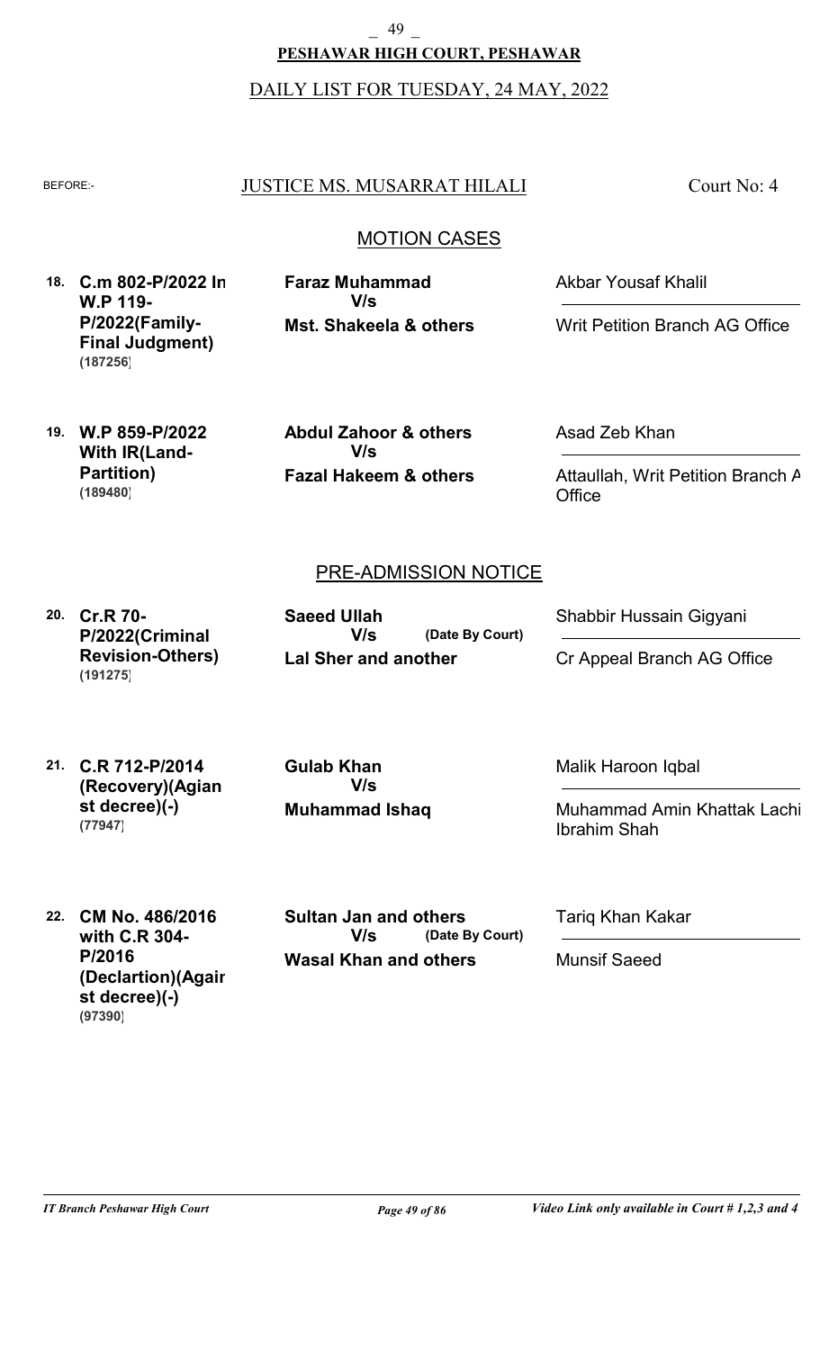**PESHAWAR HIGH COURT, PESHAWAR**

DAILY LIST FOR TUESDAY, 24 MAY, 2022

BEFORE:- JUSTICE MS. MUSARRAT HILALI — Court No: 4

## MOTION CASES

| No. | Case | Parties | Advocates |
|---|---|---|---|
| 18. | **C.m 802-P/2022 In W.P 119-P/2022(Family-Final Judgment)** **(187256)** | **Faraz Muhammad** V/s **Mst. Shakeela & others** | Akbar Yousaf Khalil / Writ Petition Branch AG Office |
| 19. | **W.P 859-P/2022 With IR(Land-Partition)** **(189480)** | **Abdul Zahoor & others** V/s **Fazal Hakeem & others** | Asad Zeb Khan / Attaullah, Writ Petition Branch A Office |

## PRE-ADMISSION NOTICE

| No. | Case | Parties | Advocates |
|---|---|---|---|
| 20. | **Cr.R 70-P/2022(Criminal Revision-Others)** **(191275)** | **Saeed Ullah** V/s **(Date By Court)** **Lal Sher and another** | Shabbir Hussain Gigyani / Cr Appeal Branch AG Office |
| 21. | **C.R 712-P/2014 (Recovery)(Agianst decree)(-)** **(77947)** | **Gulab Khan** V/s **Muhammad Ishaq** | Malik Haroon Iqbal / Muhammad Amin Khattak Lachi Ibrahim Shah |
| 22. | **CM No. 486/2016 with C.R 304-P/2016 (Declartion)(Against decree)(-)** **(97390)** | **Sultan Jan and others** V/s **(Date By Court)** **Wasal Khan and others** | Tariq Khan Kakar / Munsif Saeed |

*IT Branch Peshawar High Court* — *Video Link only available in Court # 1,2,3 and 4*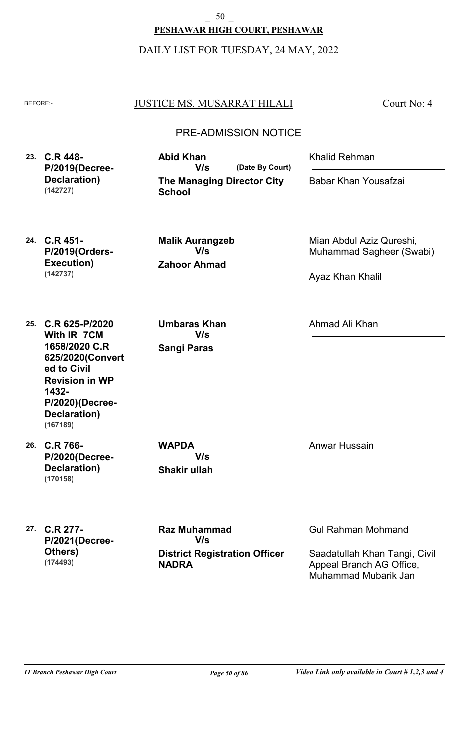**PESHAWAR HIGH COURT, PESHAWAR**

DAILY LIST FOR TUESDAY, 24 MAY, 2022

BEFORE:- JUSTICE MS. MUSARRAT HILALI — Court No: 4

## PRE-ADMISSION NOTICE

| No. | Case | Parties | Advocates |
|---|---|---|---|
| 23. | **C.R 448-P/2019(Decree-Declaration)** **(142727)** | **Abid Khan** V/s **The Managing Director City School** (Date By Court) | Khalid Rehman / Babar Khan Yousafzai |
| 24. | **C.R 451-P/2019(Orders-Execution)** **(142737)** | **Malik Aurangzeb** V/s **Zahoor Ahmad** | Mian Abdul Aziz Qureshi, Muhammad Sagheer (Swabi) / Ayaz Khan Khalil |
| 25. | **C.R 625-P/2020 With IR 7CM 1658/2020 C.R 625/2020(Converted to Civil Revision in WP 1432-P/2020)(Decree-Declaration)** **(167189)** | **Umbaras Khan** V/s **Sangi Paras** | Ahmad Ali Khan |
| 26. | **C.R 766-P/2020(Decree-Declaration)** **(170158)** | **WAPDA** V/s **Shakir ullah** | Anwar Hussain |
| 27. | **C.R 277-P/2021(Decree-Others)** **(174493)** | **Raz Muhammad** V/s **District Registration Officer NADRA** | Gul Rahman Mohmand / Saadatullah Khan Tangi, Civil Appeal Branch AG Office, Muhammad Mubarik Jan |

*IT Branch Peshawar High Court* — *Video Link only available in Court # 1,2,3 and 4*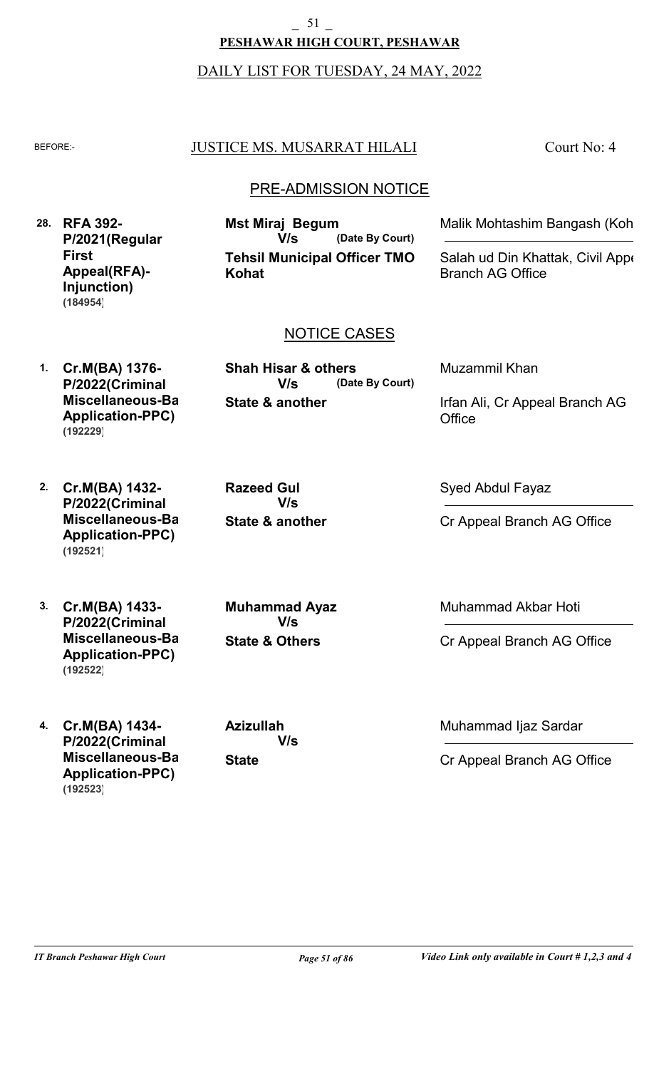**PESHAWAR HIGH COURT, PESHAWAR**

DAILY LIST FOR TUESDAY, 24 MAY, 2022

BEFORE:- JUSTICE MS. MUSARRAT HILALI — Court No: 4

## PRE-ADMISSION NOTICE

| No. | Case | Parties | Counsel |
|---|---|---|---|
| 28. | **RFA 392-P/2021(Regular First Appeal(RFA)-Injunction)** **(184954)** | **Mst Miraj Begum** **V/s** **(Date By Court)** **Tehsil Municipal Officer TMO Kohat** | Malik Mohtashim Bangash (Koh<br>Salah ud Din Khattak, Civil Appe Branch AG Office |

## NOTICE CASES

| No. | Case | Parties | Counsel |
|---|---|---|---|
| 1. | **Cr.M(BA) 1376-P/2022(Criminal Miscellaneous-Ba Application-PPC)** **(192229)** | **Shah Hisar & others** **V/s** **(Date By Court)** **State & another** | Muzammil Khan<br>Irfan Ali, Cr Appeal Branch AG Office |
| 2. | **Cr.M(BA) 1432-P/2022(Criminal Miscellaneous-Ba Application-PPC)** **(192521)** | **Razeed Gul** **V/s** **State & another** | Syed Abdul Fayaz<br>Cr Appeal Branch AG Office |
| 3. | **Cr.M(BA) 1433-P/2022(Criminal Miscellaneous-Ba Application-PPC)** **(192522)** | **Muhammad Ayaz** **V/s** **State & Others** | Muhammad Akbar Hoti<br>Cr Appeal Branch AG Office |
| 4. | **Cr.M(BA) 1434-P/2022(Criminal Miscellaneous-Ba Application-PPC)** **(192523)** | **Azizullah** **V/s** **State** | Muhammad Ijaz Sardar<br>Cr Appeal Branch AG Office |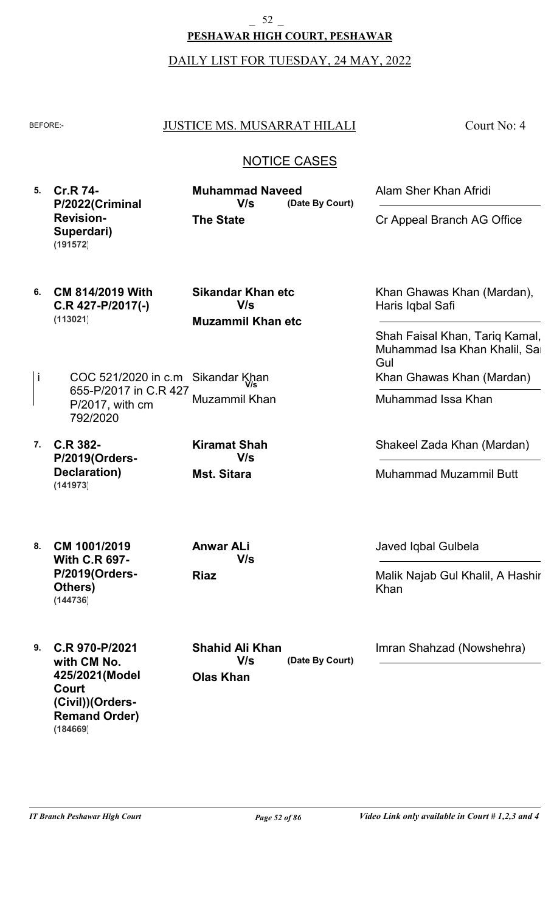**PESHAWAR HIGH COURT, PESHAWAR**

DAILY LIST FOR TUESDAY, 24 MAY, 2022

BEFORE:- JUSTICE MS. MUSARRAT HILALI — Court No: 4

## NOTICE CASES

| No. | Case | Parties | Advocates |
|---|---|---|---|
| 5. | **Cr.R 74-P/2022(Criminal Revision-Superdari) (191572)** | **Muhammad Naveed** V/s **The State** (Date By Court) | Alam Sher Khan Afridi / Cr Appeal Branch AG Office |
| 6. | **CM 814/2019 With C.R 427-P/2017(-) (113021)** | **Sikandar Khan etc** V/s **Muzammil Khan etc** | Khan Ghawas Khan (Mardan), Haris Iqbal Safi / Shah Faisal Khan, Tariq Kamal, Muhammad Isa Khan Khalil, Sa Gul |
| i | COC 521/2020 in c.m 655-P/2017 in C.R 427 P/2017, with cm 792/2020 | Sikandar Khan V/s Muzammil Khan | Khan Ghawas Khan (Mardan) / Muhammad Issa Khan |
| 7. | **C.R 382-P/2019(Orders-Declaration) (141973)** | **Kiramat Shah** V/s **Mst. Sitara** | Shakeel Zada Khan (Mardan) / Muhammad Muzammil Butt |
| 8. | **CM 1001/2019 With C.R 697-P/2019(Orders-Others) (144736)** | **Anwar ALi** V/s **Riaz** | Javed Iqbal Gulbela / Malik Najab Gul Khalil, A Hashir Khan |
| 9. | **C.R 970-P/2021 with CM No. 425/2021(Model Court (Civil))(Orders-Remand Order) (184669)** | **Shahid Ali Khan** V/s **Olas Khan** (Date By Court) | Imran Shahzad (Nowshehra) |

*IT Branch Peshawar High Court* — *Video Link only available in Court # 1,2,3 and 4*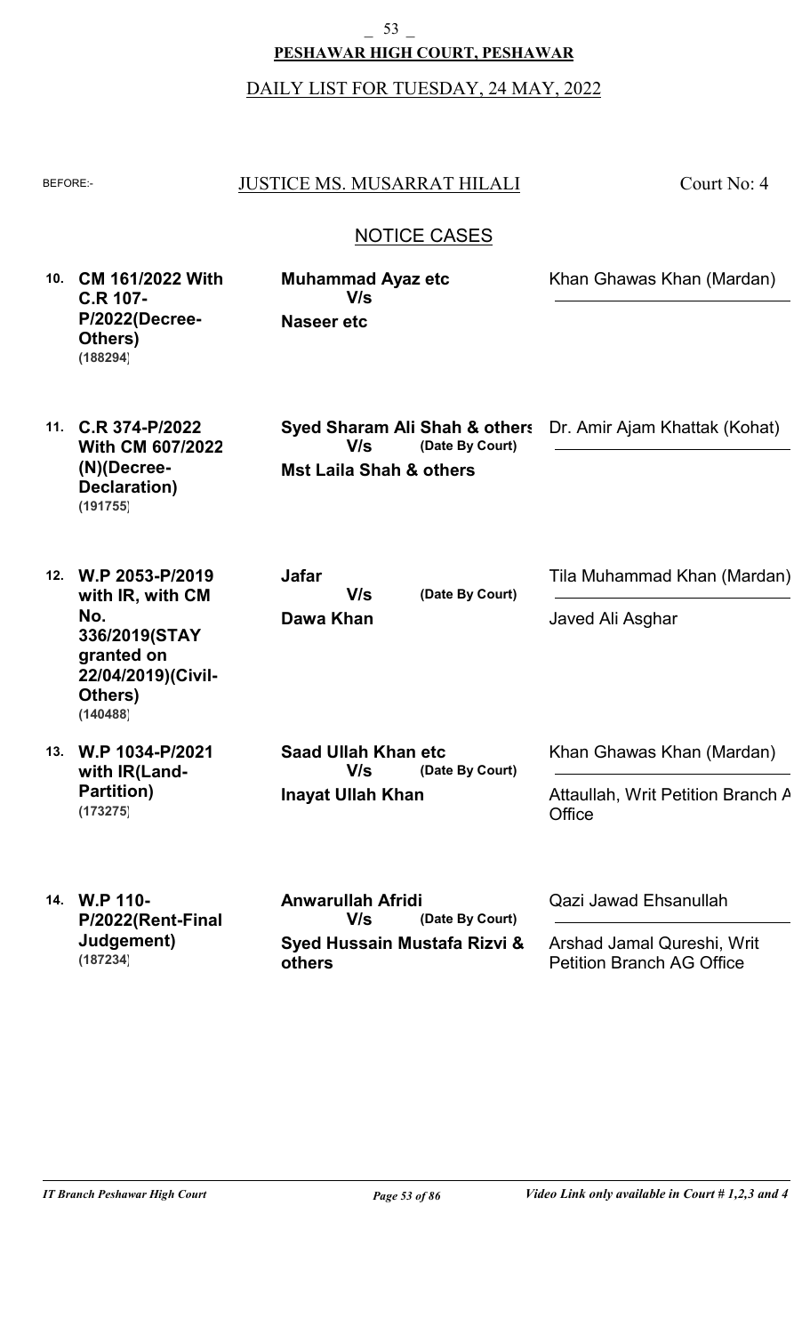**PESHAWAR HIGH COURT, PESHAWAR**

DAILY LIST FOR TUESDAY, 24 MAY, 2022

BEFORE:- JUSTICE MS. MUSARRAT HILALI — Court No: 4

## NOTICE CASES

| No. | Case | Parties | Counsel |
|---|---|---|---|
| 10. | **CM 161/2022 With C.R 107-P/2022(Decree-Others)** **(188294)** | **Muhammad Ayaz etc** V/s **Naseer etc** | Khan Ghawas Khan (Mardan) |
| 11. | **C.R 374-P/2022 With CM 607/2022 (N)(Decree-Declaration)** **(191755)** | **Syed Sharam Ali Shah & others** V/s (Date By Court) **Mst Laila Shah & others** | Dr. Amir Ajam Khattak (Kohat) |
| 12. | **W.P 2053-P/2019 with IR, with CM No. 336/2019(STAY granted on 22/04/2019)(Civil-Others)** **(140488)** | **Jafar** V/s (Date By Court) **Dawa Khan** | Tila Muhammad Khan (Mardan) / Javed Ali Asghar |
| 13. | **W.P 1034-P/2021 with IR(Land-Partition)** **(173275)** | **Saad Ullah Khan etc** V/s (Date By Court) **Inayat Ullah Khan** | Khan Ghawas Khan (Mardan) / Attaullah, Writ Petition Branch A Office |
| 14. | **W.P 110-P/2022(Rent-Final Judgement)** **(187234)** | **Anwarullah Afridi** V/s (Date By Court) **Syed Hussain Mustafa Rizvi & others** | Qazi Jawad Ehsanullah / Arshad Jamal Qureshi, Writ Petition Branch AG Office |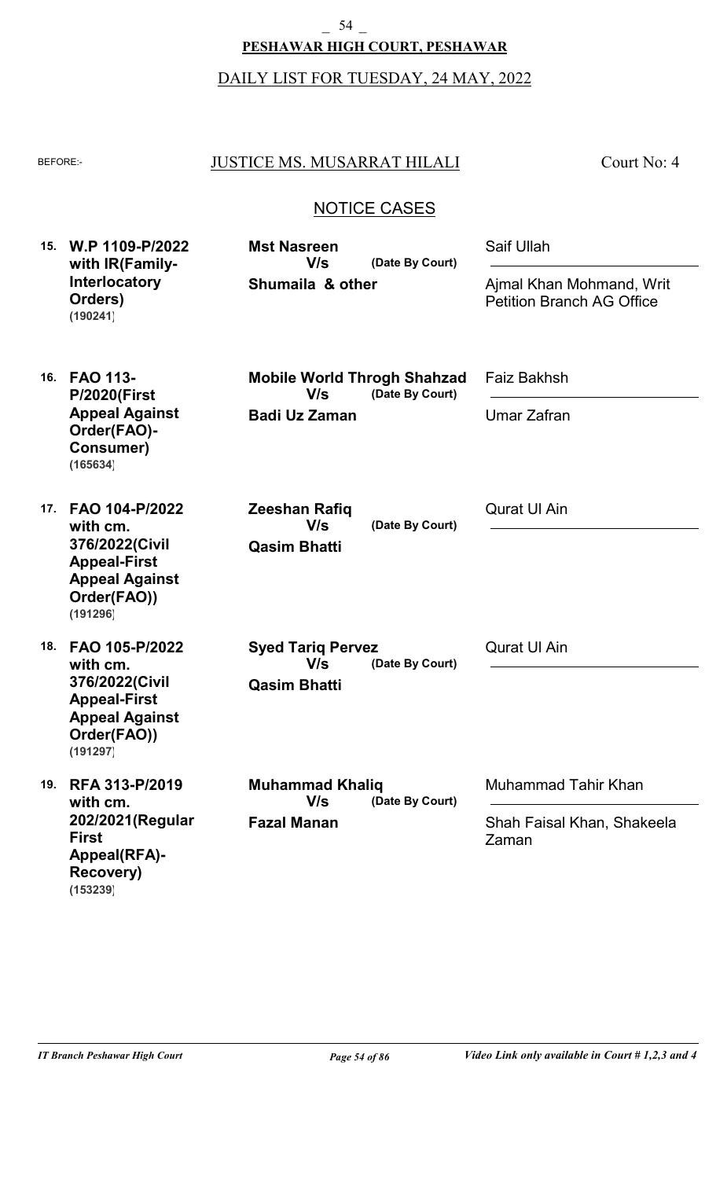**PESHAWAR HIGH COURT, PESHAWAR**

DAILY LIST FOR TUESDAY, 24 MAY, 2022

BEFORE:- JUSTICE MS. MUSARRAT HILALI — Court No: 4

## NOTICE CASES

| No. | Case | Parties | Advocates |
|---|---|---|---|
| 15. | **W.P 1109-P/2022 with IR(Family-Interlocatory Orders)** **(190241)** | **Mst Nasreen** V/s **Shumaila & other** (Date By Court) | Saif Ullah / Ajmal Khan Mohmand, Writ Petition Branch AG Office |
| 16. | **FAO 113-P/2020(First Appeal Against Order(FAO)-Consumer)** **(165634)** | **Mobile World Throgh Shahzad** V/s **Badi Uz Zaman** (Date By Court) | Faiz Bakhsh / Umar Zafran |
| 17. | **FAO 104-P/2022 with cm. 376/2022(Civil Appeal-First Appeal Against Order(FAO))** **(191296)** | **Zeeshan Rafiq** V/s **Qasim Bhatti** (Date By Court) | Qurat Ul Ain |
| 18. | **FAO 105-P/2022 with cm. 376/2022(Civil Appeal-First Appeal Against Order(FAO))** **(191297)** | **Syed Tariq Pervez** V/s **Qasim Bhatti** (Date By Court) | Qurat Ul Ain |
| 19. | **RFA 313-P/2019 with cm. 202/2021(Regular First Appeal(RFA)-Recovery)** **(153239)** | **Muhammad Khaliq** V/s **Fazal Manan** (Date By Court) | Muhammad Tahir Khan / Shah Faisal Khan, Shakeela Zaman |

*Video Link only available in Court # 1,2,3 and 4*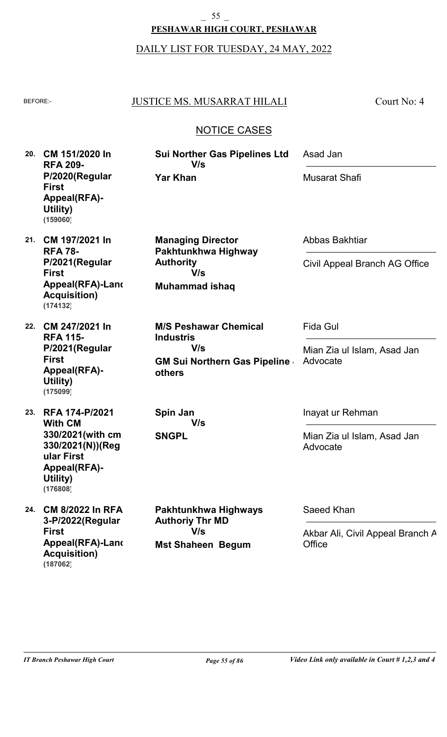**PESHAWAR HIGH COURT, PESHAWAR**

DAILY LIST FOR TUESDAY, 24 MAY, 2022

BEFORE:- JUSTICE MS. MUSARRAT HILALI — Court No: 4

## NOTICE CASES

| No. | Case | Parties | Advocates |
|---|---|---|---|
| 20. | **CM 151/2020 In RFA 209-P/2020(Regular First Appeal(RFA)-Utility)** **(159060)** | **Sui Norther Gas Pipelines Ltd** V/s **Yar Khan** | Asad Jan / Musarat Shafi |
| 21. | **CM 197/2021 In RFA 78-P/2021(Regular First Appeal(RFA)-Land Acquisition)** **(174132)** | **Managing Director Pakhtunkhwa Highway Authority** V/s **Muhammad ishaq** | Abbas Bakhtiar / Civil Appeal Branch AG Office |
| 22. | **CM 247/2021 In RFA 115-P/2021(Regular First Appeal(RFA)-Utility)** **(175099)** | **M/S Peshawar Chemical Industris** V/s **GM Sui Northern Gas Pipeline others** | Fida Gul / Mian Zia ul Islam, Asad Jan Advocate |
| 23. | **RFA 174-P/2021 With CM 330/2021(with cm 330/2021(N))(Regular First Appeal(RFA)-Utility)** **(176808)** | **Spin Jan** V/s **SNGPL** | Inayat ur Rehman / Mian Zia ul Islam, Asad Jan Advocate |
| 24. | **CM 8/2022 In RFA 3-P/2022(Regular First Appeal(RFA)-Land Acquisition)** **(187062)** | **Pakhtunkhwa Highways Authoriy Thr MD** V/s **Mst Shaheen Begum** | Saeed Khan / Akbar Ali, Civil Appeal Branch A Office |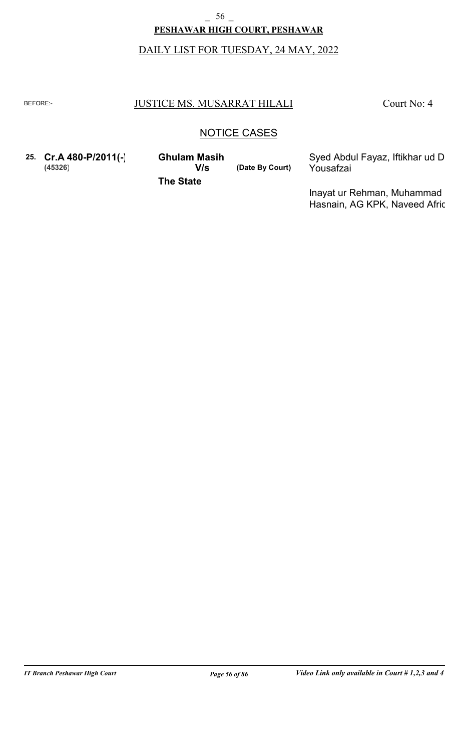**PESHAWAR HIGH COURT, PESHAWAR**

DAILY LIST FOR TUESDAY, 24 MAY, 2022

BEFORE:- JUSTICE MS. MUSARRAT HILALI Court No: 4

## NOTICE CASES

| | | | | |
|---|---|---|---|---|
| **25.** | **Cr.A 480-P/2011(-)** **(45326)** | **Ghulam Masih** **V/s** **The State** | **(Date By Court)** | Syed Abdul Fayaz, Iftikhar ud D Yousafzai<br><br>Inayat ur Rehman, Muhammad Hasnain, AG KPK, Naveed Afric |

*IT Branch Peshawar High Court* *Video Link only available in Court # 1,2,3 and 4*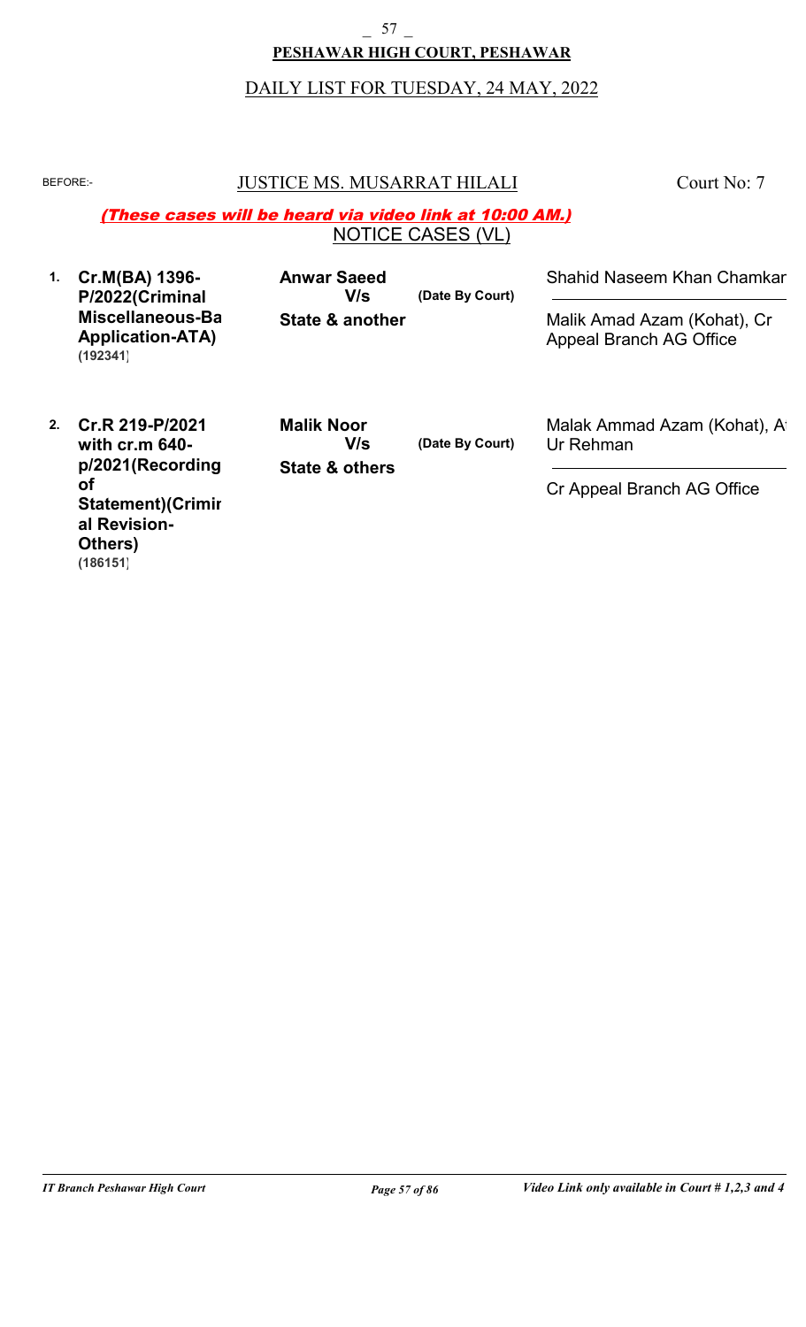**PESHAWAR HIGH COURT, PESHAWAR**

DAILY LIST FOR TUESDAY, 24 MAY, 2022

BEFORE:- JUSTICE MS. MUSARRAT HILALI Court No: 7

***(These cases will be heard via video link at 10:00 AM.)***

NOTICE CASES (VL)

| # | Case | Parties | | Advocates |
|---|---|---|---|---|
| 1. | **Cr.M(BA) 1396-P/2022(Criminal Miscellaneous-Ba Application-ATA)** **(192341)** | **Anwar Saeed V/s State & another** | **(Date By Court)** | Shahid Naseem Khan Chamkar<br>Malik Amad Azam (Kohat), Cr Appeal Branch AG Office |
| 2. | **Cr.R 219-P/2021 with cr.m 640-p/2021(Recording of Statement)(Crimir al Revision-Others)** **(186151)** | **Malik Noor V/s State & others** | **(Date By Court)** | Malak Ammad Azam (Kohat), A Ur Rehman<br>Cr Appeal Branch AG Office |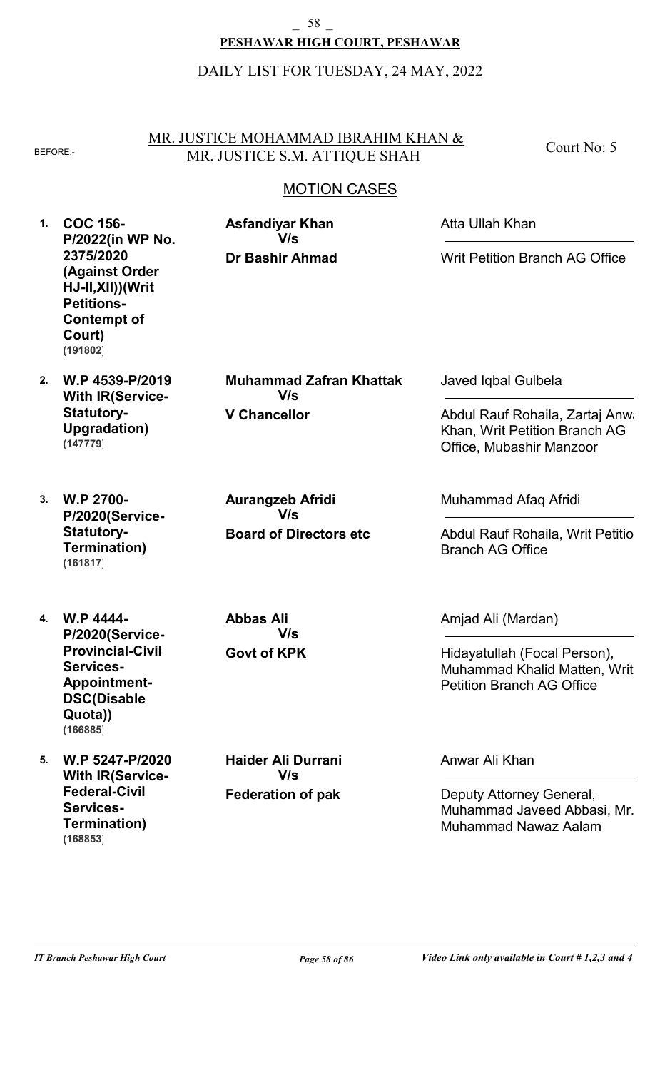**PESHAWAR HIGH COURT, PESHAWAR**

DAILY LIST FOR TUESDAY, 24 MAY, 2022

BEFORE:- MR. JUSTICE MOHAMMAD IBRAHIM KHAN & MR. JUSTICE S.M. ATTIQUE SHAH — Court No: 5

## MOTION CASES

| # | Case | Parties | Counsel |
|---|---|---|---|
| 1. | **COC 156-P/2022(in WP No. 2375/2020 (Against Order HJ-II,XII))(Writ Petitions-Contempt of Court)** **(191802)** | **Asfandiyar Khan** V/s **Dr Bashir Ahmad** | Atta Ullah Khan / Writ Petition Branch AG Office |
| 2. | **W.P 4539-P/2019 With IR(Service-Statutory-Upgradation)** **(147779)** | **Muhammad Zafran Khattak** V/s **V Chancellor** | Javed Iqbal Gulbela / Abdul Rauf Rohaila, Zartaj Anwa Khan, Writ Petition Branch AG Office, Mubashir Manzoor |
| 3. | **W.P 2700-P/2020(Service-Statutory-Termination)** **(161817)** | **Aurangzeb Afridi** V/s **Board of Directors etc** | Muhammad Afaq Afridi / Abdul Rauf Rohaila, Writ Petitio Branch AG Office |
| 4. | **W.P 4444-P/2020(Service-Provincial-Civil Services-Appointment-DSC(Disable Quota))** **(166885)** | **Abbas Ali** V/s **Govt of KPK** | Amjad Ali (Mardan) / Hidayatullah (Focal Person), Muhammad Khalid Matten, Writ Petition Branch AG Office |
| 5. | **W.P 5247-P/2020 With IR(Service-Federal-Civil Services-Termination)** **(168853)** | **Haider Ali Durrani** V/s **Federation of pak** | Anwar Ali Khan / Deputy Attorney General, Muhammad Javeed Abbasi, Mr. Muhammad Nawaz Aalam |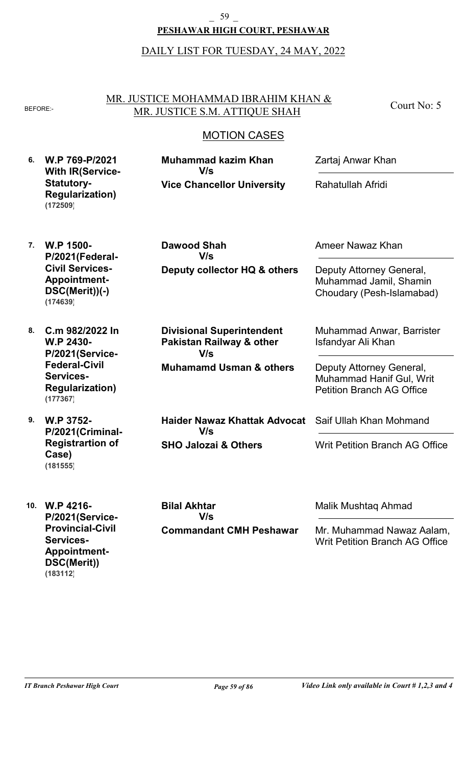**PESHAWAR HIGH COURT, PESHAWAR**

DAILY LIST FOR TUESDAY, 24 MAY, 2022

BEFORE:- MR. JUSTICE MOHAMMAD IBRAHIM KHAN & MR. JUSTICE S.M. ATTIQUE SHAH — Court No: 5

## MOTION CASES

| No. | Case | Parties | Counsel |
|---|---|---|---|
| 6. | **W.P 769-P/2021 With IR(Service-Statutory-Regularization)** **(172509)** | **Muhammad kazim Khan** V/s **Vice Chancellor University** | Zartaj Anwar Khan / Rahatullah Afridi |
| 7. | **W.P 1500-P/2021(Federal-Civil Services-Appointment-DSC(Merit))(-)** **(174639)** | **Dawood Shah** V/s **Deputy collector HQ & others** | Ameer Nawaz Khan / Deputy Attorney General, Muhammad Jamil, Shamin Choudary (Pesh-Islamabad) |
| 8. | **C.m 982/2022 In W.P 2430-P/2021(Service-Federal-Civil Services-Regularization)** **(177367)** | **Divisional Superintendent Pakistan Railway & other** V/s **Muhamamd Usman & others** | Muhammad Anwar, Barrister Isfandyar Ali Khan / Deputy Attorney General, Muhammad Hanif Gul, Writ Petition Branch AG Office |
| 9. | **W.P 3752-P/2021(Criminal-Registrartion of Case)** **(181555)** | **Haider Nawaz Khattak Advocat** V/s **SHO Jalozai & Others** | Saif Ullah Khan Mohmand / Writ Petition Branch AG Office |
| 10. | **W.P 4216-P/2021(Service-Provincial-Civil Services-Appointment-DSC(Merit))** **(183112)** | **Bilal Akhtar** V/s **Commandant CMH Peshawar** | Malik Mushtaq Ahmad / Mr. Muhammad Nawaz Aalam, Writ Petition Branch AG Office |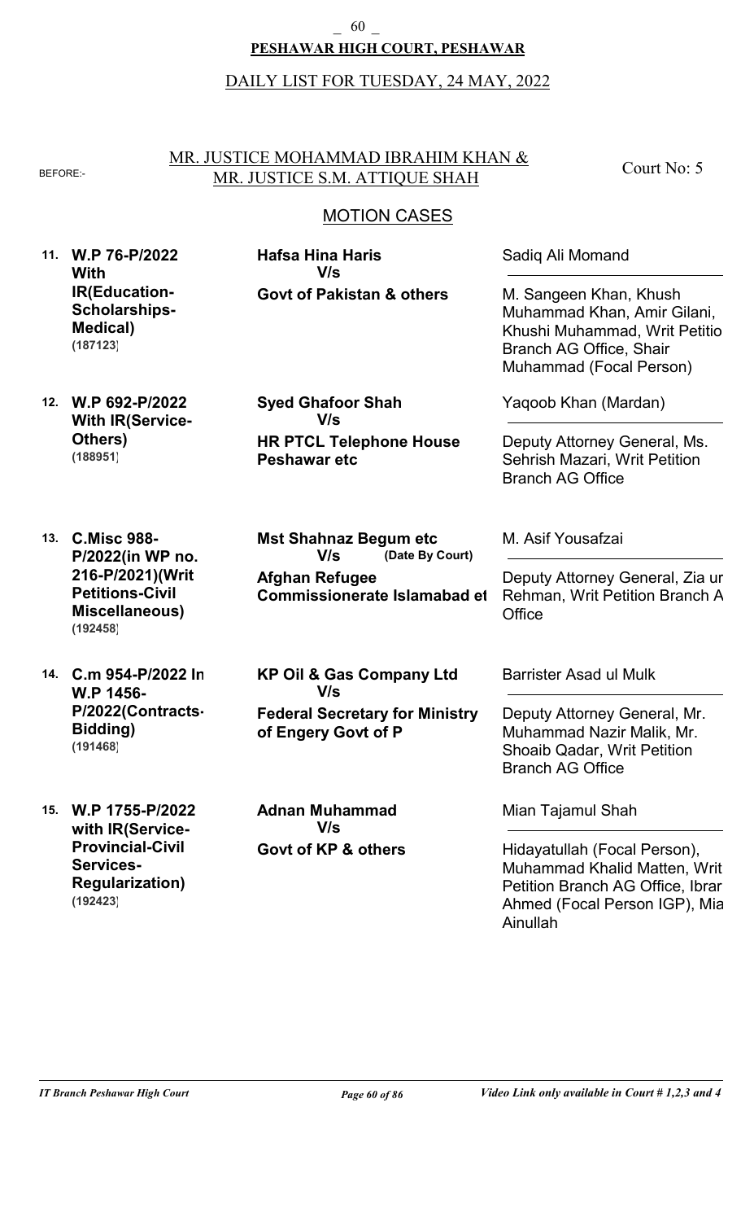**PESHAWAR HIGH COURT, PESHAWAR**

DAILY LIST FOR TUESDAY, 24 MAY, 2022

BEFORE:- MR. JUSTICE MOHAMMAD IBRAHIM KHAN & MR. JUSTICE S.M. ATTIQUE SHAH

Court No: 5

## MOTION CASES

| No. | Case | Parties | Counsel |
|---|---|---|---|
| 11. | **W.P 76-P/2022 With IR(Education-Scholarships-Medical)** **(187123)** | **Hafsa Hina Haris** **V/s** **Govt of Pakistan & others** | Sadiq Ali Momand / M. Sangeen Khan, Khush Muhammad Khan, Amir Gilani, Khushi Muhammad, Writ Petitio Branch AG Office, Shair Muhammad (Focal Person) |
| 12. | **W.P 692-P/2022 With IR(Service-Others)** **(188951)** | **Syed Ghafoor Shah** **V/s** **HR PTCL Telephone House Peshawar etc** | Yaqoob Khan (Mardan) / Deputy Attorney General, Ms. Sehrish Mazari, Writ Petition Branch AG Office |
| 13. | **C.Misc 988-P/2022(in WP no. 216-P/2021)(Writ Petitions-Civil Miscellaneous)** **(192458)** | **Mst Shahnaz Begum etc** **V/s** **(Date By Court)** **Afghan Refugee Commissionerate Islamabad et** | M. Asif Yousafzai / Deputy Attorney General, Zia ur Rehman, Writ Petition Branch A Office |
| 14. | **C.m 954-P/2022 In W.P 1456-P/2022(Contracts-Bidding)** **(191468)** | **KP Oil & Gas Company Ltd** **V/s** **Federal Secretary for Ministry of Engery Govt of P** | Barrister Asad ul Mulk / Deputy Attorney General, Mr. Muhammad Nazir Malik, Mr. Shoaib Qadar, Writ Petition Branch AG Office |
| 15. | **W.P 1755-P/2022 with IR(Service-Provincial-Civil Services-Regularization)** **(192423)** | **Adnan Muhammad** **V/s** **Govt of KP & others** | Mian Tajamul Shah / Hidayatullah (Focal Person), Muhammad Khalid Matten, Writ Petition Branch AG Office, Ibrar Ahmed (Focal Person IGP), Mia Ainullah |

*IT Branch Peshawar High Court* — *Video Link only available in Court # 1,2,3 and 4*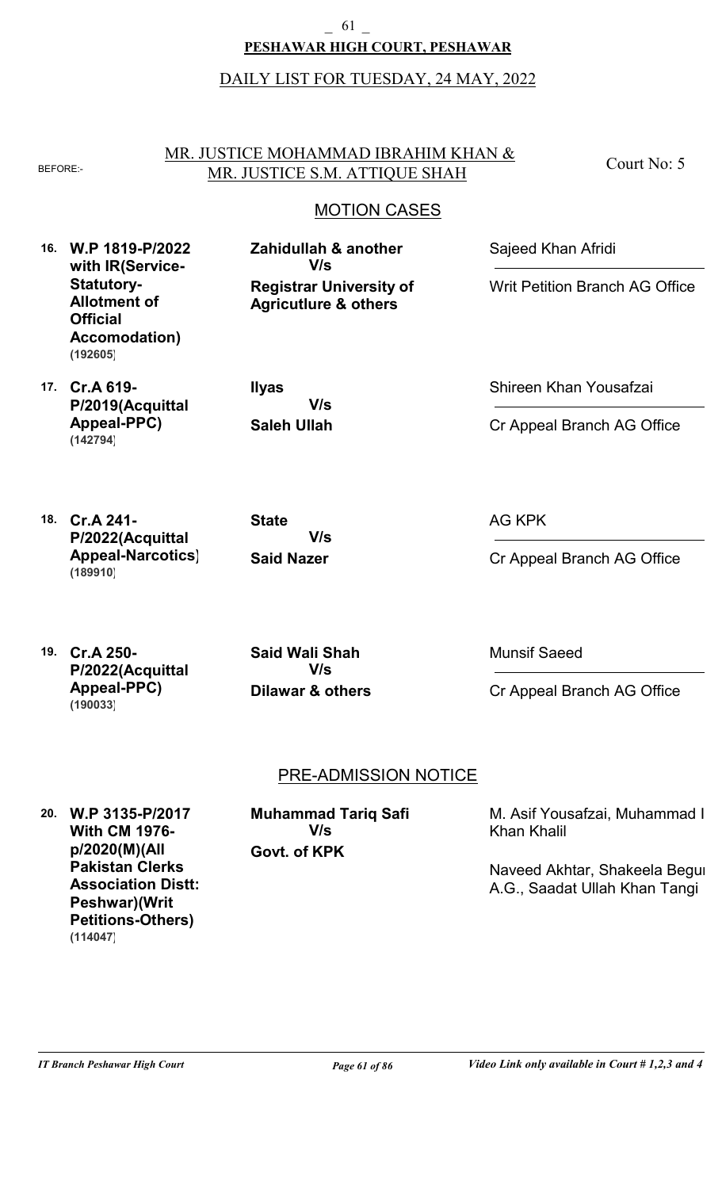**PESHAWAR HIGH COURT, PESHAWAR**

DAILY LIST FOR TUESDAY, 24 MAY, 2022

BEFORE:- MR. JUSTICE MOHAMMAD IBRAHIM KHAN & MR. JUSTICE S.M. ATTIQUE SHAH — Court No: 5

## MOTION CASES

| No. | Case | Parties | Counsel |
|---|---|---|---|
| 16. | **W.P 1819-P/2022 with IR(Service-Statutory-Allotment of Official Accomodation)** **(192605)** | **Zahidullah & another** V/s **Registrar University of Agricutlure & others** | Sajeed Khan Afridi / Writ Petition Branch AG Office |
| 17. | **Cr.A 619-P/2019(Acquittal Appeal-PPC)** **(142794)** | **Ilyas** V/s **Saleh Ullah** | Shireen Khan Yousafzai / Cr Appeal Branch AG Office |
| 18. | **Cr.A 241-P/2022(Acquittal Appeal-Narcotics)** **(189910)** | **State** V/s **Said Nazer** | AG KPK / Cr Appeal Branch AG Office |
| 19. | **Cr.A 250-P/2022(Acquittal Appeal-PPC)** **(190033)** | **Said Wali Shah** V/s **Dilawar & others** | Munsif Saeed / Cr Appeal Branch AG Office |

## PRE-ADMISSION NOTICE

| No. | Case | Parties | Counsel |
|---|---|---|---|
| 20. | **W.P 3135-P/2017 With CM 1976-p/2020(M)(All Pakistan Clerks Association Distt: Peshwar)(Writ Petitions-Others)** **(114047)** | **Muhammad Tariq Safi** V/s **Govt. of KPK** | M. Asif Yousafzai, Muhammad I Khan Khalil / Naveed Akhtar, Shakeela Begu A.G., Saadat Ullah Khan Tangi |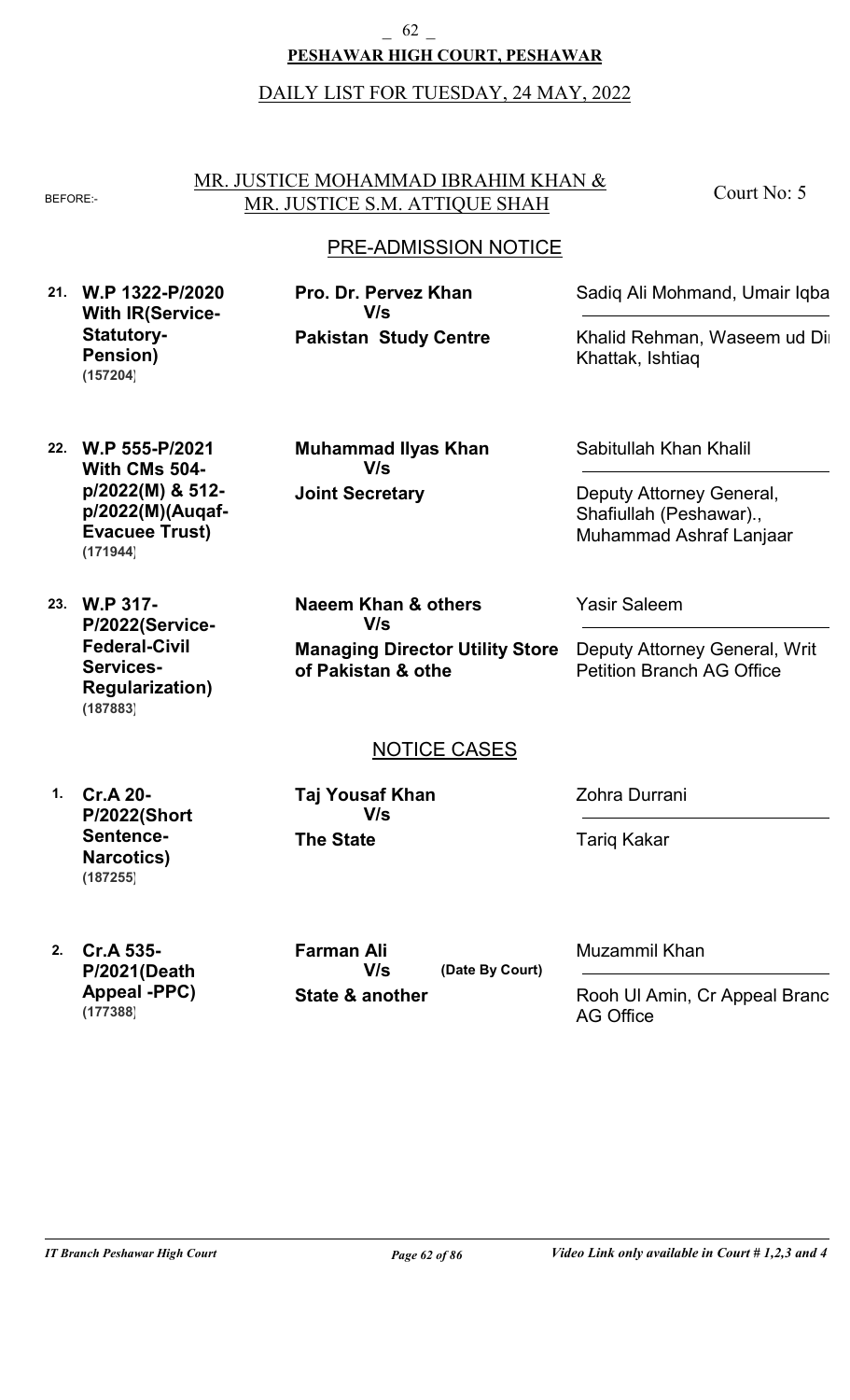**PESHAWAR HIGH COURT, PESHAWAR**

DAILY LIST FOR TUESDAY, 24 MAY, 2022

BEFORE:- MR. JUSTICE MOHAMMAD IBRAHIM KHAN & MR. JUSTICE S.M. ATTIQUE SHAH — Court No: 5

## PRE-ADMISSION NOTICE

| No. | Case | Parties | Counsel |
|---|---|---|---|
| 21. | **W.P 1322-P/2020 With IR(Service-Statutory-Pension) (157204)** | **Pro. Dr. Pervez Khan V/s Pakistan Study Centre** | Sadiq Ali Mohmand, Umair Iqba / Khalid Rehman, Waseem ud Di Khattak, Ishtiaq |
| 22. | **W.P 555-P/2021 With CMs 504-p/2022(M) & 512-p/2022(M)(Auqaf-Evacuee Trust) (171944)** | **Muhammad Ilyas Khan V/s Joint Secretary** | Sabitullah Khan Khalil / Deputy Attorney General, Shafiullah (Peshawar)., Muhammad Ashraf Lanjaar |
| 23. | **W.P 317-P/2022(Service-Federal-Civil Services-Regularization) (187883)** | **Naeem Khan & others V/s Managing Director Utility Store of Pakistan & othe** | Yasir Saleem / Deputy Attorney General, Writ Petition Branch AG Office |

## NOTICE CASES

| No. | Case | Parties | Counsel |
|---|---|---|---|
| 1. | **Cr.A 20-P/2022(Short Sentence-Narcotics) (187255)** | **Taj Yousaf Khan V/s The State** | Zohra Durrani / Tariq Kakar |
| 2. | **Cr.A 535-P/2021(Death Appeal -PPC) (177388)** | **Farman Ali V/s State & another** **(Date By Court)** | Muzammil Khan / Rooh Ul Amin, Cr Appeal Branc AG Office |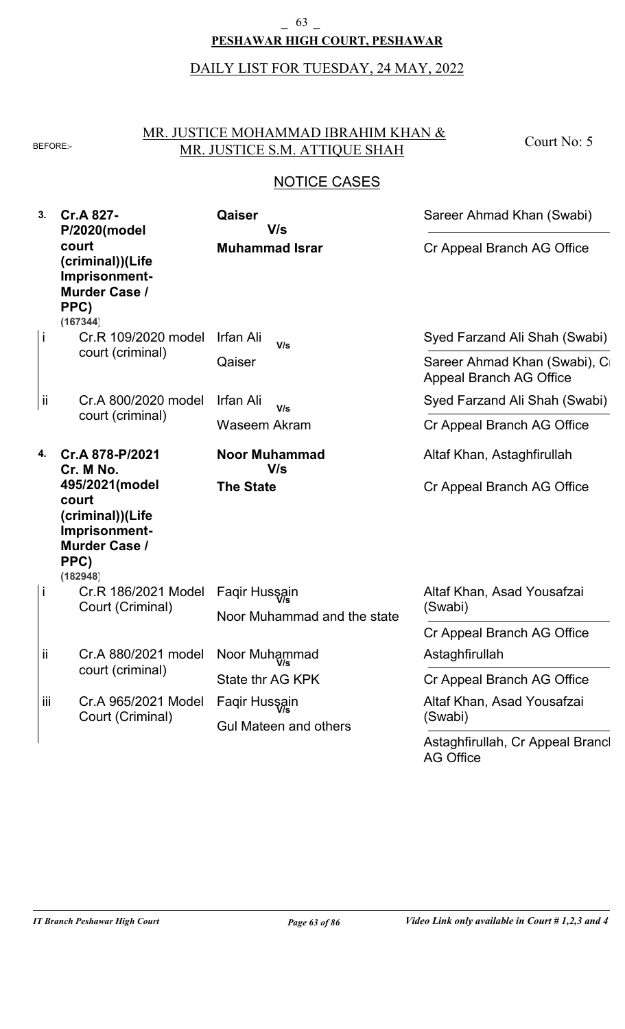**PESHAWAR HIGH COURT, PESHAWAR**

DAILY LIST FOR TUESDAY, 24 MAY, 2022

BEFORE:- MR. JUSTICE MOHAMMAD IBRAHIM KHAN & MR. JUSTICE S.M. ATTIQUE SHAH

Court No: 5

## NOTICE CASES

| No. | Case | Parties | Counsel |
|---|---|---|---|
| **3.** | **Cr.A 827-P/2020(model court (criminal))(Life Imprisonment-Murder Case / PPC)** **(167344)** | **Qaiser** V/s **Muhammad Israr** | Sareer Ahmad Khan (Swabi) / Cr Appeal Branch AG Office |
| i | Cr.R 109/2020 model court (criminal) | Irfan Ali V/s Qaiser | Syed Farzand Ali Shah (Swabi) / Sareer Ahmad Khan (Swabi), Cr Appeal Branch AG Office |
| ii | Cr.A 800/2020 model court (criminal) | Irfan Ali V/s Waseem Akram | Syed Farzand Ali Shah (Swabi) / Cr Appeal Branch AG Office |
| **4.** | **Cr.A 878-P/2021 Cr. M No. 495/2021(model court (criminal))(Life Imprisonment-Murder Case / PPC)** **(182948)** | **Noor Muhammad** V/s **The State** | Altaf Khan, Astaghfirullah / Cr Appeal Branch AG Office |
| i | Cr.R 186/2021 Model Court (Criminal) | Faqir Hussain V/s Noor Muhammad and the state | Altaf Khan, Asad Yousafzai (Swabi) / Cr Appeal Branch AG Office |
| ii | Cr.A 880/2021 model court (criminal) | Noor Muhammad V/s State thr AG KPK | Astaghfirullah / Cr Appeal Branch AG Office |
| iii | Cr.A 965/2021 Model Court (Criminal) | Faqir Hussain V/s Gul Mateen and others | Altaf Khan, Asad Yousafzai (Swabi) / Astaghfirullah, Cr Appeal Branch AG Office |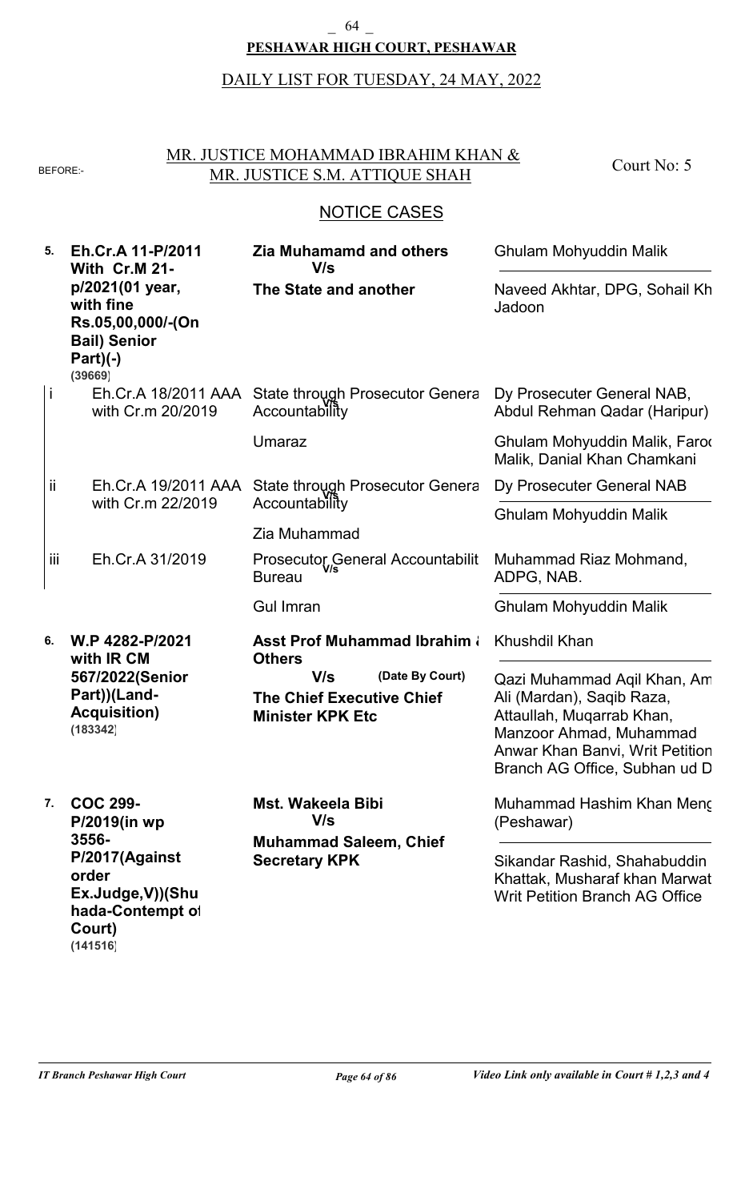**PESHAWAR HIGH COURT, PESHAWAR**

DAILY LIST FOR TUESDAY, 24 MAY, 2022

BEFORE:- MR. JUSTICE MOHAMMAD IBRAHIM KHAN & MR. JUSTICE S.M. ATTIQUE SHAH

Court No: 5

## NOTICE CASES

| No. | Case | Parties | Advocates |
|---|---|---|---|
| **5.** | **Eh.Cr.A 11-P/2011 With Cr.M 21-p/2021(01 year, with fine Rs.05,00,000/-(On Bail) Senior Part)(-)** **(39669)** | **Zia Muhamamd and others** V/s **The State and another** | Ghulam Mohyuddin Malik / Naveed Akhtar, DPG, Sohail Kh Jadoon |
| i | Eh.Cr.A 18/2011 AAA with Cr.m 20/2019 | State through Prosecutor Genera Accountability V/s Umaraz | Dy Prosecuter General NAB, Abdul Rehman Qadar (Haripur) / Ghulam Mohyuddin Malik, Faroo Malik, Danial Khan Chamkani |
| ii | Eh.Cr.A 19/2011 AAA with Cr.m 22/2019 | State through Prosecutor Genera Accountability V/s Zia Muhammad | Dy Prosecuter General NAB / Ghulam Mohyuddin Malik |
| iii | Eh.Cr.A 31/2019 | Prosecutor General Accountabilit Bureau V/s Gul Imran | Muhammad Riaz Mohmand, ADPG, NAB. / Ghulam Mohyuddin Malik |
| **6.** | **W.P 4282-P/2021 with IR CM 567/2022(Senior Part))(Land-Acquisition)** **(183342)** | **Asst Prof Muhammad Ibrahim & Others** V/s (Date By Court) **The Chief Executive Chief Minister KPK Etc** | Khushdil Khan / Qazi Muhammad Aqil Khan, Am Ali (Mardan), Saqib Raza, Attaullah, Muqarrab Khan, Manzoor Ahmad, Muhammad Anwar Khan Banvi, Writ Petition Branch AG Office, Subhan ud D |
| **7.** | **COC 299-P/2019(in wp 3556-P/2017(Against order Ex.Judge,V))(Shuhada-Contempt of Court)** **(141516)** | **Mst. Wakeela Bibi** V/s **Muhammad Saleem, Chief Secretary KPK** | Muhammad Hashim Khan Meng (Peshawar) / Sikandar Rashid, Shahabuddin Khattak, Musharaf khan Marwat Writ Petition Branch AG Office |

*IT Branch Peshawar High Court* — *Video Link only available in Court # 1,2,3 and 4*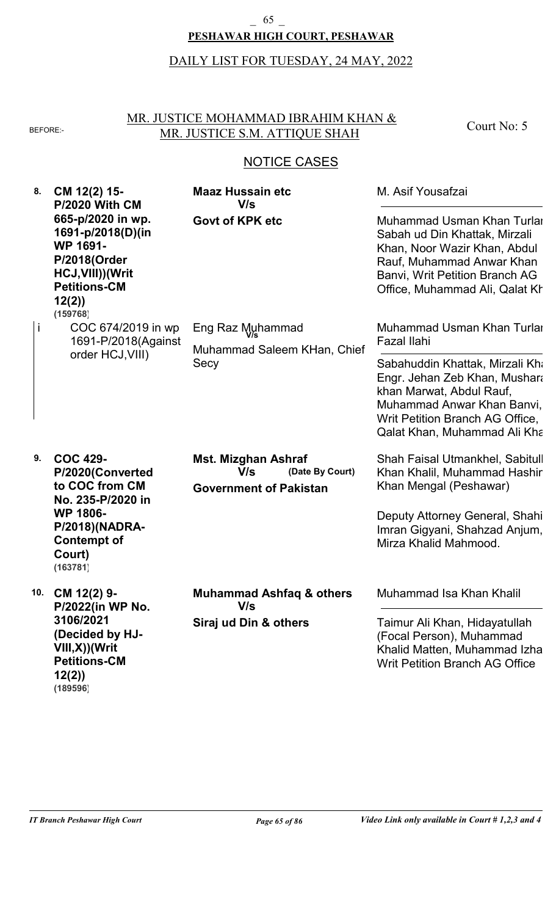**PESHAWAR HIGH COURT, PESHAWAR**

DAILY LIST FOR TUESDAY, 24 MAY, 2022

BEFORE:- MR. JUSTICE MOHAMMAD IBRAHIM KHAN & MR. JUSTICE S.M. ATTIQUE SHAH

Court No: 5

## NOTICE CASES

| No. | Case | Parties | Counsel |
|---|---|---|---|
| **8.** | **CM 12(2) 15-P/2020 With CM 665-p/2020 in wp. 1691-p/2018(D)(in WP 1691-P/2018(Order HCJ,VIII))(Writ Petitions-CM 12(2))** **(159768)** | **Maaz Hussain etc** **V/s** **Govt of KPK etc** | M. Asif Yousafzai<br><br>Muhammad Usman Khan Turlai Sabah ud Din Khattak, Mirzali Khan, Noor Wazir Khan, Abdul Rauf, Muhammad Anwar Khan Banvi, Writ Petition Branch AG Office, Muhammad Ali, Qalat Kh |
| i | COC 674/2019 in wp 1691-P/2018(Against order HCJ,VIII) | Eng Raz Muhammad V/s Muhammad Saleem KHan, Chief Secy | Muhammad Usman Khan Turlai Fazal Ilahi<br><br>Sabahuddin Khattak, Mirzali Kh Engr. Jehan Zeb Khan, Mushara khan Marwat, Abdul Rauf, Muhammad Anwar Khan Banvi, Writ Petition Branch AG Office, Qalat Khan, Muhammad Ali Kha |
| **9.** | **COC 429-P/2020(Converted to COC from CM No. 235-P/2020 in WP 1806-P/2018)(NADRA-Contempt of Court)** **(163781)** | **Mst. Mizghan Ashraf** **V/s** **(Date By Court)** **Government of Pakistan** | Shah Faisal Utmankhel, Sabitull Khan Khalil, Muhammad Hashir Khan Mengal (Peshawar)<br><br>Deputy Attorney General, Shahi Imran Gigyani, Shahzad Anjum, Mirza Khalid Mahmood. |
| **10.** | **CM 12(2) 9-P/2022(in WP No. 3106/2021 (Decided by HJ-VIII,X))(Writ Petitions-CM 12(2))** **(189596)** | **Muhammad Ashfaq & others** **V/s** **Siraj ud Din & others** | Muhammad Isa Khan Khalil<br><br>Taimur Ali Khan, Hidayatullah (Focal Person), Muhammad Khalid Matten, Muhammad Izha Writ Petition Branch AG Office |

*IT Branch Peshawar High Court* | *Video Link only available in Court # 1,2,3 and 4*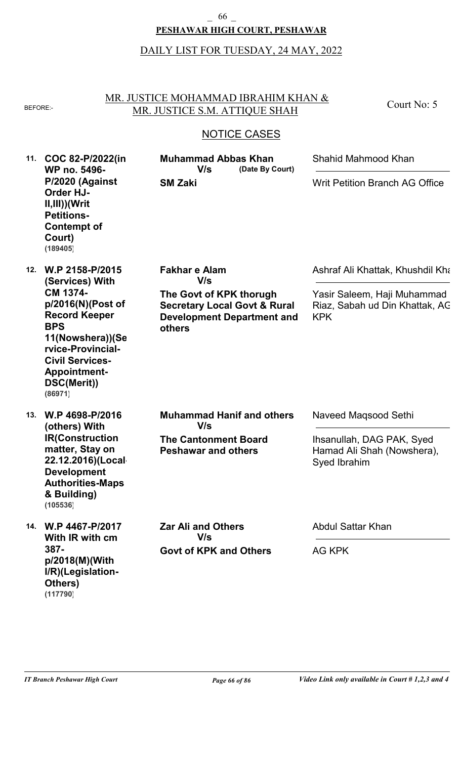**PESHAWAR HIGH COURT, PESHAWAR**

DAILY LIST FOR TUESDAY, 24 MAY, 2022

BEFORE:- MR. JUSTICE MOHAMMAD IBRAHIM KHAN & MR. JUSTICE S.M. ATTIQUE SHAH

Court No: 5

## NOTICE CASES

| No. | Case | Parties | Counsel |
|---|---|---|---|
| 11. | **COC 82-P/2022(in WP no. 5496-P/2020 (Against Order HJ-II,III))(Writ Petitions-Contempt of Court)** **(189405)** | **Muhammad Abbas Khan** V/s **(Date By Court)** **SM Zaki** | Shahid Mahmood Khan / Writ Petition Branch AG Office |
| 12. | **W.P 2158-P/2015 (Services) With CM 1374-p/2016(N)(Post of Record Keeper BPS 11(Nowshera))(Service-Provincial-Civil Services-Appointment-DSC(Merit))** **(86971)** | **Fakhar e Alam** V/s **The Govt of KPK thorugh Secretary Local Govt & Rural Development Department and others** | Ashraf Ali Khattak, Khushdil Kha / Yasir Saleem, Haji Muhammad Riaz, Sabah ud Din Khattak, AG KPK |
| 13. | **W.P 4698-P/2016 (others) With IR(Construction matter, Stay on 22.12.2016)(Local Development Authorities-Maps & Building)** **(105536)** | **Muhammad Hanif and others** V/s **The Cantonment Board Peshawar and others** | Naveed Maqsood Sethi / Ihsanullah, DAG PAK, Syed Hamad Ali Shah (Nowshera), Syed Ibrahim |
| 14. | **W.P 4467-P/2017 With IR with cm 387-p/2018(M)(With I/R)(Legislation-Others)** **(117790)** | **Zar Ali and Others** V/s **Govt of KPK and Others** | Abdul Sattar Khan / AG KPK |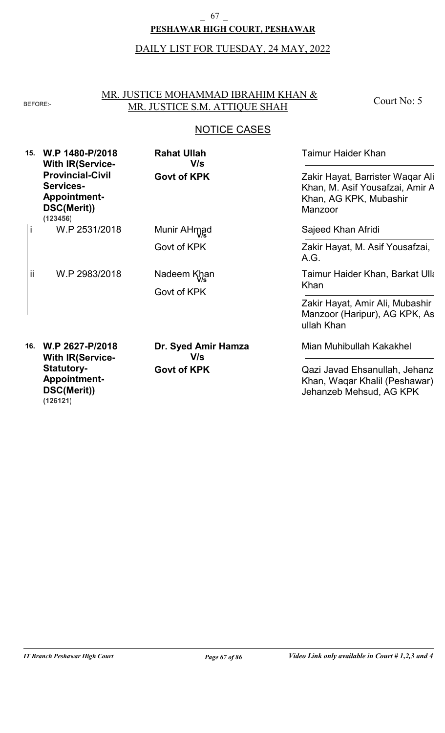**PESHAWAR HIGH COURT, PESHAWAR**

DAILY LIST FOR TUESDAY, 24 MAY, 2022

BEFORE:- MR. JUSTICE MOHAMMAD IBRAHIM KHAN & MR. JUSTICE S.M. ATTIQUE SHAH

Court No: 5

## NOTICE CASES

| No. | Case | Parties | Counsel |
|---|---|---|---|
| **15.** | **W.P 1480-P/2018 With IR(Service-Provincial-Civil Services-Appointment-DSC(Merit))** **(123456)** | **Rahat Ullah V/s Govt of KPK** | Taimur Haider Khan / Zakir Hayat, Barrister Waqar Ali Khan, M. Asif Yousafzai, Amir A Khan, AG KPK, Mubashir Manzoor |
| i | W.P 2531/2018 | Munir AHmad V/s Govt of KPK | Sajeed Khan Afridi / Zakir Hayat, M. Asif Yousafzai, A.G. |
| ii | W.P 2983/2018 | Nadeem Khan V/s Govt of KPK | Taimur Haider Khan, Barkat Ulla Khan / Zakir Hayat, Amir Ali, Mubashir Manzoor (Haripur), AG KPK, As ullah Khan |
| **16.** | **W.P 2627-P/2018 With IR(Service-Statutory-Appointment-DSC(Merit))** **(126121)** | **Dr. Syed Amir Hamza V/s Govt of KPK** | Mian Muhibullah Kakakhel / Qazi Javad Ehsanullah, Jehanz Khan, Waqar Khalil (Peshawar), Jehanzeb Mehsud, AG KPK |

*IT Branch Peshawar High Court* — *Video Link only available in Court # 1,2,3 and 4*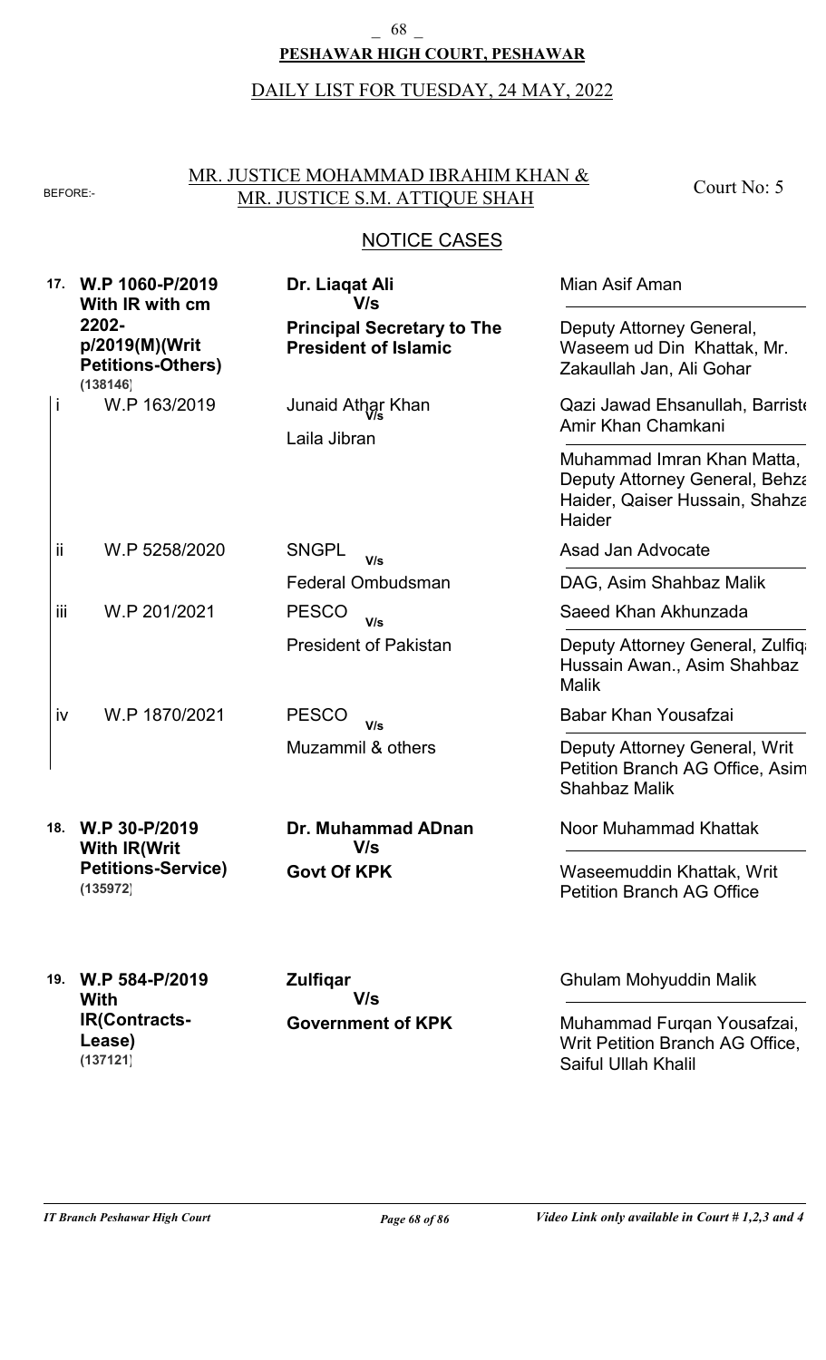**PESHAWAR HIGH COURT, PESHAWAR**

DAILY LIST FOR TUESDAY, 24 MAY, 2022

BEFORE:- MR. JUSTICE MOHAMMAD IBRAHIM KHAN & MR. JUSTICE S.M. ATTIQUE SHAH

Court No: 5

NOTICE CASES

| No. | Case | Parties | Counsel |
|---|---|---|---|
| 17. | **W.P 1060-P/2019 With IR with cm 2202-p/2019(M)(Writ Petitions-Others)** (138146) | **Dr. Liaqat Ali** V/s **Principal Secretary to The President of Islamic** | Mian Asif Aman / Deputy Attorney General, Waseem ud Din Khattak, Mr. Zakaullah Jan, Ali Gohar |
| i | W.P 163/2019 | Junaid Athar Khan V/s Laila Jibran | Qazi Jawad Ehsanullah, Barriste Amir Khan Chamkani / Muhammad Imran Khan Matta, Deputy Attorney General, Behza Haider, Qaiser Hussain, Shahza Haider |
| ii | W.P 5258/2020 | SNGPL V/s Federal Ombudsman | Asad Jan Advocate / DAG, Asim Shahbaz Malik |
| iii | W.P 201/2021 | PESCO V/s President of Pakistan | Saeed Khan Akhunzada / Deputy Attorney General, Zulfiq Hussain Awan., Asim Shahbaz Malik |
| iv | W.P 1870/2021 | PESCO V/s Muzammil & others | Babar Khan Yousafzai / Deputy Attorney General, Writ Petition Branch AG Office, Asim Shahbaz Malik |
| 18. | **W.P 30-P/2019 With IR(Writ Petitions-Service)** (135972) | **Dr. Muhammad ADnan** V/s **Govt Of KPK** | Noor Muhammad Khattak / Waseemuddin Khattak, Writ Petition Branch AG Office |
| 19. | **W.P 584-P/2019 With IR(Contracts-Lease)** (137121) | **Zulfiqar** V/s **Government of KPK** | Ghulam Mohyuddin Malik / Muhammad Furqan Yousafzai, Writ Petition Branch AG Office, Saiful Ullah Khalil |

*IT Branch Peshawar High Court* — *Video Link only available in Court # 1,2,3 and 4*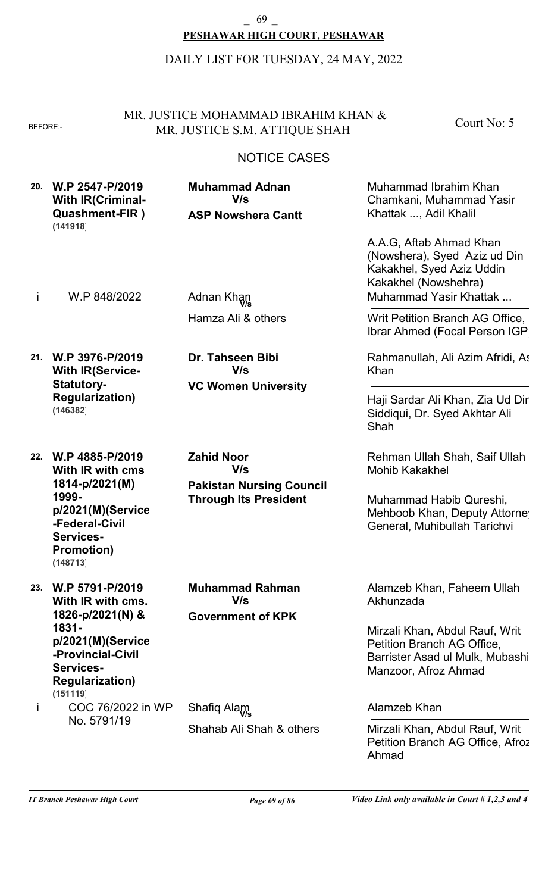**PESHAWAR HIGH COURT, PESHAWAR**

DAILY LIST FOR TUESDAY, 24 MAY, 2022

BEFORE:- MR. JUSTICE MOHAMMAD IBRAHIM KHAN & MR. JUSTICE S.M. ATTIQUE SHAH — Court No: 5

## NOTICE CASES

| No. | Case | Parties | Counsel |
|---|---|---|---|
| **20.** | **W.P 2547-P/2019 With IR(Criminal-Quashment-FIR ) (141918)** | **Muhammad Adnan V/s ASP Nowshera Cantt** | Muhammad Ibrahim Khan Chamkani, Muhammad Yasir Khattak ..., Adil Khalil<br>—<br>A.A.G, Aftab Ahmad Khan (Nowshera), Syed Aziz ud Din Kakakhel, Syed Aziz Uddin Kakakhel (Nowshehra) |
| i | W.P 848/2022 | Adnan Khan V/s Hamza Ali & others | Muhammad Yasir Khattak ...<br>—<br>Writ Petition Branch AG Office, Ibrar Ahmed (Focal Person IGP |
| **21.** | **W.P 3976-P/2019 With IR(Service-Statutory-Regularization) (146382)** | **Dr. Tahseen Bibi V/s VC Women University** | Rahmanullah, Ali Azim Afridi, As Khan<br>—<br>Haji Sardar Ali Khan, Zia Ud Dir Siddiqui, Dr. Syed Akhtar Ali Shah |
| **22.** | **W.P 4885-P/2019 With IR with cms 1814-p/2021(M) 1999-p/2021(M)(Service-Federal-Civil Services-Promotion) (148713)** | **Zahid Noor V/s Pakistan Nursing Council Through Its President** | Rehman Ullah Shah, Saif Ullah Mohib Kakakhel<br>—<br>Muhammad Habib Qureshi, Mehboob Khan, Deputy Attorne General, Muhibullah Tarichvi |
| **23.** | **W.P 5791-P/2019 With IR with cms. 1826-p/2021(N) & 1831-p/2021(M)(Service-Provincial-Civil Services-Regularization) (151119)** | **Muhammad Rahman V/s Government of KPK** | Alamzeb Khan, Faheem Ullah Akhunzada<br>—<br>Mirzali Khan, Abdul Rauf, Writ Petition Branch AG Office, Barrister Asad ul Mulk, Mubashi Manzoor, Afroz Ahmad |
| i | COC 76/2022 in WP No. 5791/19 | Shafiq Alam V/s Shahab Ali Shah & others | Alamzeb Khan<br>—<br>Mirzali Khan, Abdul Rauf, Writ Petition Branch AG Office, Afroz Ahmad |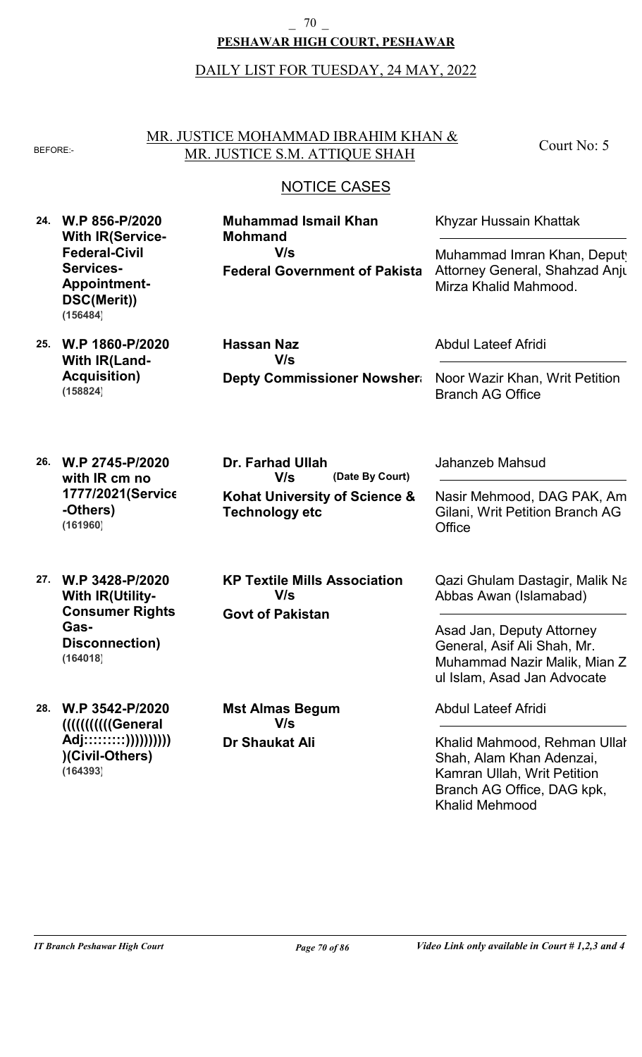**PESHAWAR HIGH COURT, PESHAWAR**

DAILY LIST FOR TUESDAY, 24 MAY, 2022

BEFORE:- MR. JUSTICE MOHAMMAD IBRAHIM KHAN & MR. JUSTICE S.M. ATTIQUE SHAH — Court No: 5

## NOTICE CASES

| No. | Case | Parties | Counsel |
|---|---|---|---|
| 24. | **W.P 856-P/2020 With IR(Service-Federal-Civil Services-Appointment-DSC(Merit))** **(156484)** | **Muhammad Ismail Khan Mohmand** V/s **Federal Government of Pakista** | Khyzar Hussain Khattak<br>Muhammad Imran Khan, Deputy Attorney General, Shahzad Anju Mirza Khalid Mahmood. |
| 25. | **W.P 1860-P/2020 With IR(Land-Acquisition)** **(158824)** | **Hassan Naz** V/s **Depty Commissioner Nowshera** | Abdul Lateef Afridi<br>Noor Wazir Khan, Writ Petition Branch AG Office |
| 26. | **W.P 2745-P/2020 with IR cm no 1777/2021(Service-Others)** **(161960)** | **Dr. Farhad Ullah** V/s (Date By Court) **Kohat University of Science & Technology etc** | Jahanzeb Mahsud<br>Nasir Mehmood, DAG PAK, Am Gilani, Writ Petition Branch AG Office |
| 27. | **W.P 3428-P/2020 With IR(Utility-Consumer Rights Gas-Disconnection)** **(164018)** | **KP Textile Mills Association** V/s **Govt of Pakistan** | Qazi Ghulam Dastagir, Malik Na Abbas Awan (Islamabad)<br>Asad Jan, Deputy Attorney General, Asif Ali Shah, Mr. Muhammad Nazir Malik, Mian Z ul Islam, Asad Jan Advocate |
| 28. | **W.P 3542-P/2020 ((((((((((General Adj::::::::))))))))))(Civil-Others)** **(164393)** | **Mst Almas Begum** V/s **Dr Shaukat Ali** | Abdul Lateef Afridi<br>Khalid Mahmood, Rehman Ullah Shah, Alam Khan Adenzai, Kamran Ullah, Writ Petition Branch AG Office, DAG kpk, Khalid Mehmood |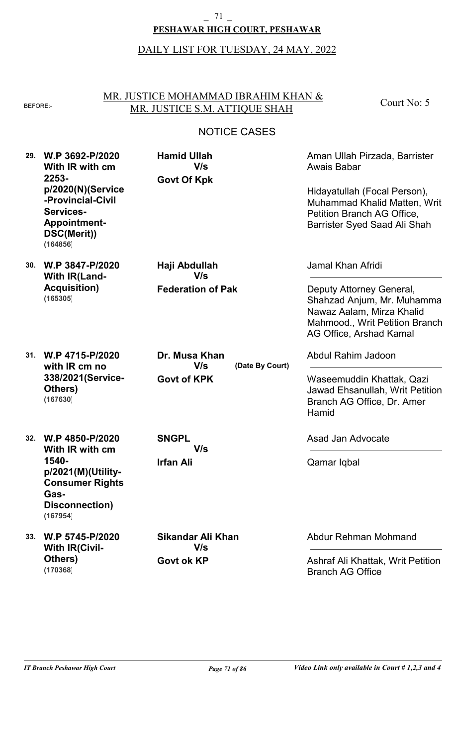**PESHAWAR HIGH COURT, PESHAWAR**

DAILY LIST FOR TUESDAY, 24 MAY, 2022

BEFORE:- MR. JUSTICE MOHAMMAD IBRAHIM KHAN & MR. JUSTICE S.M. ATTIQUE SHAH — Court No: 5

## NOTICE CASES

| No. | Case | Parties | Advocates |
|---|---|---|---|
| 29. | **W.P 3692-P/2020 With IR with cm 2253-p/2020(N)(Service -Provincial-Civil Services-Appointment-DSC(Merit))** (164856) | **Hamid Ullah** V/s **Govt Of Kpk** | Aman Ullah Pirzada, Barrister Awais Babar<br><br>Hidayatullah (Focal Person), Muhammad Khalid Matten, Writ Petition Branch AG Office, Barrister Syed Saad Ali Shah |
| 30. | **W.P 3847-P/2020 With IR(Land-Acquisition)** (165305) | **Haji Abdullah** V/s **Federation of Pak** | Jamal Khan Afridi<br><br>Deputy Attorney General, Shahzad Anjum, Mr. Muhamma Nawaz Aalam, Mirza Khalid Mahmood., Writ Petition Branch AG Office, Arshad Kamal |
| 31. | **W.P 4715-P/2020 with IR cm no 338/2021(Service-Others)** (167630) | **Dr. Musa Khan** V/s **Govt of KPK** (Date By Court) | Abdul Rahim Jadoon<br><br>Waseemuddin Khattak, Qazi Jawad Ehsanullah, Writ Petition Branch AG Office, Dr. Amer Hamid |
| 32. | **W.P 4850-P/2020 With IR with cm 1540-p/2021(M)(Utility-Consumer Rights Gas-Disconnection)** (167954) | **SNGPL** V/s **Irfan Ali** | Asad Jan Advocate<br><br>Qamar Iqbal |
| 33. | **W.P 5745-P/2020 With IR(Civil-Others)** (170368) | **Sikandar Ali Khan** V/s **Govt ok KP** | Abdur Rehman Mohmand<br><br>Ashraf Ali Khattak, Writ Petition Branch AG Office |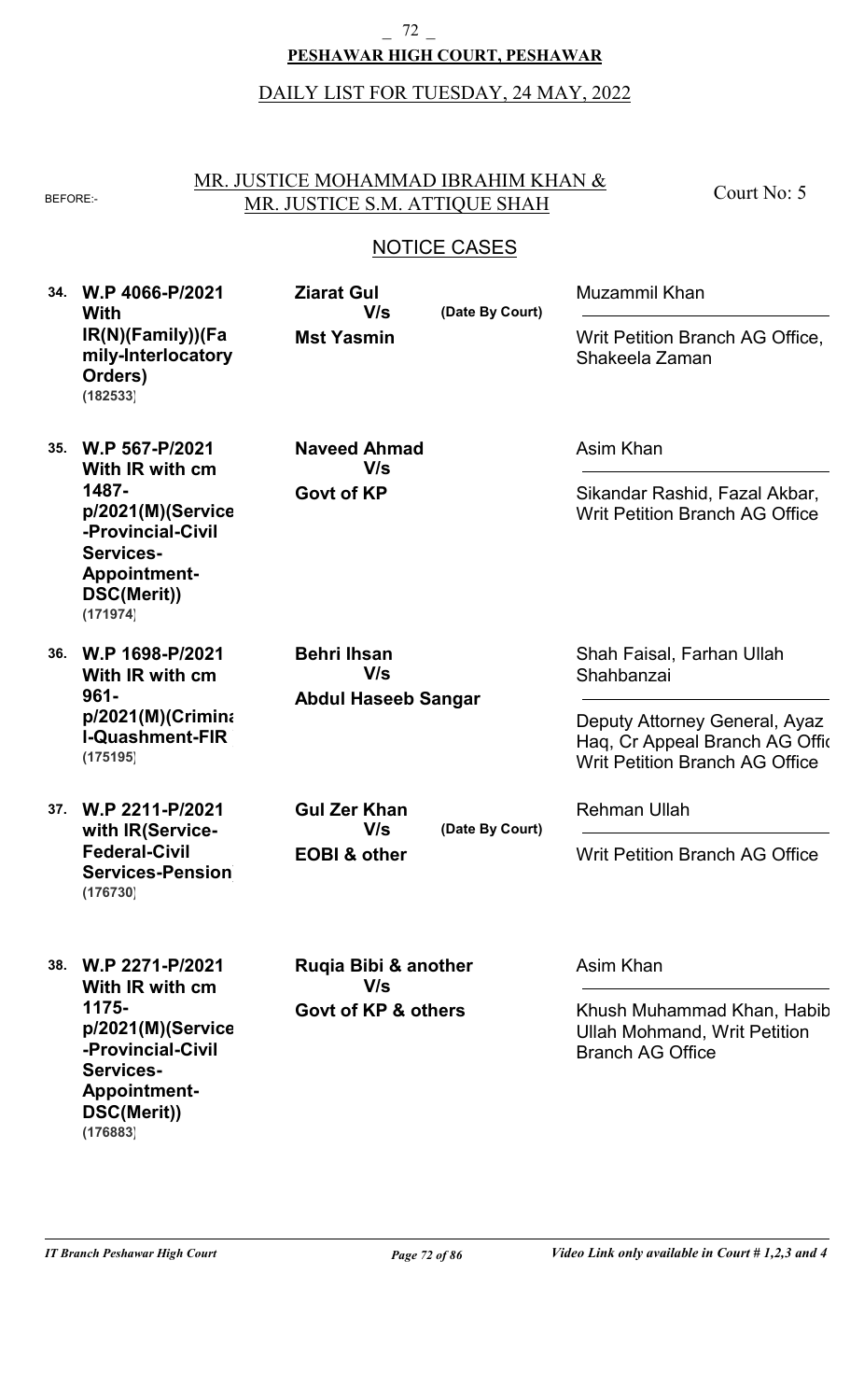**PESHAWAR HIGH COURT, PESHAWAR**

DAILY LIST FOR TUESDAY, 24 MAY, 2022

BEFORE:- MR. JUSTICE MOHAMMAD IBRAHIM KHAN & MR. JUSTICE S.M. ATTIQUE SHAH — Court No: 5

## NOTICE CASES

| No. | Case | Parties | Counsel |
|---|---|---|---|
| 34. | **W.P 4066-P/2021 With IR(N)(Family))(Family-Interlocatory Orders)** **(182533)** | **Ziarat Gul** V/s **Mst Yasmin** (Date By Court) | Muzammil Khan / Writ Petition Branch AG Office, Shakeela Zaman |
| 35. | **W.P 567-P/2021 With IR with cm 1487-p/2021(M)(Service-Provincial-Civil Services-Appointment-DSC(Merit))** **(171974)** | **Naveed Ahmad** V/s **Govt of KP** | Asim Khan / Sikandar Rashid, Fazal Akbar, Writ Petition Branch AG Office |
| 36. | **W.P 1698-P/2021 With IR with cm 961-p/2021(M)(Criminal-Quashment-FIR** **(175195)** | **Behri Ihsan** V/s **Abdul Haseeb Sangar** | Shah Faisal, Farhan Ullah Shahbanzai / Deputy Attorney General, Ayaz Haq, Cr Appeal Branch AG Offic Writ Petition Branch AG Office |
| 37. | **W.P 2211-P/2021 with IR(Service-Federal-Civil Services-Pension** **(176730)** | **Gul Zer Khan** V/s **EOBI & other** (Date By Court) | Rehman Ullah / Writ Petition Branch AG Office |
| 38. | **W.P 2271-P/2021 With IR with cm 1175-p/2021(M)(Service-Provincial-Civil Services-Appointment-DSC(Merit))** **(176883)** | **Ruqia Bibi & another** V/s **Govt of KP & others** | Asim Khan / Khush Muhammad Khan, Habib Ullah Mohmand, Writ Petition Branch AG Office |

*IT Branch Peshawar High Court* — *Video Link only available in Court # 1,2,3 and 4*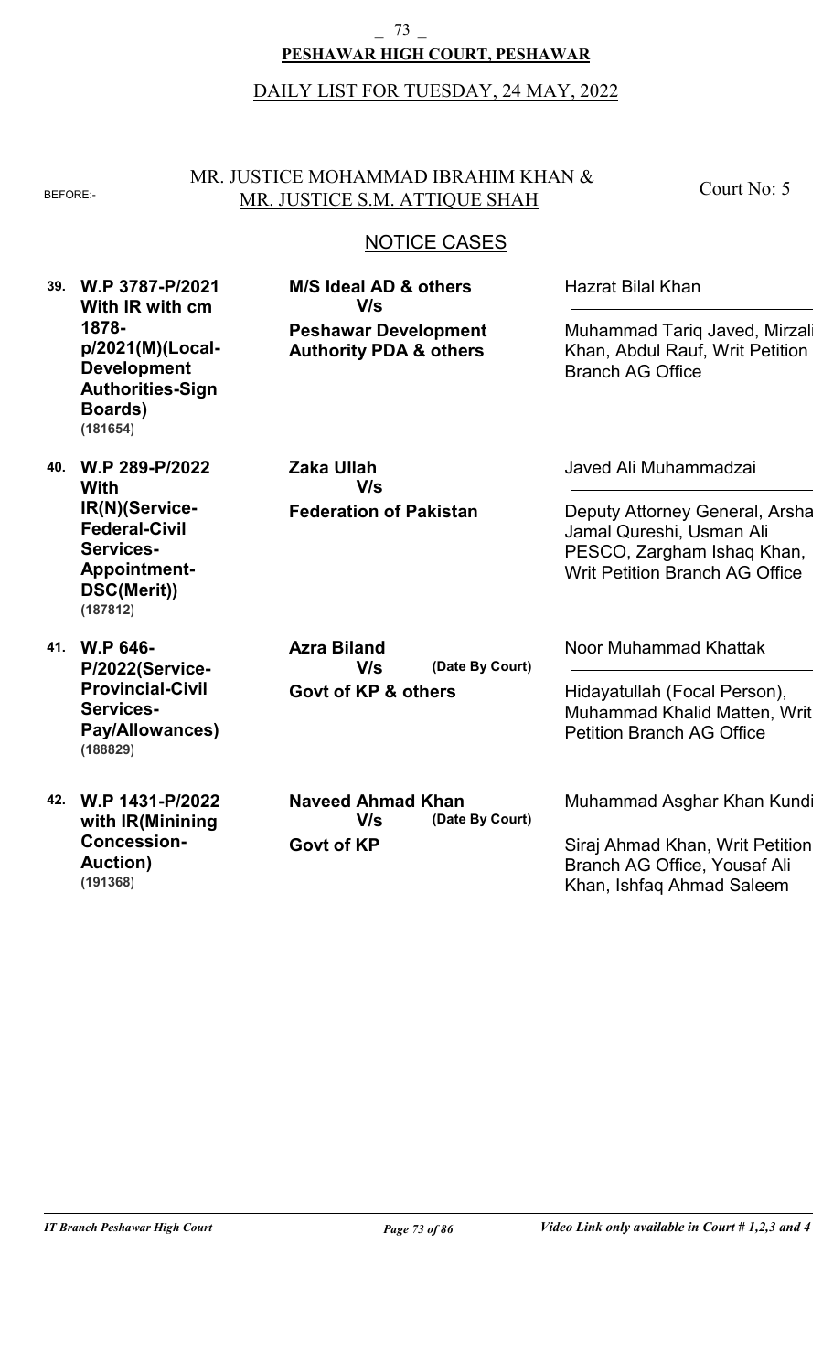**PESHAWAR HIGH COURT, PESHAWAR**

DAILY LIST FOR TUESDAY, 24 MAY, 2022

BEFORE:- MR. JUSTICE MOHAMMAD IBRAHIM KHAN & MR. JUSTICE S.M. ATTIQUE SHAH

Court No: 5

## NOTICE CASES

| No. | Case | Parties | Counsel |
|---|---|---|---|
| 39. | **W.P 3787-P/2021 With IR with cm 1878-p/2021(M)(Local-Development Authorities-Sign Boards)** (181654) | **M/S Ideal AD & others** V/s **Peshawar Development Authority PDA & others** | Hazrat Bilal Khan / Muhammad Tariq Javed, Mirzali Khan, Abdul Rauf, Writ Petition Branch AG Office |
| 40. | **W.P 289-P/2022 With IR(N)(Service-Federal-Civil Services-Appointment-DSC(Merit))** (187812) | **Zaka Ullah** V/s **Federation of Pakistan** | Javed Ali Muhammadzai / Deputy Attorney General, Arsha Jamal Qureshi, Usman Ali PESCO, Zargham Ishaq Khan, Writ Petition Branch AG Office |
| 41. | **W.P 646-P/2022(Service-Provincial-Civil Services-Pay/Allowances)** (188829) | **Azra Biland** V/s (Date By Court) **Govt of KP & others** | Noor Muhammad Khattak / Hidayatullah (Focal Person), Muhammad Khalid Matten, Writ Petition Branch AG Office |
| 42. | **W.P 1431-P/2022 with IR(Minining Concession-Auction)** (191368) | **Naveed Ahmad Khan** V/s (Date By Court) **Govt of KP** | Muhammad Asghar Khan Kundi / Siraj Ahmad Khan, Writ Petition Branch AG Office, Yousaf Ali Khan, Ishfaq Ahmad Saleem |

*IT Branch Peshawar High Court* — *Video Link only available in Court # 1,2,3 and 4*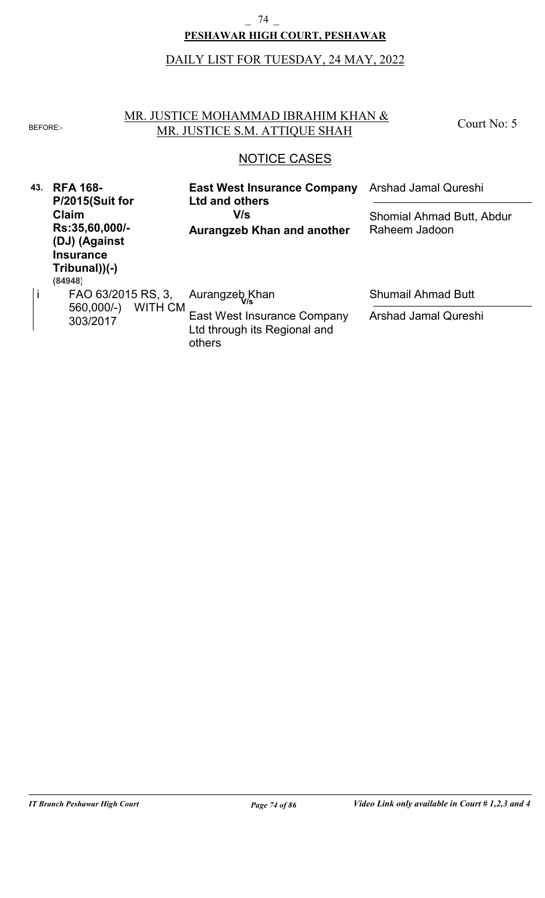**PESHAWAR HIGH COURT, PESHAWAR**

DAILY LIST FOR TUESDAY, 24 MAY, 2022

BEFORE:- MR. JUSTICE MOHAMMAD IBRAHIM KHAN & MR. JUSTICE S.M. ATTIQUE SHAH

Court No: 5

## NOTICE CASES

| No. | Case | Parties | Counsel |
|---|---|---|---|
| 43. | **RFA 168-P/2015(Suit for Claim Rs:35,60,000/- (DJ) (Against Insurance Tribunal))(-)** **(84948)** | **East West Insurance Company Ltd and others** **V/s** **Aurangzeb Khan and another** | Arshad Jamal Qureshi<br>Shomial Ahmad Butt, Abdur Raheem Jadoon |
| i | FAO 63/2015 RS, 3, 560,000/-) WITH CM 303/2017 | Aurangzeb Khan **V/s** East West Insurance Company Ltd through its Regional and others | Shumail Ahmad Butt<br>Arshad Jamal Qureshi |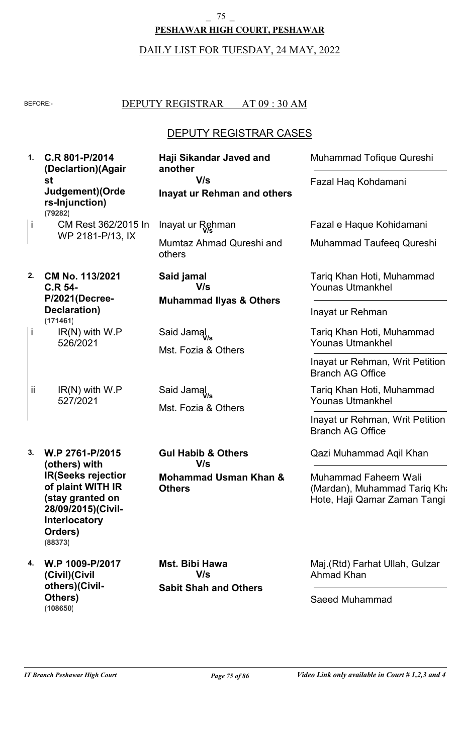**PESHAWAR HIGH COURT, PESHAWAR**

DAILY LIST FOR TUESDAY, 24 MAY, 2022

BEFORE:- DEPUTY REGISTRAR AT 09 : 30 AM

## DEPUTY REGISTRAR CASES

| No. | Case | Parties | Advocates |
|---|---|---|---|
| 1. | **C.R 801-P/2014 (Declartion)(Against Judgement)(Orders-Injunction)** **(79282)** | **Haji Sikandar Javed and another** V/s **Inayat ur Rehman and others** | Muhammad Tofique Qureshi / Fazal Haq Kohdamani |
| i | CM Rest 362/2015 In WP 2181-P/13, IX | Inayat ur Rehman V/s Mumtaz Ahmad Qureshi and others | Fazal e Haque Kohidamani / Muhammad Taufeeq Qureshi |
| 2. | **CM No. 113/2021 C.R 54-P/2021(Decree-Declaration)** **(171461)** | **Said jamal** V/s **Muhammad Ilyas & Others** | Tariq Khan Hoti, Muhammad Younas Utmankhel / Inayat ur Rehman |
| i | IR(N) with W.P 526/2021 | Said Jamal V/s Mst. Fozia & Others | Tariq Khan Hoti, Muhammad Younas Utmankhel / Inayat ur Rehman, Writ Petition Branch AG Office |
| ii | IR(N) with W.P 527/2021 | Said Jamal V/s Mst. Fozia & Others | Tariq Khan Hoti, Muhammad Younas Utmankhel / Inayat ur Rehman, Writ Petition Branch AG Office |
| 3. | **W.P 2761-P/2015 (others) with IR(Seeks rejection of plaint WITH IR (stay granted on 28/09/2015)(Civil-Interlocatory Orders)** **(88373)** | **Gul Habib & Others** V/s **Mohammad Usman Khan & Others** | Qazi Muhammad Aqil Khan / Muhammad Faheem Wali (Mardan), Muhammad Tariq Khan Hote, Haji Qamar Zaman Tangi |
| 4. | **W.P 1009-P/2017 (Civil)(Civil others)(Civil-Others)** **(108650)** | **Mst. Bibi Hawa** V/s **Sabit Shah and Others** | Maj.(Rtd) Farhat Ullah, Gulzar Ahmad Khan / Saeed Muhammad |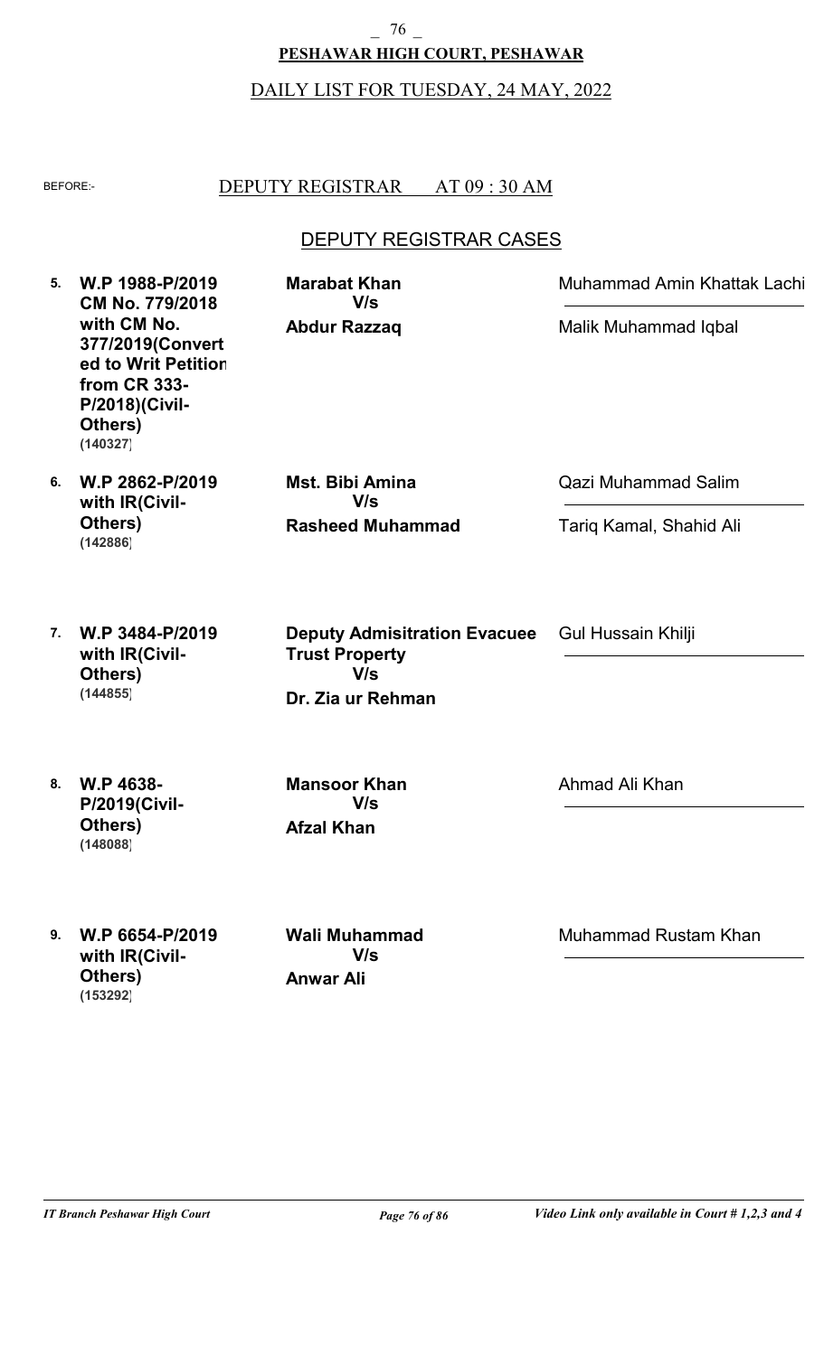**PESHAWAR HIGH COURT, PESHAWAR**

DAILY LIST FOR TUESDAY, 24 MAY, 2022

BEFORE:- DEPUTY REGISTRAR AT 09 : 30 AM

## DEPUTY REGISTRAR CASES

| No. | Case | Parties | Advocates |
|---|---|---|---|
| 5. | **W.P 1988-P/2019 CM No. 779/2018 with CM No. 377/2019(Converted to Writ Petition from CR 333-P/2018)(Civil-Others)** **(140327)** | **Marabat Khan** V/s **Abdur Razzaq** | Muhammad Amin Khattak Lachi / Malik Muhammad Iqbal |
| 6. | **W.P 2862-P/2019 with IR(Civil-Others)** **(142886)** | **Mst. Bibi Amina** V/s **Rasheed Muhammad** | Qazi Muhammad Salim / Tariq Kamal, Shahid Ali |
| 7. | **W.P 3484-P/2019 with IR(Civil-Others)** **(144855)** | **Deputy Admisitration Evacuee Trust Property** V/s **Dr. Zia ur Rehman** | Gul Hussain Khilji |
| 8. | **W.P 4638-P/2019(Civil-Others)** **(148088)** | **Mansoor Khan** V/s **Afzal Khan** | Ahmad Ali Khan |
| 9. | **W.P 6654-P/2019 with IR(Civil-Others)** **(153292)** | **Wali Muhammad** V/s **Anwar Ali** | Muhammad Rustam Khan |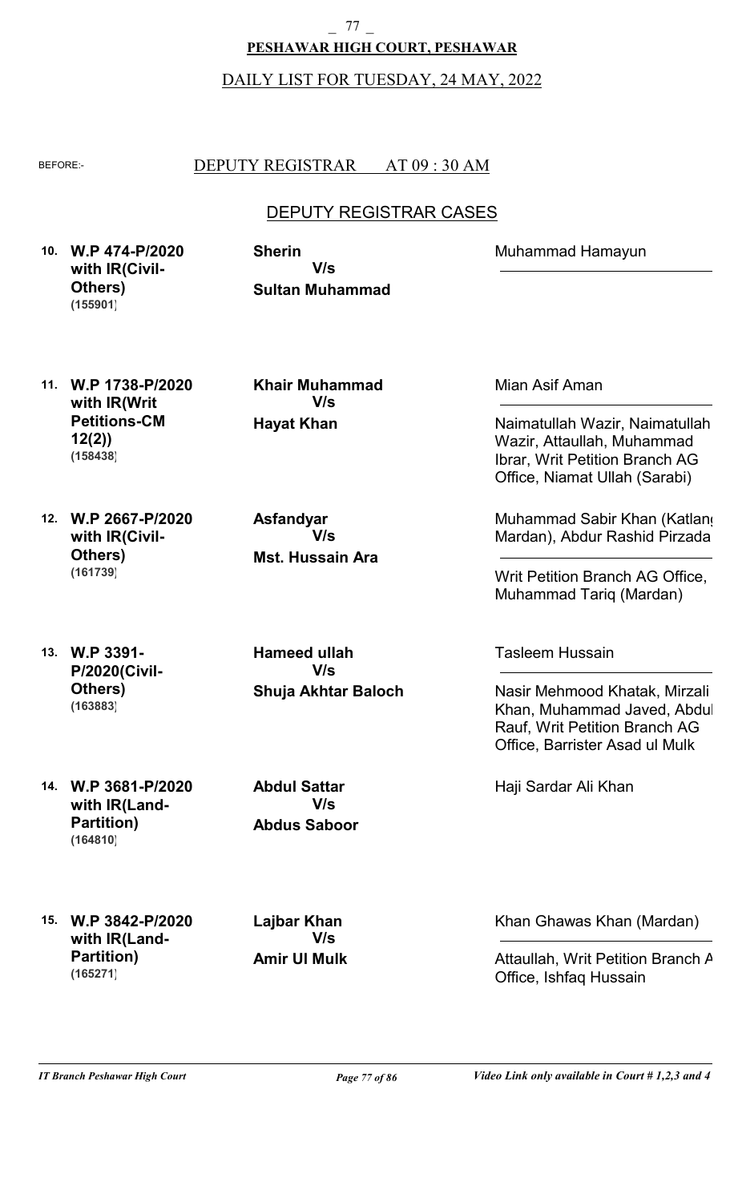# PESHAWAR HIGH COURT, PESHAWAR

DAILY LIST FOR TUESDAY, 24 MAY, 2022

BEFORE:- DEPUTY REGISTRAR AT 09 : 30 AM

## DEPUTY REGISTRAR CASES

| No. | Case | Parties | Advocates |
|---|---|---|---|
| 10. | **W.P 474-P/2020 with IR(Civil-Others)** **(155901)** | **Sherin** V/s **Sultan Muhammad** | Muhammad Hamayun |
| 11. | **W.P 1738-P/2020 with IR(Writ Petitions-CM 12(2))** **(158438)** | **Khair Muhammad** V/s **Hayat Khan** | Mian Asif Aman<br>Naimatullah Wazir, Naimatullah Wazir, Attaullah, Muhammad Ibrar, Writ Petition Branch AG Office, Niamat Ullah (Sarabi) |
| 12. | **W.P 2667-P/2020 with IR(Civil-Others)** **(161739)** | **Asfandyar** V/s **Mst. Hussain Ara** | Muhammad Sabir Khan (Katlang Mardan), Abdur Rashid Pirzada<br>Writ Petition Branch AG Office, Muhammad Tariq (Mardan) |
| 13. | **W.P 3391-P/2020(Civil-Others)** **(163883)** | **Hameed ullah** V/s **Shuja Akhtar Baloch** | Tasleem Hussain<br>Nasir Mehmood Khatak, Mirzali Khan, Muhammad Javed, Abdul Rauf, Writ Petition Branch AG Office, Barrister Asad ul Mulk |
| 14. | **W.P 3681-P/2020 with IR(Land-Partition)** **(164810)** | **Abdul Sattar** V/s **Abdus Saboor** | Haji Sardar Ali Khan |
| 15. | **W.P 3842-P/2020 with IR(Land-Partition)** **(165271)** | **Lajbar Khan** V/s **Amir Ul Mulk** | Khan Ghawas Khan (Mardan)<br>Attaullah, Writ Petition Branch AG Office, Ishfaq Hussain |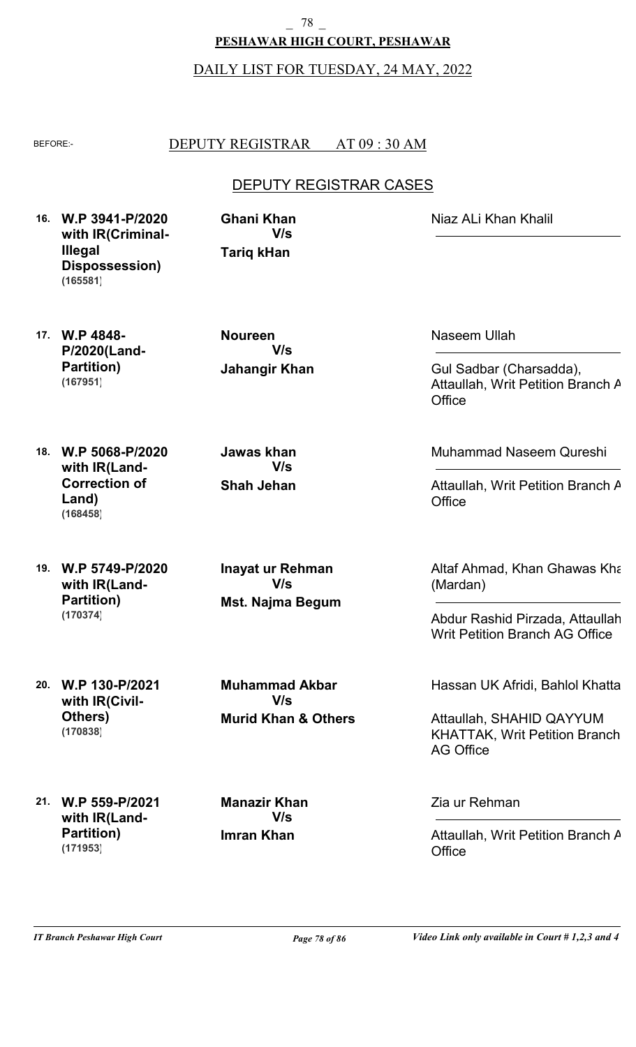**PESHAWAR HIGH COURT, PESHAWAR**

DAILY LIST FOR TUESDAY, 24 MAY, 2022

BEFORE:- DEPUTY REGISTRAR AT 09 : 30 AM

## DEPUTY REGISTRAR CASES

| No. | Case | Parties | Advocates |
|---|---|---|---|
| 16. | **W.P 3941-P/2020 with IR(Criminal-Illegal Dispossession)** **(165581)** | **Ghani Khan** **V/s** **Tariq kHan** | Niaz ALi Khan Khalil |
| 17. | **W.P 4848-P/2020(Land-Partition)** **(167951)** | **Noureen** **V/s** **Jahangir Khan** | Naseem Ullah<br><br>Gul Sadbar (Charsadda), Attaullah, Writ Petition Branch A Office |
| 18. | **W.P 5068-P/2020 with IR(Land-Correction of Land)** **(168458)** | **Jawas khan** **V/s** **Shah Jehan** | Muhammad Naseem Qureshi<br><br>Attaullah, Writ Petition Branch A Office |
| 19. | **W.P 5749-P/2020 with IR(Land-Partition)** **(170374)** | **Inayat ur Rehman** **V/s** **Mst. Najma Begum** | Altaf Ahmad, Khan Ghawas Kha (Mardan)<br><br>Abdur Rashid Pirzada, Attaullah Writ Petition Branch AG Office |
| 20. | **W.P 130-P/2021 with IR(Civil-Others)** **(170838)** | **Muhammad Akbar** **V/s** **Murid Khan & Others** | Hassan UK Afridi, Bahlol Khatta<br><br>Attaullah, SHAHID QAYYUM KHATTAK, Writ Petition Branch AG Office |
| 21. | **W.P 559-P/2021 with IR(Land-Partition)** **(171953)** | **Manazir Khan** **V/s** **Imran Khan** | Zia ur Rehman<br><br>Attaullah, Writ Petition Branch A Office |

*IT Branch Peshawar High Court* — *Video Link only available in Court # 1,2,3 and 4*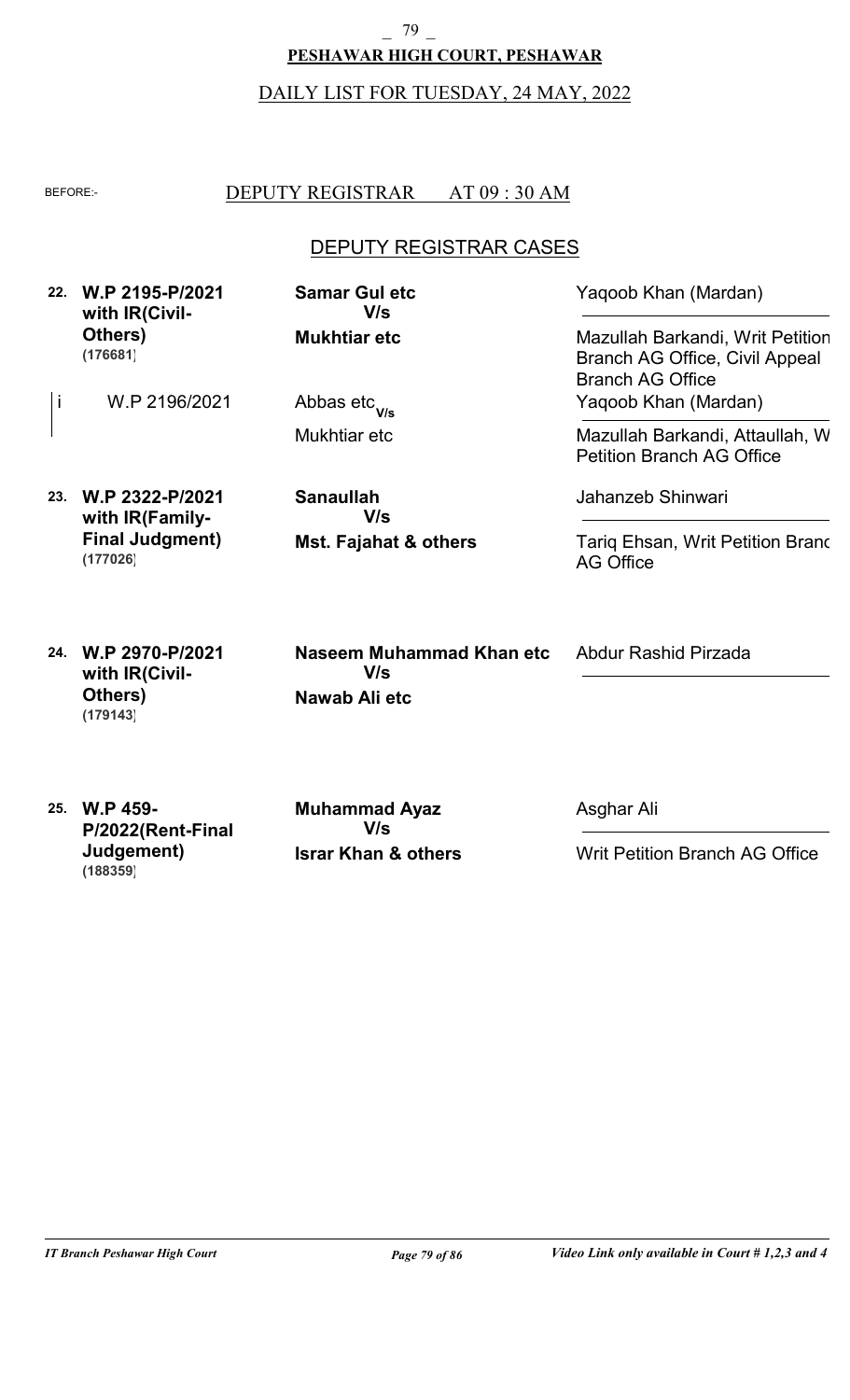**PESHAWAR HIGH COURT, PESHAWAR**

DAILY LIST FOR TUESDAY, 24 MAY, 2022

BEFORE:- DEPUTY REGISTRAR AT 09 : 30 AM

## DEPUTY REGISTRAR CASES

| No. | Case | Parties | Advocates |
|---|---|---|---|
| 22. | **W.P 2195-P/2021 with IR(Civil-Others)** **(176681)** | **Samar Gul etc** V/s **Mukhtiar etc** | Yaqoob Khan (Mardan) / Mazullah Barkandi, Writ Petition Branch AG Office, Civil Appeal Branch AG Office |
| i | W.P 2196/2021 | Abbas etc V/s Mukhtiar etc | Yaqoob Khan (Mardan) / Mazullah Barkandi, Attaullah, W Petition Branch AG Office |
| 23. | **W.P 2322-P/2021 with IR(Family-Final Judgment)** **(177026)** | **Sanaullah** V/s **Mst. Fajahat & others** | Jahanzeb Shinwari / Tariq Ehsan, Writ Petition Branc AG Office |
| 24. | **W.P 2970-P/2021 with IR(Civil-Others)** **(179143)** | **Naseem Muhammad Khan etc** V/s **Nawab Ali etc** | Abdur Rashid Pirzada |
| 25. | **W.P 459-P/2022(Rent-Final Judgement)** **(188359)** | **Muhammad Ayaz** V/s **Israr Khan & others** | Asghar Ali / Writ Petition Branch AG Office |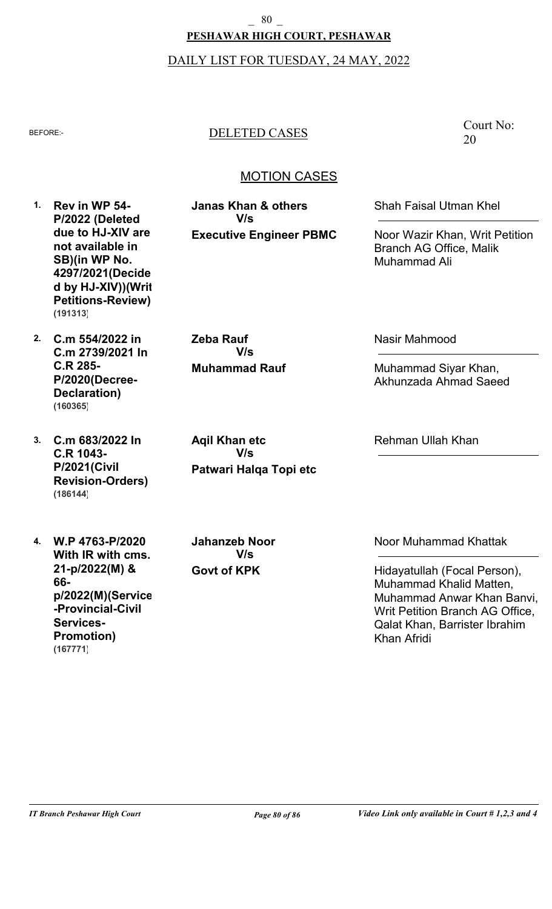**PESHAWAR HIGH COURT, PESHAWAR**

DAILY LIST FOR TUESDAY, 24 MAY, 2022

BEFORE:-

DELETED CASES

Court No: 20

## MOTION CASES

| # | Case | Parties | Advocates |
|---|---|---|---|
| 1. | **Rev in WP 54-P/2022 (Deleted due to HJ-XIV are not available in SB)(in WP No. 4297/2021(Decided by HJ-XIV))(Writ Petitions-Review)** **(191313)** | **Janas Khan & others** **V/s** **Executive Engineer PBMC** | Shah Faisal Utman Khel / Noor Wazir Khan, Writ Petition Branch AG Office, Malik Muhammad Ali |
| 2. | **C.m 554/2022 in C.m 2739/2021 In C.R 285-P/2020(Decree-Declaration)** **(160365)** | **Zeba Rauf** **V/s** **Muhammad Rauf** | Nasir Mahmood / Muhammad Siyar Khan, Akhunzada Ahmad Saeed |
| 3. | **C.m 683/2022 In C.R 1043-P/2021(Civil Revision-Orders)** **(186144)** | **Aqil Khan etc** **V/s** **Patwari Halqa Topi etc** | Rehman Ullah Khan |
| 4. | **W.P 4763-P/2020 With IR with cms. 21-p/2022(M) & 66-p/2022(M)(Service-Provincial-Civil Services-Promotion)** **(167771)** | **Jahanzeb Noor** **V/s** **Govt of KPK** | Noor Muhammad Khattak / Hidayatullah (Focal Person), Muhammad Khalid Matten, Muhammad Anwar Khan Banvi, Writ Petition Branch AG Office, Qalat Khan, Barrister Ibrahim Khan Afridi |

*IT Branch Peshawar High Court* *Video Link only available in Court # 1,2,3 and 4*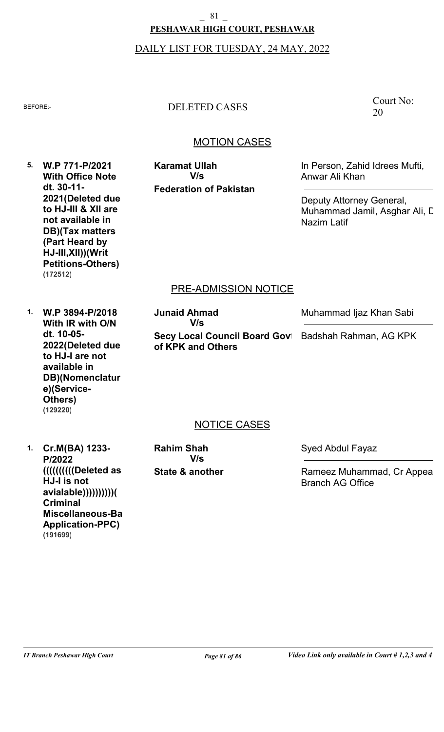**PESHAWAR HIGH COURT, PESHAWAR**

DAILY LIST FOR TUESDAY, 24 MAY, 2022

BEFORE:-

DELETED CASES

Court No: 20

## MOTION CASES

| No. | Case | Parties | Counsel |
| --- | --- | --- | --- |
| 5. | **W.P 771-P/2021 With Office Note dt. 30-11-2021(Deleted due to HJ-III & XII are not available in DB)(Tax matters (Part Heard by HJ-III,XII))(Writ Petitions-Others)** **(172512)** | **Karamat Ullah** V/s **Federation of Pakistan** | In Person, Zahid Idrees Mufti, Anwar Ali Khan / Deputy Attorney General, Muhammad Jamil, Asghar Ali, D Nazim Latif |

## PRE-ADMISSION NOTICE

| No. | Case | Parties | Counsel |
| --- | --- | --- | --- |
| 1. | **W.P 3894-P/2018 With IR with O/N dt. 10-05-2022(Deleted due to HJ-I are not available in DB)(Nomenclature)(Service-Others)** **(129220)** | **Junaid Ahmad** V/s **Secy Local Council Board Govt of KPK and Others** | Muhammad Ijaz Khan Sabi / Badshah Rahman, AG KPK |

## NOTICE CASES

| No. | Case | Parties | Counsel |
| --- | --- | --- | --- |
| 1. | **Cr.M(BA) 1233-P/2022 ((((((((((Deleted as HJ-I is not avialable))))))))))( Criminal Miscellaneous-Ba Application-PPC)** **(191699)** | **Rahim Shah** V/s **State & another** | Syed Abdul Fayaz / Rameez Muhammad, Cr Appea Branch AG Office |

*Video Link only available in Court # 1,2,3 and 4*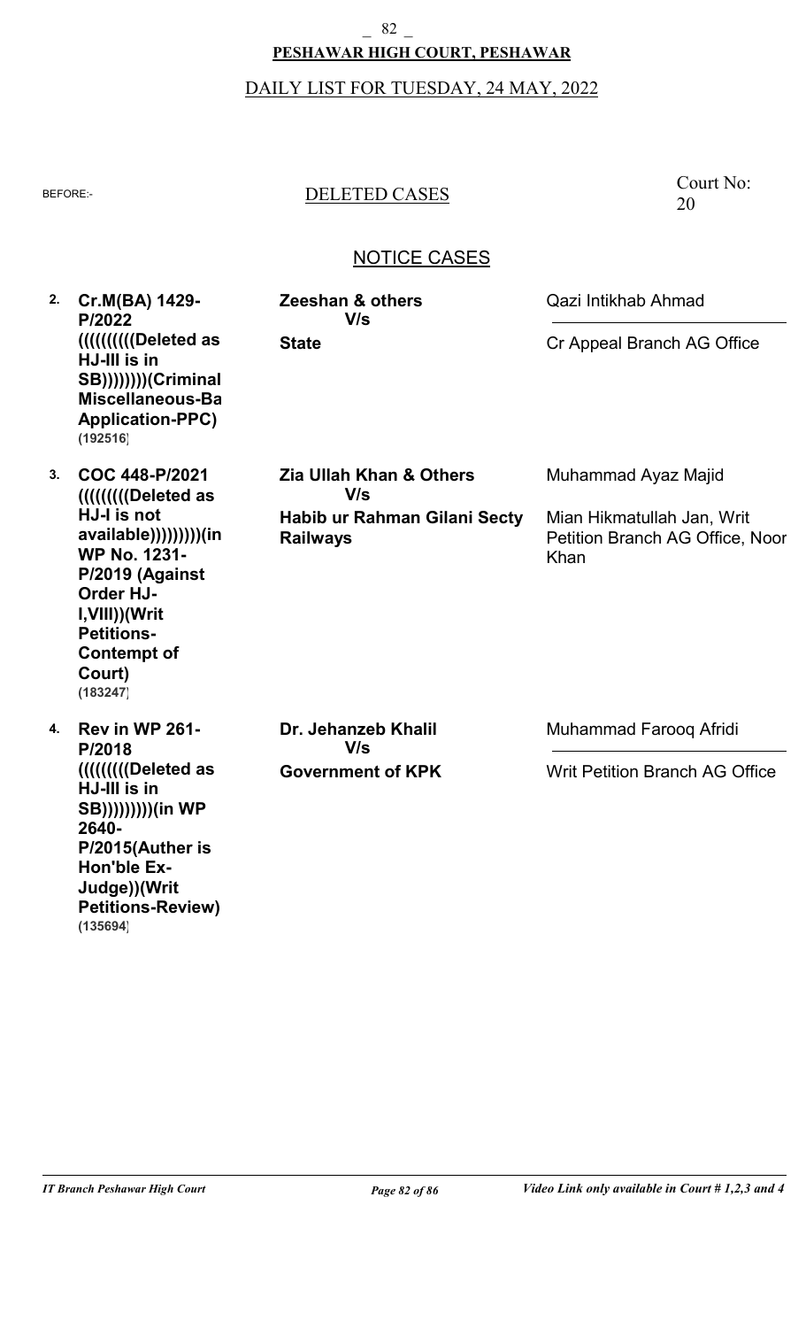**PESHAWAR HIGH COURT, PESHAWAR**

DAILY LIST FOR TUESDAY, 24 MAY, 2022

BEFORE:-

DELETED CASES

Court No: 20

## NOTICE CASES

| No. | Case | Parties | Advocates |
|---|---|---|---|
| 2. | **Cr.M(BA) 1429-P/2022 (((((((((Deleted as HJ-III is in SB))))))))(Criminal Miscellaneous-Ba Application-PPC)** (192516) | **Zeeshan & others** V/s **State** | Qazi Intikhab Ahmad / Cr Appeal Branch AG Office |
| 3. | **COC 448-P/2021 ((((((((Deleted as HJ-I is not available)))))))))(in WP No. 1231-P/2019 (Against Order HJ-I,VIII))(Writ Petitions-Contempt of Court)** (183247) | **Zia Ullah Khan & Others** V/s **Habib ur Rahman Gilani Secty Railways** | Muhammad Ayaz Majid / Mian Hikmatullah Jan, Writ Petition Branch AG Office, Noor Khan |
| 4. | **Rev in WP 261-P/2018 ((((((((Deleted as HJ-III is in SB)))))))))(in WP 2640-P/2015(Auther is Hon'ble Ex-Judge))(Writ Petitions-Review)** (135694) | **Dr. Jehanzeb Khalil** V/s **Government of KPK** | Muhammad Farooq Afridi / Writ Petition Branch AG Office |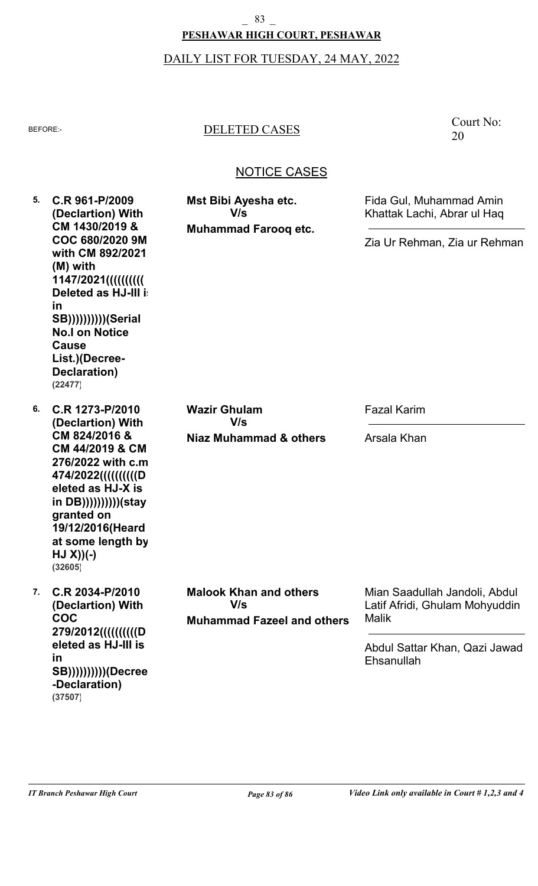**PESHAWAR HIGH COURT, PESHAWAR**

DAILY LIST FOR TUESDAY, 24 MAY, 2022

BEFORE:-

DELETED CASES

Court No: 20

NOTICE CASES

| No. | Case | Parties | Counsel |
|---|---|---|---|
| 5. | **C.R 961-P/2009 (Declartion) With CM 1430/2019 & COC 680/2020 9M with CM 892/2021 (M) with 1147/2021((((((((( Deleted as HJ-III is in SB))))))))))(Serial No.I on Notice Cause List.)(Decree-Declaration)** **(22477)** | **Mst Bibi Ayesha etc.** **V/s** **Muhammad Farooq etc.** | Fida Gul, Muhammad Amin Khattak Lachi, Abrar ul Haq / Zia Ur Rehman, Zia ur Rehman |
| 6. | **C.R 1273-P/2010 (Declartion) With CM 824/2016 & CM 44/2019 & CM 276/2022 with c.m 474/2022(((((((((Deleted as HJ-X is in DB))))))))))(stay granted on 19/12/2016(Heard at some length by HJ X))(-)** **(32605)** | **Wazir Ghulam** **V/s** **Niaz Muhammad & others** | Fazal Karim / Arsala Khan |
| 7. | **C.R 2034-P/2010 (Declartion) With COC 279/2012(((((((((Deleted as HJ-III is in SB))))))))))(Decree-Declaration)** **(37507)** | **Malook Khan and others** **V/s** **Muhammad Fazeel and others** | Mian Saadullah Jandoli, Abdul Latif Afridi, Ghulam Mohyuddin Malik / Abdul Sattar Khan, Qazi Jawad Ehsanullah |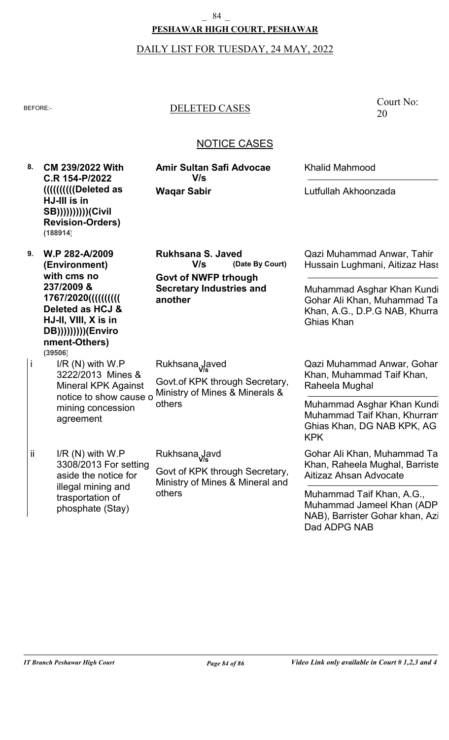**PESHAWAR HIGH COURT, PESHAWAR**

DAILY LIST FOR TUESDAY, 24 MAY, 2022

BEFORE:-

DELETED CASES

Court No: 20

NOTICE CASES

| No. | Case | Parties | Advocates |
|---|---|---|---|
| 8. | **CM 239/2022 With C.R 154-P/2022 ((((((((((Deleted as HJ-III is in SB))))))))))(Civil Revision-Orders)** **(188914)** | **Amir Sultan Safi Advocae** **V/s** **Waqar Sabir** | Khalid Mahmood / Lutfullah Akhoonzada |
| 9. | **W.P 282-A/2009 (Environment) with cms no 237/2009 & 1767/2020((((((((( Deleted as HCJ & HJ-II, VIII, X is in DB)))))))))(Environment-Others)** **(39506)** | **Rukhsana S. Javed** **V/s** **(Date By Court)** **Govt of NWFP trhough Secretary Industries and another** | Qazi Muhammad Anwar, Tahir Hussain Lughmani, Aitizaz Hass / Muhammad Asghar Khan Kundi Gohar Ali Khan, Muhammad Ta Khan, A.G., D.P.G NAB, Khurra Ghias Khan |
| i | I/R (N) with W.P 3222/2013 Mines & Mineral KPK Against notice to show cause o mining concession agreement | Rukhsana Javed V/s Govt.of KPK through Secretary, Ministry of Mines & Minerals & others | Qazi Muhammad Anwar, Gohar Khan, Muhammad Taif Khan, Raheela Mughal / Muhammad Asghar Khan Kundi Muhammad Taif Khan, Khurram Ghias Khan, DG NAB KPK, AG KPK |
| ii | I/R (N) with W.P 3308/2013 For setting aside the notice for illegal mining and trasportation of phosphate (Stay) | Rukhsana Javd V/s Govt of KPK through Secretary, Ministry of Mines & Mineral and others | Gohar Ali Khan, Muhammad Ta Khan, Raheela Mughal, Barriste Aitizaz Ahsan Advocate / Muhammad Taif Khan, A.G., Muhammad Jameel Khan (ADP NAB), Barrister Gohar khan, Azi Dad ADPG NAB |

*IT Branch Peshawar High Court* | *Video Link only available in Court # 1,2,3 and 4*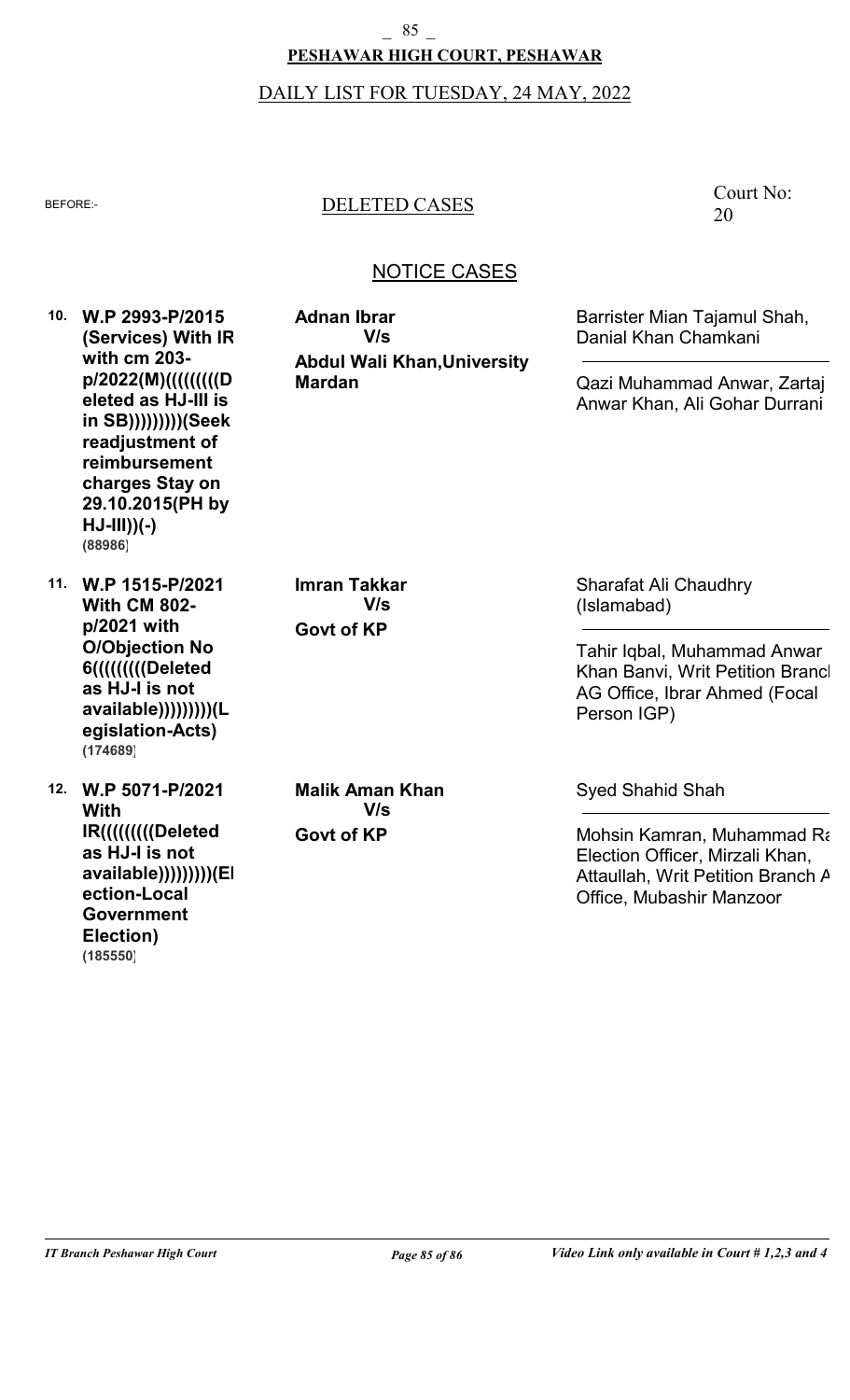**PESHAWAR HIGH COURT, PESHAWAR**

DAILY LIST FOR TUESDAY, 24 MAY, 2022

BEFORE:- DELETED CASES Court No: 20

## NOTICE CASES

| No. | Case | Parties | Counsel |
|---|---|---|---|
| 10. | **W.P 2993-P/2015 (Services) With IR with cm 203-p/2022(M)((((((((Deleted as HJ-III is in SB))))))))(Seek readjustment of reimbursement charges Stay on 29.10.2015(PH by HJ-III))(-)** **(88986)** | **Adnan Ibrar** V/s **Abdul Wali Khan,University Mardan** | Barrister Mian Tajamul Shah, Danial Khan Chamkani / Qazi Muhammad Anwar, Zartaj Anwar Khan, Ali Gohar Durrani |
| 11. | **W.P 1515-P/2021 With CM 802-p/2021 with O/Objection No 6((((((((Deleted as HJ-I is not available))))))))(Legislation-Acts)** **(174689)** | **Imran Takkar** V/s **Govt of KP** | Sharafat Ali Chaudhry (Islamabad) / Tahir Iqbal, Muhammad Anwar Khan Banvi, Writ Petition Branch AG Office, Ibrar Ahmed (Focal Person IGP) |
| 12. | **W.P 5071-P/2021 With IR((((((((Deleted as HJ-I is not available))))))))(Election-Local Government Election)** **(185550)** | **Malik Aman Khan** V/s **Govt of KP** | Syed Shahid Shah / Mohsin Kamran, Muhammad Ra Election Officer, Mirzali Khan, Attaullah, Writ Petition Branch A Office, Mubashir Manzoor |

*Video Link only available in Court # 1,2,3 and 4*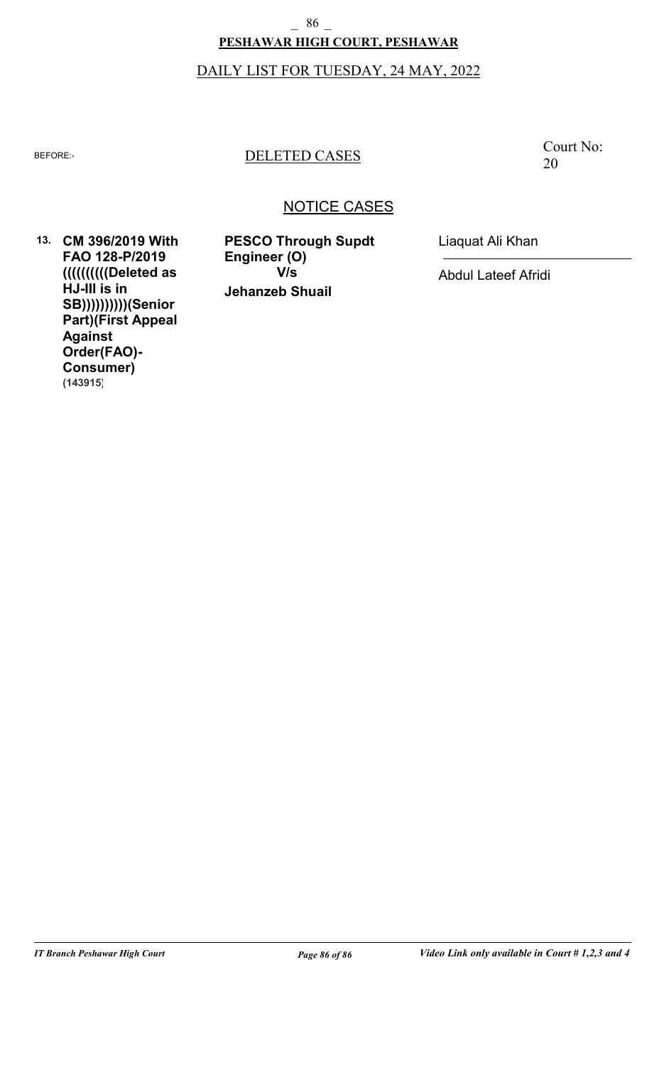**PESHAWAR HIGH COURT, PESHAWAR**

DAILY LIST FOR TUESDAY, 24 MAY, 2022

BEFORE:-

DELETED CASES

Court No: 20

NOTICE CASES

| | | |
|---|---|---|
| **13. CM 396/2019 With FAO 128-P/2019 (((((((((Deleted as HJ-III is in SB)))))))))(Senior Part)(First Appeal Against Order(FAO)-Consumer)** **(143915)** | **PESCO Through Supdt Engineer (O)** **V/s** **Jehanzeb Shuail** | Liaquat Ali Khan<br>Abdul Lateef Afridi |

*IT Branch Peshawar High Court*

*Video Link only available in Court # 1,2,3 and 4*